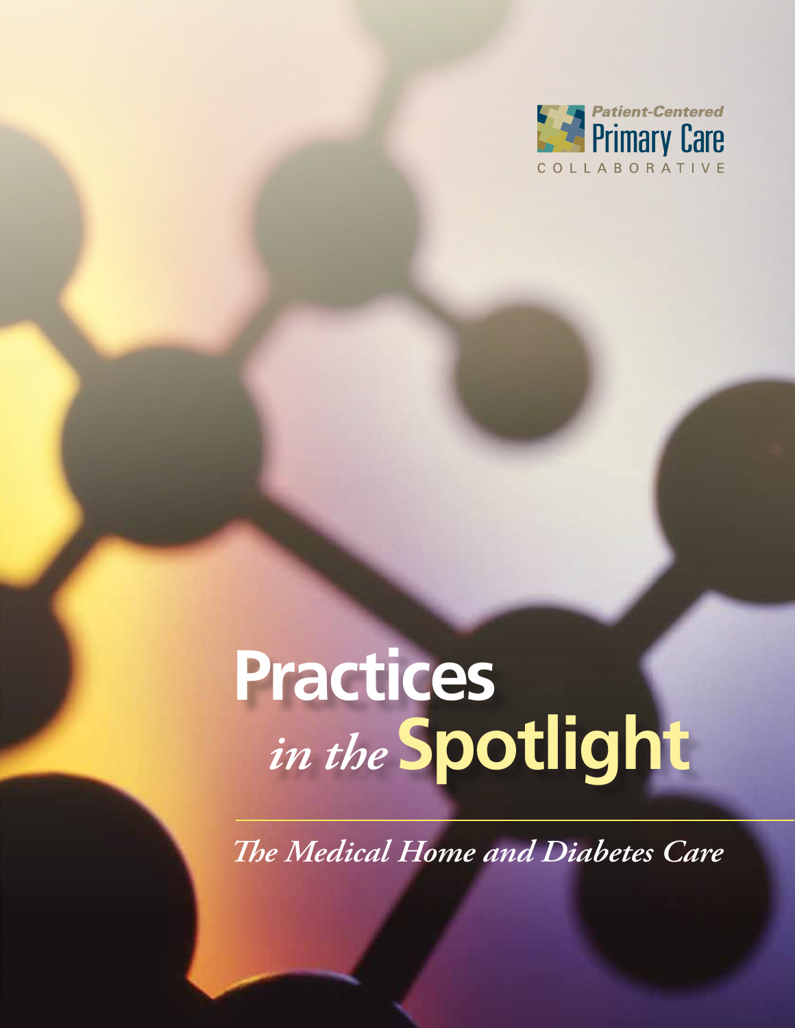Patient-Centered Primary Care COLLABORATIVE

# Practices *in the* Spotlight

*The Medical Home and Diabetes Care*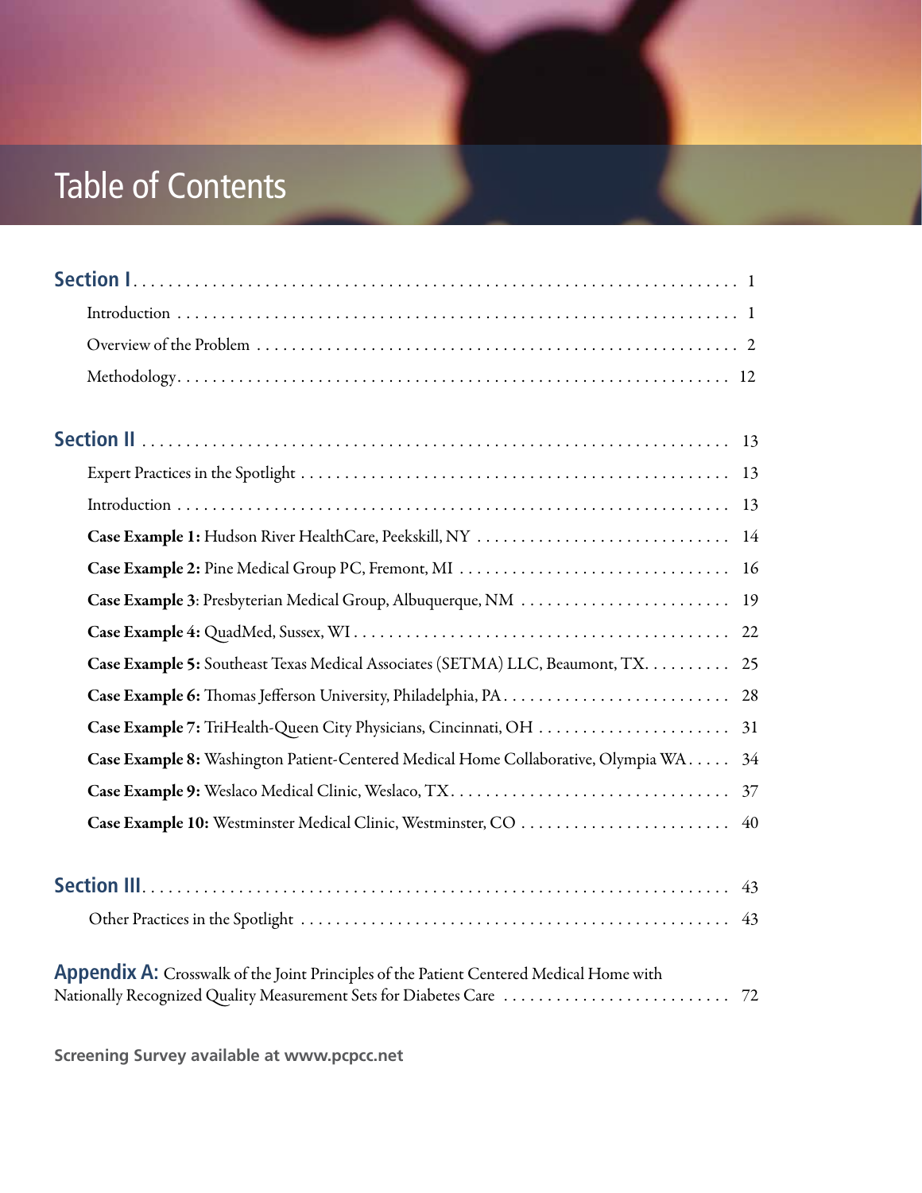# Table of Contents

**Section I** . . . . . . . . . . . . . . . . . . . . . . . . . . . . . . . . . . . . . . . . . . . . . . . . . . . . . . . . . . . . . . . . . 1

Introduction . . . . . . . . . . . . . . . . . . . . . . . . . . . . . . . . . . . . . . . . . . . . . . . . . . . . . . . . . . . . . . 1

Overview of the Problem . . . . . . . . . . . . . . . . . . . . . . . . . . . . . . . . . . . . . . . . . . . . . . . . . . . . . 2

Methodology . . . . . . . . . . . . . . . . . . . . . . . . . . . . . . . . . . . . . . . . . . . . . . . . . . . . . . . . . . . . . . 12

**Section II** . . . . . . . . . . . . . . . . . . . . . . . . . . . . . . . . . . . . . . . . . . . . . . . . . . . . . . . . . . . . . . . 13

Expert Practices in the Spotlight . . . . . . . . . . . . . . . . . . . . . . . . . . . . . . . . . . . . . . . . . . . . . . . 13

Introduction . . . . . . . . . . . . . . . . . . . . . . . . . . . . . . . . . . . . . . . . . . . . . . . . . . . . . . . . . . . . . . 13

**Case Example 1:** Hudson River HealthCare, Peekskill, NY . . . . . . . . . . . . . . . . . . . . . . . . . . . . 14

**Case Example 2:** Pine Medical Group PC, Fremont, MI . . . . . . . . . . . . . . . . . . . . . . . . . . . . . . . 16

**Case Example 3**: Presbyterian Medical Group, Albuquerque, NM . . . . . . . . . . . . . . . . . . . . . . . . 19

**Case Example 4:** QuadMed, Sussex, WI . . . . . . . . . . . . . . . . . . . . . . . . . . . . . . . . . . . . . . . . . 22

**Case Example 5:** Southeast Texas Medical Associates (SETMA) LLC, Beaumont, TX. . . . . . . . . . 25

**Case Example 6:** Thomas Jefferson University, Philadelphia, PA . . . . . . . . . . . . . . . . . . . . . . . . . 28

**Case Example 7:** TriHealth-Queen City Physicians, Cincinnati, OH . . . . . . . . . . . . . . . . . . . . . . 31

**Case Example 8:** Washington Patient-Centered Medical Home Collaborative, Olympia WA . . . . . 34

**Case Example 9:** Weslaco Medical Clinic, Weslaco, TX . . . . . . . . . . . . . . . . . . . . . . . . . . . . . . . 37

**Case Example 10:** Westminster Medical Clinic, Westminster, CO . . . . . . . . . . . . . . . . . . . . . . . . 40

**Section III** . . . . . . . . . . . . . . . . . . . . . . . . . . . . . . . . . . . . . . . . . . . . . . . . . . . . . . . . . . . . . . 43

Other Practices in the Spotlight . . . . . . . . . . . . . . . . . . . . . . . . . . . . . . . . . . . . . . . . . . . . . . . . 43

**Appendix A:** Crosswalk of the Joint Principles of the Patient Centered Medical Home with Nationally Recognized Quality Measurement Sets for Diabetes Care . . . . . . . . . . . . . . . . . . . . . . . . . . 72

**Screening Survey available at www.pcpcc.net**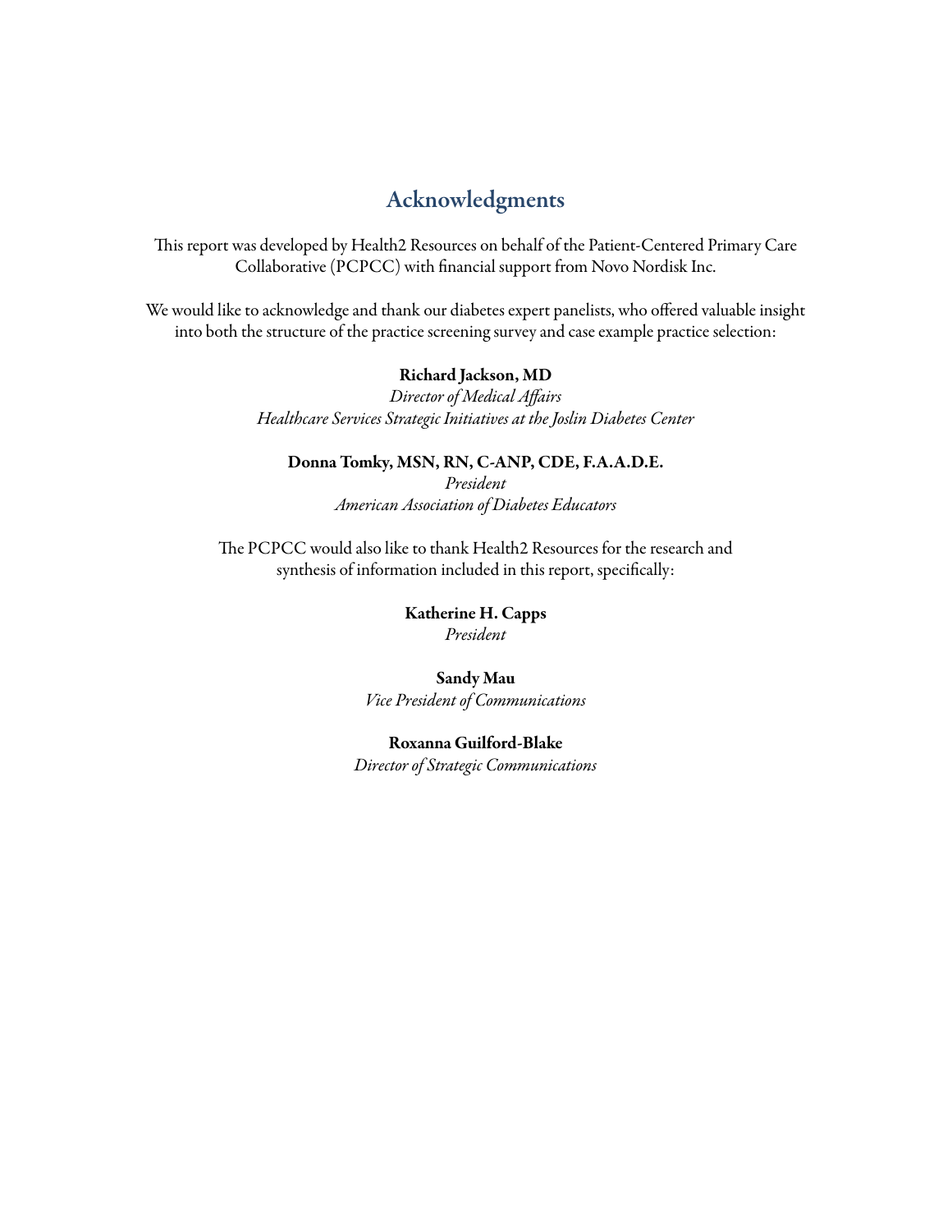# Acknowledgments

This report was developed by Health2 Resources on behalf of the Patient-Centered Primary Care Collaborative (PCPCC) with financial support from Novo Nordisk Inc.

We would like to acknowledge and thank our diabetes expert panelists, who offered valuable insight into both the structure of the practice screening survey and case example practice selection:

**Richard Jackson, MD**
*Director of Medical Affairs*
*Healthcare Services Strategic Initiatives at the Joslin Diabetes Center*

**Donna Tomky, MSN, RN, C-ANP, CDE, F.A.A.D.E.**
*President*
*American Association of Diabetes Educators*

The PCPCC would also like to thank Health2 Resources for the research and synthesis of information included in this report, specifically:

**Katherine H. Capps**
*President*

**Sandy Mau**
*Vice President of Communications*

**Roxanna Guilford-Blake**
*Director of Strategic Communications*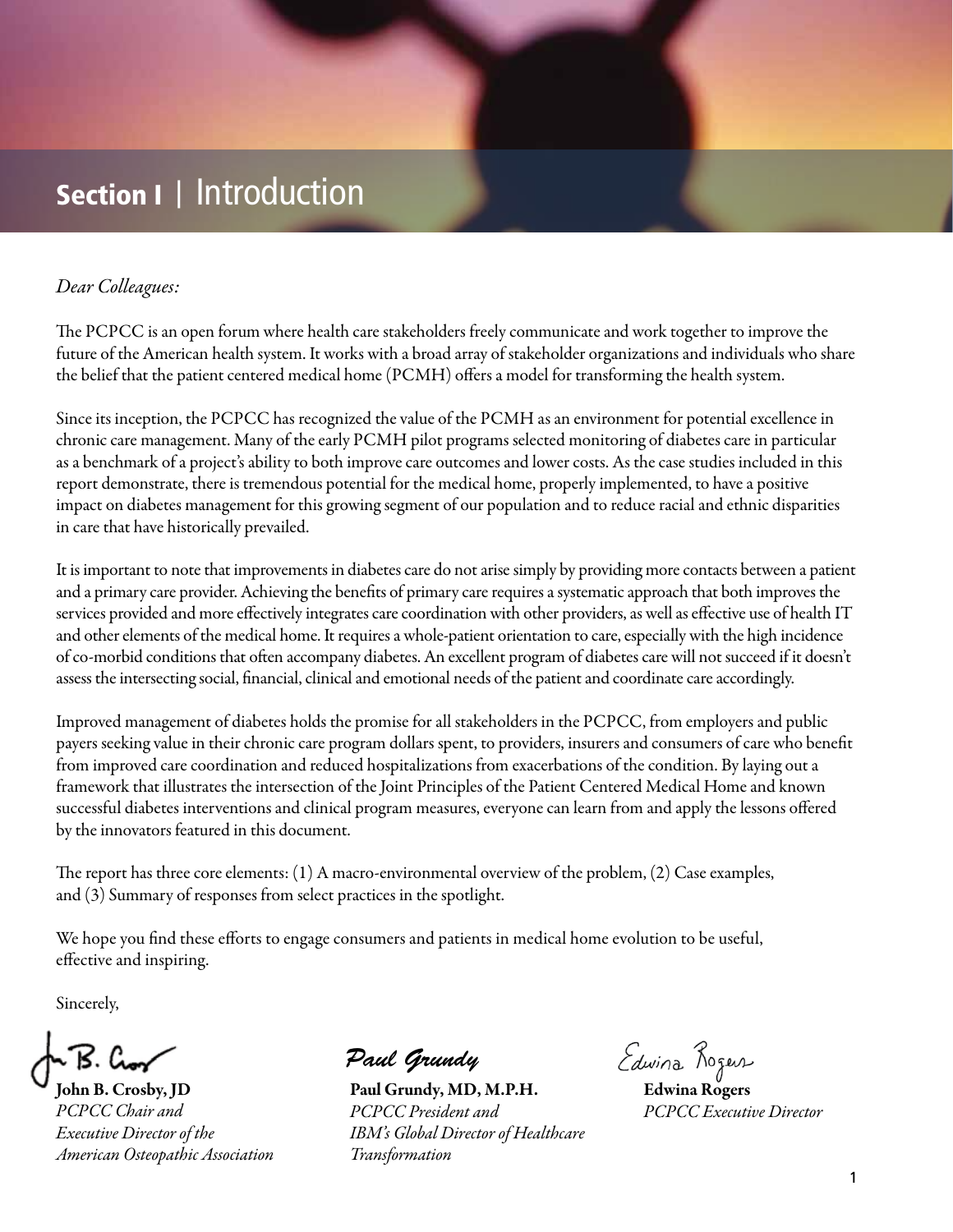# Section I | Introduction

*Dear Colleagues:*

The PCPCC is an open forum where health care stakeholders freely communicate and work together to improve the future of the American health system. It works with a broad array of stakeholder organizations and individuals who share the belief that the patient centered medical home (PCMH) offers a model for transforming the health system.

Since its inception, the PCPCC has recognized the value of the PCMH as an environment for potential excellence in chronic care management. Many of the early PCMH pilot programs selected monitoring of diabetes care in particular as a benchmark of a project's ability to both improve care outcomes and lower costs. As the case studies included in this report demonstrate, there is tremendous potential for the medical home, properly implemented, to have a positive impact on diabetes management for this growing segment of our population and to reduce racial and ethnic disparities in care that have historically prevailed.

It is important to note that improvements in diabetes care do not arise simply by providing more contacts between a patient and a primary care provider. Achieving the benefits of primary care requires a systematic approach that both improves the services provided and more effectively integrates care coordination with other providers, as well as effective use of health IT and other elements of the medical home. It requires a whole-patient orientation to care, especially with the high incidence of co-morbid conditions that often accompany diabetes. An excellent program of diabetes care will not succeed if it doesn't assess the intersecting social, financial, clinical and emotional needs of the patient and coordinate care accordingly.

Improved management of diabetes holds the promise for all stakeholders in the PCPCC, from employers and public payers seeking value in their chronic care program dollars spent, to providers, insurers and consumers of care who benefit from improved care coordination and reduced hospitalizations from exacerbations of the condition. By laying out a framework that illustrates the intersection of the Joint Principles of the Patient Centered Medical Home and known successful diabetes interventions and clinical program measures, everyone can learn from and apply the lessons offered by the innovators featured in this document.

The report has three core elements: (1) A macro-environmental overview of the problem, (2) Case examples, and (3) Summary of responses from select practices in the spotlight.

We hope you find these efforts to engage consumers and patients in medical home evolution to be useful, effective and inspiring.

Sincerely,

**John B. Crosby, JD**
*PCPCC Chair and Executive Director of the American Osteopathic Association*

**Paul Grundy, MD, M.P.H.**
*PCPCC President and IBM's Global Director of Healthcare Transformation*

**Edwina Rogers**
*PCPCC Executive Director*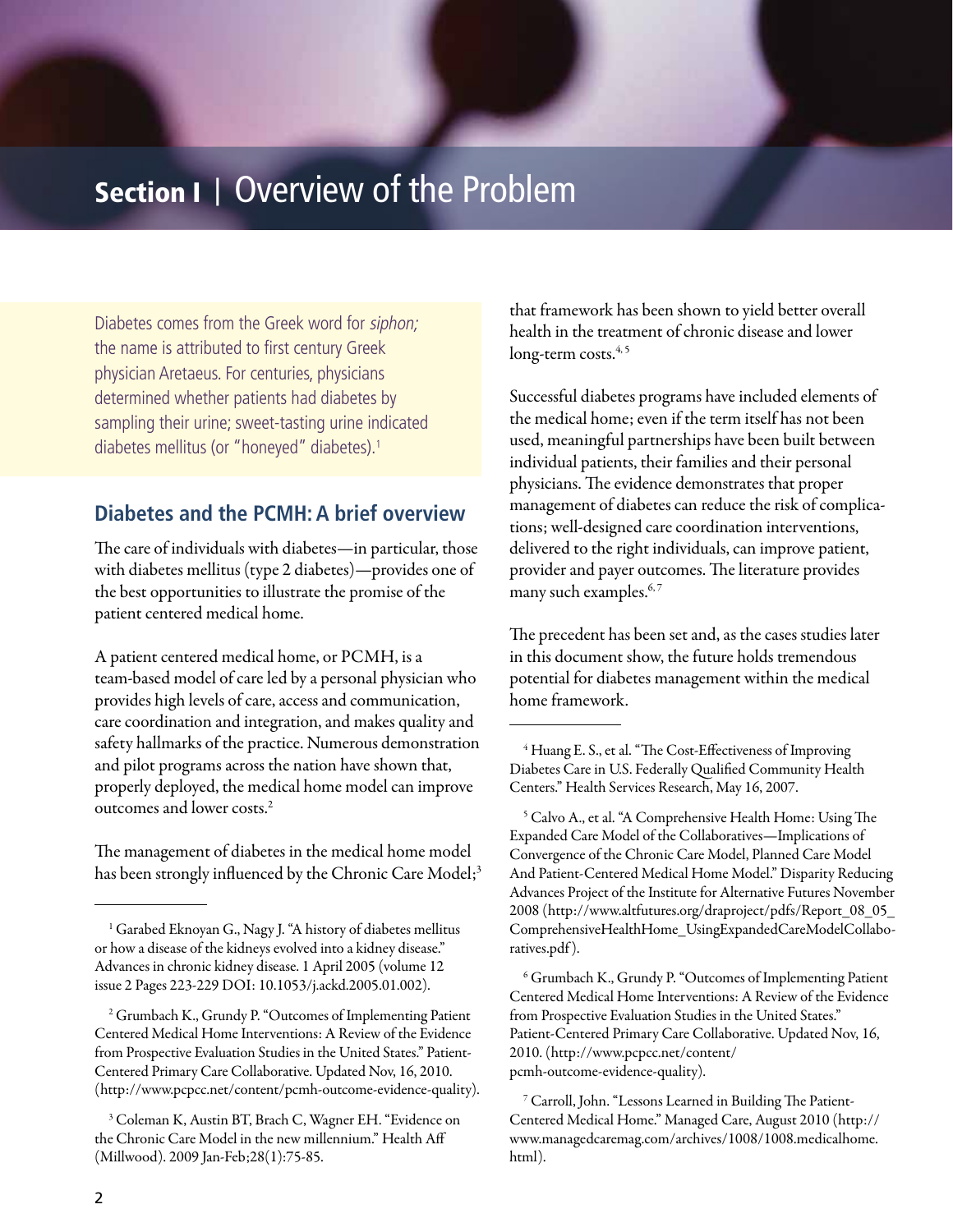# Section I | Overview of the Problem

Diabetes comes from the Greek word for *siphon;* the name is attributed to first century Greek physician Aretaeus. For centuries, physicians determined whether patients had diabetes by sampling their urine; sweet-tasting urine indicated diabetes mellitus (or "honeyed" diabetes).[1]

## Diabetes and the PCMH: A brief overview

The care of individuals with diabetes—in particular, those with diabetes mellitus (type 2 diabetes)—provides one of the best opportunities to illustrate the promise of the patient centered medical home.

A patient centered medical home, or PCMH, is a team-based model of care led by a personal physician who provides high levels of care, access and communication, care coordination and integration, and makes quality and safety hallmarks of the practice. Numerous demonstration and pilot programs across the nation have shown that, properly deployed, the medical home model can improve outcomes and lower costs.[2]

The management of diabetes in the medical home model has been strongly influenced by the Chronic Care Model;[3] that framework has been shown to yield better overall health in the treatment of chronic disease and lower long-term costs.[4,5]

Successful diabetes programs have included elements of the medical home; even if the term itself has not been used, meaningful partnerships have been built between individual patients, their families and their personal physicians. The evidence demonstrates that proper management of diabetes can reduce the risk of complications; well-designed care coordination interventions, delivered to the right individuals, can improve patient, provider and payer outcomes. The literature provides many such examples.[6,7]

The precedent has been set and, as the cases studies later in this document show, the future holds tremendous potential for diabetes management within the medical home framework.

---

[1] Garabed Eknoyan G., Nagy J. "A history of diabetes mellitus or how a disease of the kidneys evolved into a kidney disease." Advances in chronic kidney disease. 1 April 2005 (volume 12 issue 2 Pages 223-229 DOI: 10.1053/j.ackd.2005.01.002).

[2] Grumbach K., Grundy P. "Outcomes of Implementing Patient Centered Medical Home Interventions: A Review of the Evidence from Prospective Evaluation Studies in the United States." Patient-Centered Primary Care Collaborative. Updated Nov, 16, 2010. (http://www.pcpcc.net/content/pcmh-outcome-evidence-quality).

[3] Coleman K, Austin BT, Brach C, Wagner EH. "Evidence on the Chronic Care Model in the new millennium." Health Aff (Millwood). 2009 Jan-Feb;28(1):75-85.

[4] Huang E. S., et al. "The Cost-Effectiveness of Improving Diabetes Care in U.S. Federally Qualified Community Health Centers." Health Services Research, May 16, 2007.

[5] Calvo A., et al. "A Comprehensive Health Home: Using The Expanded Care Model of the Collaboratives—Implications of Convergence of the Chronic Care Model, Planned Care Model And Patient-Centered Medical Home Model." Disparity Reducing Advances Project of the Institute for Alternative Futures November 2008 (http://www.altfutures.org/draproject/pdfs/Report_08_05_ComprehensiveHealthHome_UsingExpandedCareModelCollaboratives.pdf).

[6] Grumbach K., Grundy P. "Outcomes of Implementing Patient Centered Medical Home Interventions: A Review of the Evidence from Prospective Evaluation Studies in the United States." Patient-Centered Primary Care Collaborative. Updated Nov, 16, 2010. (http://www.pcpcc.net/content/pcmh-outcome-evidence-quality).

[7] Carroll, John. "Lessons Learned in Building The Patient-Centered Medical Home." Managed Care, August 2010 (http://www.managedcaremag.com/archives/1008/1008.medicalhome.html).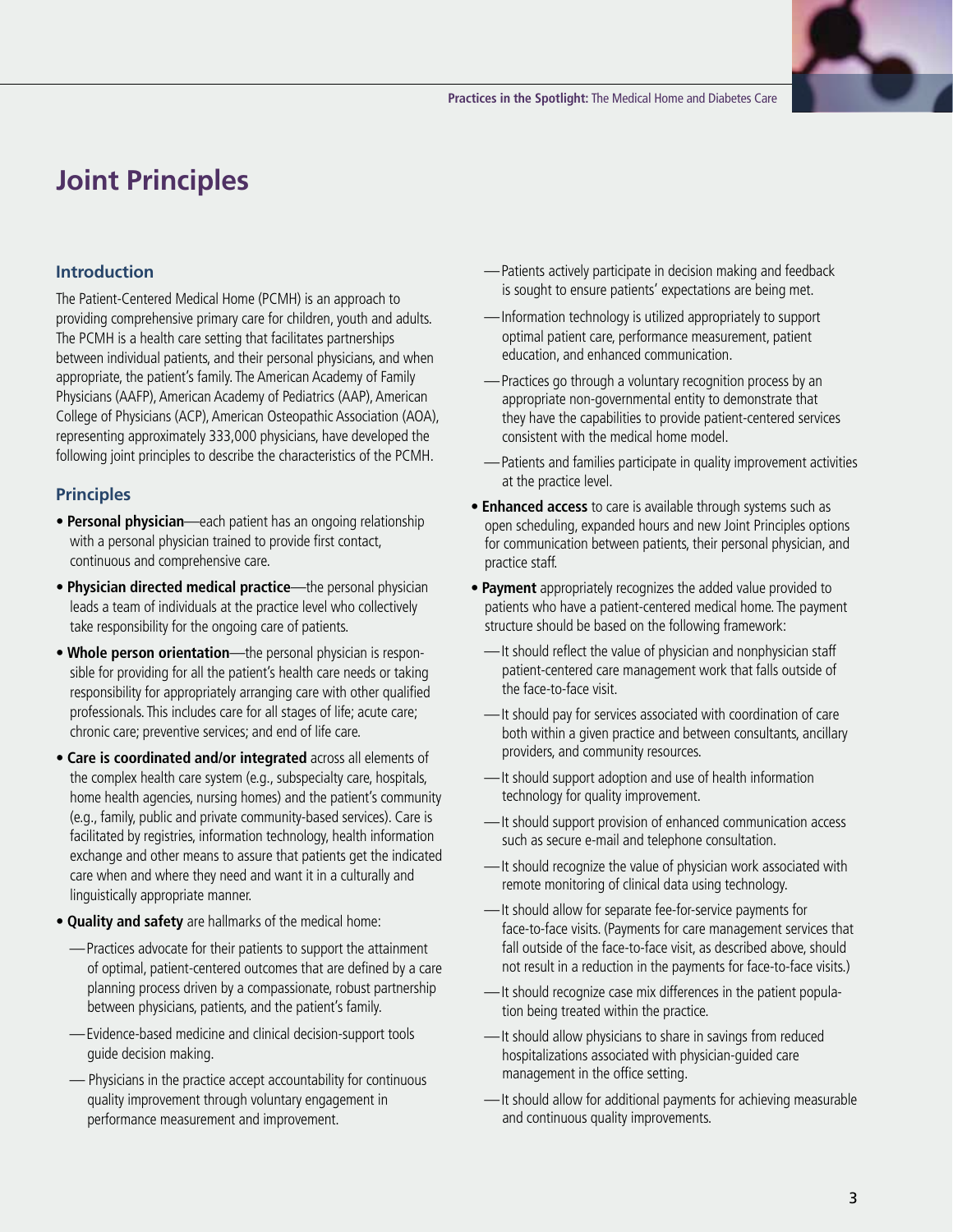# Joint Principles

## Introduction

The Patient-Centered Medical Home (PCMH) is an approach to providing comprehensive primary care for children, youth and adults. The PCMH is a health care setting that facilitates partnerships between individual patients, and their personal physicians, and when appropriate, the patient's family. The American Academy of Family Physicians (AAFP), American Academy of Pediatrics (AAP), American College of Physicians (ACP), American Osteopathic Association (AOA), representing approximately 333,000 physicians, have developed the following joint principles to describe the characteristics of the PCMH.

## Principles

- **Personal physician**—each patient has an ongoing relationship with a personal physician trained to provide first contact, continuous and comprehensive care.
- **Physician directed medical practice**—the personal physician leads a team of individuals at the practice level who collectively take responsibility for the ongoing care of patients.
- **Whole person orientation**—the personal physician is responsible for providing for all the patient's health care needs or taking responsibility for appropriately arranging care with other qualified professionals. This includes care for all stages of life; acute care; chronic care; preventive services; and end of life care.
- **Care is coordinated and/or integrated** across all elements of the complex health care system (e.g., subspecialty care, hospitals, home health agencies, nursing homes) and the patient's community (e.g., family, public and private community-based services). Care is facilitated by registries, information technology, health information exchange and other means to assure that patients get the indicated care when and where they need and want it in a culturally and linguistically appropriate manner.
- **Quality and safety** are hallmarks of the medical home:
  - —Practices advocate for their patients to support the attainment of optimal, patient-centered outcomes that are defined by a care planning process driven by a compassionate, robust partnership between physicians, patients, and the patient's family.
  - —Evidence-based medicine and clinical decision-support tools guide decision making.
  - —Physicians in the practice accept accountability for continuous quality improvement through voluntary engagement in performance measurement and improvement.
  - —Patients actively participate in decision making and feedback is sought to ensure patients' expectations are being met.
  - —Information technology is utilized appropriately to support optimal patient care, performance measurement, patient education, and enhanced communication.
  - —Practices go through a voluntary recognition process by an appropriate non-governmental entity to demonstrate that they have the capabilities to provide patient-centered services consistent with the medical home model.
  - —Patients and families participate in quality improvement activities at the practice level.
- **Enhanced access** to care is available through systems such as open scheduling, expanded hours and new Joint Principles options for communication between patients, their personal physician, and practice staff.
- **Payment** appropriately recognizes the added value provided to patients who have a patient-centered medical home. The payment structure should be based on the following framework:
  - —It should reflect the value of physician and nonphysician staff patient-centered care management work that falls outside of the face-to-face visit.
  - —It should pay for services associated with coordination of care both within a given practice and between consultants, ancillary providers, and community resources.
  - —It should support adoption and use of health information technology for quality improvement.
  - —It should support provision of enhanced communication access such as secure e-mail and telephone consultation.
  - —It should recognize the value of physician work associated with remote monitoring of clinical data using technology.
  - —It should allow for separate fee-for-service payments for face-to-face visits. (Payments for care management services that fall outside of the face-to-face visit, as described above, should not result in a reduction in the payments for face-to-face visits.)
  - —It should recognize case mix differences in the patient population being treated within the practice.
  - —It should allow physicians to share in savings from reduced hospitalizations associated with physician-guided care management in the office setting.
  - —It should allow for additional payments for achieving measurable and continuous quality improvements.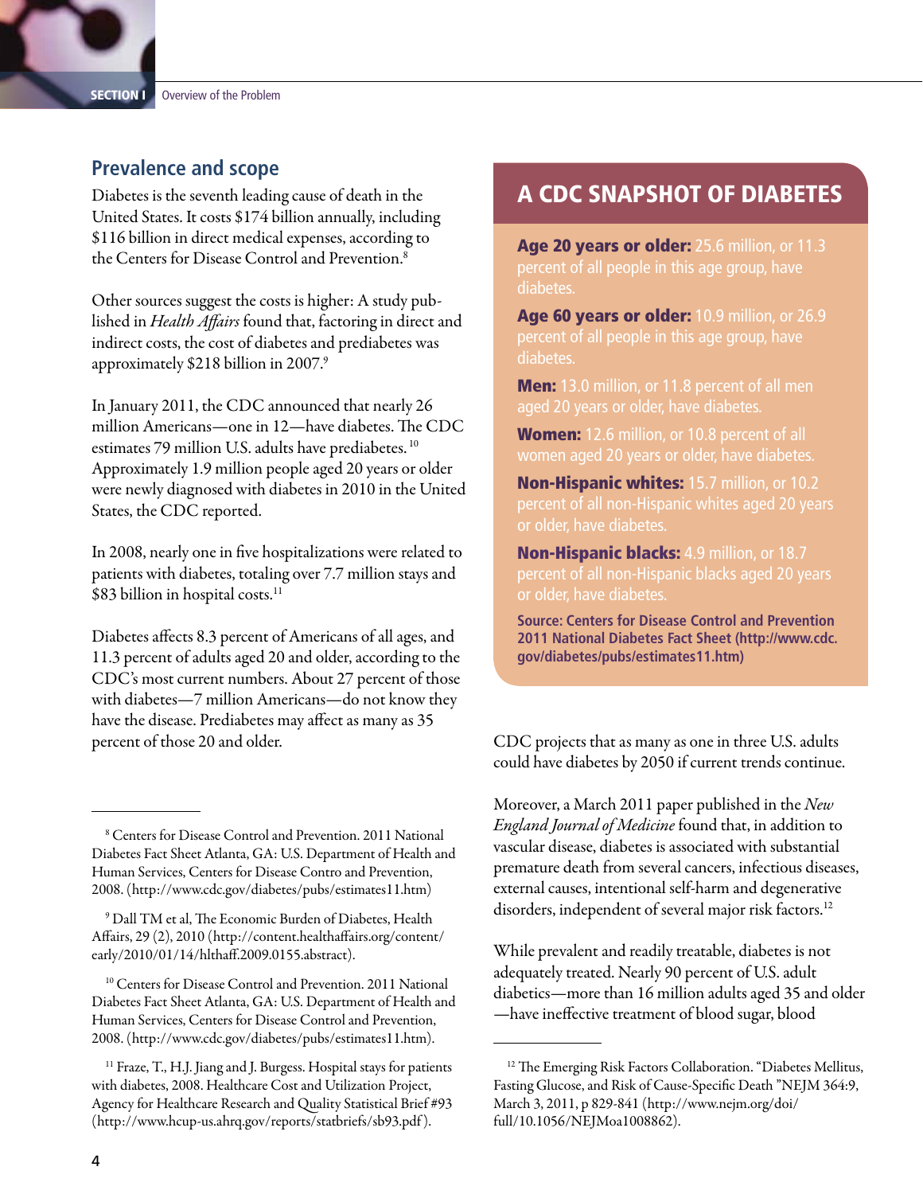## Prevalence and scope

Diabetes is the seventh leading cause of death in the United States. It costs $174 billion annually, including $116 billion in direct medical expenses, according to the Centers for Disease Control and Prevention.[8]

Other sources suggest the costs is higher: A study published in *Health Affairs* found that, factoring in direct and indirect costs, the cost of diabetes and prediabetes was approximately $218 billion in 2007.[9]

In January 2011, the CDC announced that nearly 26 million Americans—one in 12—have diabetes. The CDC estimates 79 million U.S. adults have prediabetes.[10] Approximately 1.9 million people aged 20 years or older were newly diagnosed with diabetes in 2010 in the United States, the CDC reported.

In 2008, nearly one in five hospitalizations were related to patients with diabetes, totaling over 7.7 million stays and $83 billion in hospital costs.[11]

Diabetes affects 8.3 percent of Americans of all ages, and 11.3 percent of adults aged 20 and older, according to the CDC's most current numbers. About 27 percent of those with diabetes—7 million Americans—do not know they have the disease. Prediabetes may affect as many as 35 percent of those 20 and older.

### A CDC SNAPSHOT OF DIABETES

**Age 20 years or older:** 25.6 million, or 11.3 percent of all people in this age group, have diabetes.

**Age 60 years or older:** 10.9 million, or 26.9 percent of all people in this age group, have diabetes.

**Men:** 13.0 million, or 11.8 percent of all men aged 20 years or older, have diabetes.

**Women:** 12.6 million, or 10.8 percent of all women aged 20 years or older, have diabetes.

**Non-Hispanic whites:** 15.7 million, or 10.2 percent of all non-Hispanic whites aged 20 years or older, have diabetes.

**Non-Hispanic blacks:** 4.9 million, or 18.7 percent of all non-Hispanic blacks aged 20 years or older, have diabetes.

**Source: Centers for Disease Control and Prevention 2011 National Diabetes Fact Sheet (http://www.cdc.gov/diabetes/pubs/estimates11.htm)**

CDC projects that as many as one in three U.S. adults could have diabetes by 2050 if current trends continue.

Moreover, a March 2011 paper published in the *New England Journal of Medicine* found that, in addition to vascular disease, diabetes is associated with substantial premature death from several cancers, infectious diseases, external causes, intentional self-harm and degenerative disorders, independent of several major risk factors.[12]

While prevalent and readily treatable, diabetes is not adequately treated. Nearly 90 percent of U.S. adult diabetics—more than 16 million adults aged 35 and older —have ineffective treatment of blood sugar, blood

---

[8] Centers for Disease Control and Prevention. 2011 National Diabetes Fact Sheet Atlanta, GA: U.S. Department of Health and Human Services, Centers for Disease Contro and Prevention, 2008. (http://www.cdc.gov/diabetes/pubs/estimates11.htm)

[9] Dall TM et al, The Economic Burden of Diabetes, Health Affairs, 29 (2), 2010 (http://content.healthaffairs.org/content/early/2010/01/14/hlthaff.2009.0155.abstract).

[10] Centers for Disease Control and Prevention. 2011 National Diabetes Fact Sheet Atlanta, GA: U.S. Department of Health and Human Services, Centers for Disease Control and Prevention, 2008. (http://www.cdc.gov/diabetes/pubs/estimates11.htm).

[11] Fraze, T., H.J. Jiang and J. Burgess. Hospital stays for patients with diabetes, 2008. Healthcare Cost and Utilization Project, Agency for Healthcare Research and Quality Statistical Brief #93 (http://www.hcup-us.ahrq.gov/reports/statbriefs/sb93.pdf).

[12] The Emerging Risk Factors Collaboration. "Diabetes Mellitus, Fasting Glucose, and Risk of Cause-Specific Death "NEJM 364:9, March 3, 2011, p 829-841 (http://www.nejm.org/doi/full/10.1056/NEJMoa1008862).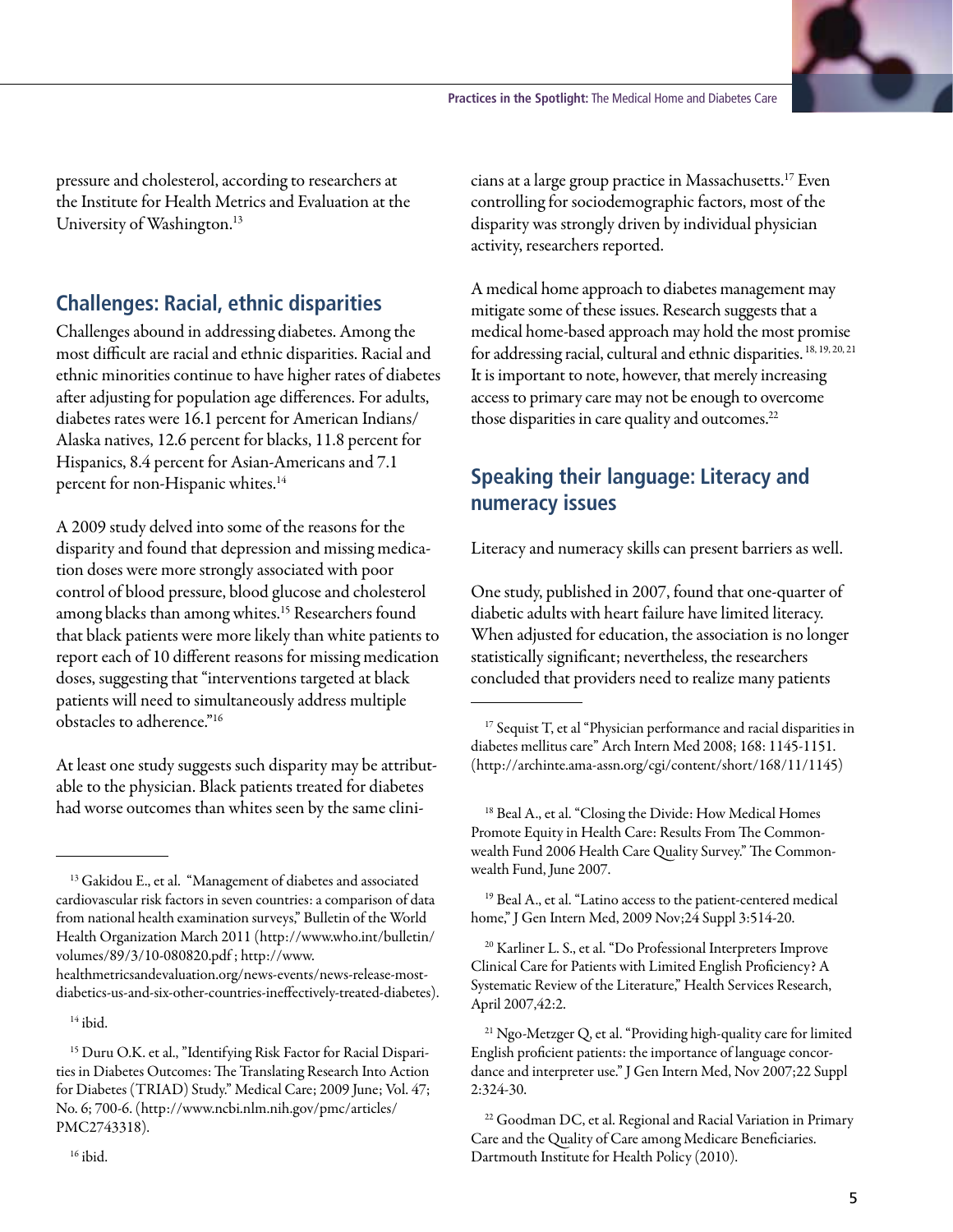pressure and cholesterol, according to researchers at the Institute for Health Metrics and Evaluation at the University of Washington.[13]

## Challenges: Racial, ethnic disparities

Challenges abound in addressing diabetes. Among the most difficult are racial and ethnic disparities. Racial and ethnic minorities continue to have higher rates of diabetes after adjusting for population age differences. For adults, diabetes rates were 16.1 percent for American Indians/Alaska natives, 12.6 percent for blacks, 11.8 percent for Hispanics, 8.4 percent for Asian-Americans and 7.1 percent for non-Hispanic whites.[14]

A 2009 study delved into some of the reasons for the disparity and found that depression and missing medication doses were more strongly associated with poor control of blood pressure, blood glucose and cholesterol among blacks than among whites.[15] Researchers found that black patients were more likely than white patients to report each of 10 different reasons for missing medication doses, suggesting that "interventions targeted at black patients will need to simultaneously address multiple obstacles to adherence."[16]

At least one study suggests such disparity may be attributable to the physician. Black patients treated for diabetes had worse outcomes than whites seen by the same clinicians at a large group practice in Massachusetts.[17] Even controlling for sociodemographic factors, most of the disparity was strongly driven by individual physician activity, researchers reported.

A medical home approach to diabetes management may mitigate some of these issues. Research suggests that a medical home-based approach may hold the most promise for addressing racial, cultural and ethnic disparities.[18, 19, 20, 21] It is important to note, however, that merely increasing access to primary care may not be enough to overcome those disparities in care quality and outcomes.[22]

## Speaking their language: Literacy and numeracy issues

Literacy and numeracy skills can present barriers as well.

One study, published in 2007, found that one-quarter of diabetic adults with heart failure have limited literacy. When adjusted for education, the association is no longer statistically significant; nevertheless, the researchers concluded that providers need to realize many patients

---

[13] Gakidou E., et al. "Management of diabetes and associated cardiovascular risk factors in seven countries: a comparison of data from national health examination surveys," Bulletin of the World Health Organization March 2011 (http://www.who.int/bulletin/volumes/89/3/10-080820.pdf ; http://www.healthmetricsandevaluation.org/news-events/news-release-most-diabetics-us-and-six-other-countries-ineffectively-treated-diabetes).

[14] ibid.

[15] Duru O.K. et al., "Identifying Risk Factor for Racial Disparities in Diabetes Outcomes: The Translating Research Into Action for Diabetes (TRIAD) Study." Medical Care; 2009 June; Vol. 47; No. 6; 700-6. (http://www.ncbi.nlm.nih.gov/pmc/articles/PMC2743318).

[16] ibid.

[17] Sequist T, et al "Physician performance and racial disparities in diabetes mellitus care" Arch Intern Med 2008; 168: 1145-1151. (http://archinte.ama-assn.org/cgi/content/short/168/11/1145)

[18] Beal A., et al. "Closing the Divide: How Medical Homes Promote Equity in Health Care: Results From The Commonwealth Fund 2006 Health Care Quality Survey." The Commonwealth Fund, June 2007.

[19] Beal A., et al. "Latino access to the patient-centered medical home," J Gen Intern Med, 2009 Nov;24 Suppl 3:514-20.

[20] Karliner L. S., et al. "Do Professional Interpreters Improve Clinical Care for Patients with Limited English Proficiency? A Systematic Review of the Literature," Health Services Research, April 2007,42:2.

[21] Ngo-Metzger Q, et al. "Providing high-quality care for limited English proficient patients: the importance of language concordance and interpreter use." J Gen Intern Med, Nov 2007;22 Suppl 2:324-30.

[22] Goodman DC, et al. Regional and Racial Variation in Primary Care and the Quality of Care among Medicare Beneficiaries. Dartmouth Institute for Health Policy (2010).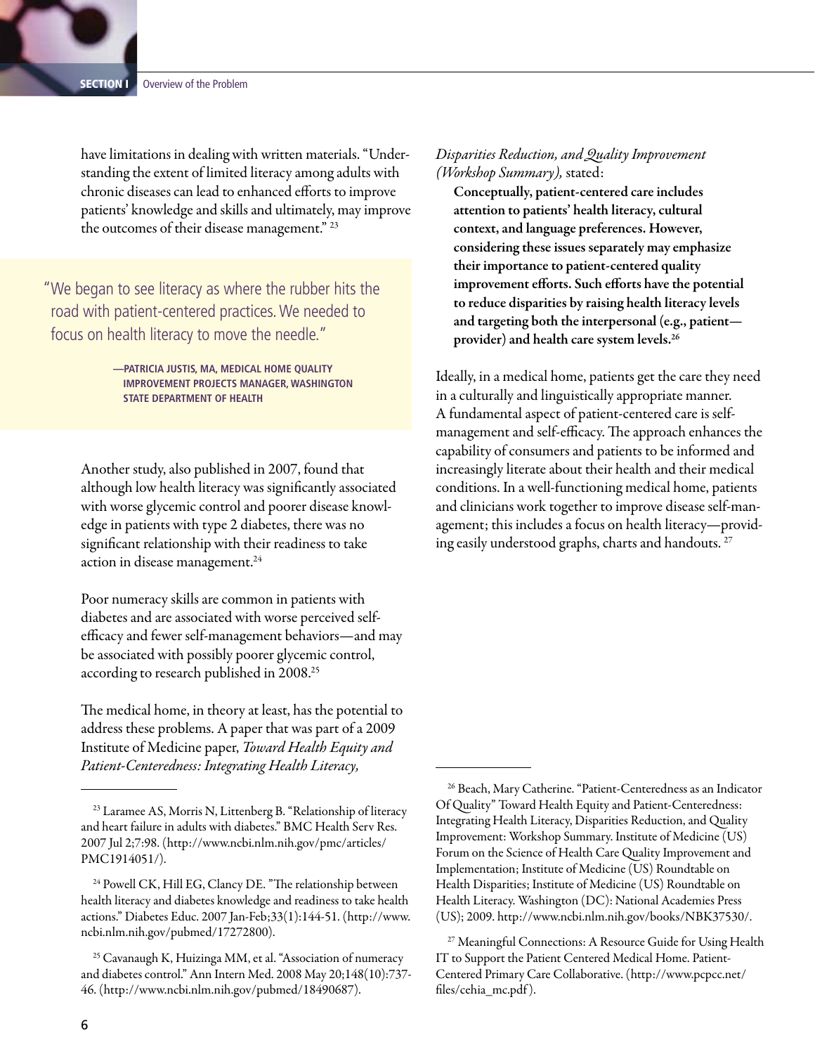have limitations in dealing with written materials. "Understanding the extent of limited literacy among adults with chronic diseases can lead to enhanced efforts to improve patients' knowledge and skills and ultimately, may improve the outcomes of their disease management." [23]

> "We began to see literacy as where the rubber hits the road with patient-centered practices. We needed to focus on health literacy to move the needle."
>
> —**PATRICIA JUSTIS, MA, MEDICAL HOME QUALITY IMPROVEMENT PROJECTS MANAGER, WASHINGTON STATE DEPARTMENT OF HEALTH**

Another study, also published in 2007, found that although low health literacy was significantly associated with worse glycemic control and poorer disease knowledge in patients with type 2 diabetes, there was no significant relationship with their readiness to take action in disease management.[24]

Poor numeracy skills are common in patients with diabetes and are associated with worse perceived self-efficacy and fewer self-management behaviors—and may be associated with possibly poorer glycemic control, according to research published in 2008.[25]

The medical home, in theory at least, has the potential to address these problems. A paper that was part of a 2009 Institute of Medicine paper, *Toward Health Equity and Patient-Centeredness: Integrating Health Literacy, Disparities Reduction, and Quality Improvement (Workshop Summary),* stated:

> **Conceptually, patient-centered care includes attention to patients' health literacy, cultural context, and language preferences. However, considering these issues separately may emphasize their importance to patient-centered quality improvement efforts. Such efforts have the potential to reduce disparities by raising health literacy levels and targeting both the interpersonal (e.g., patient—provider) and health care system levels.**[26]

Ideally, in a medical home, patients get the care they need in a culturally and linguistically appropriate manner. A fundamental aspect of patient-centered care is self-management and self-efficacy. The approach enhances the capability of consumers and patients to be informed and increasingly literate about their health and their medical conditions. In a well-functioning medical home, patients and clinicians work together to improve disease self-management; this includes a focus on health literacy—providing easily understood graphs, charts and handouts. [27]

---

[23] Laramee AS, Morris N, Littenberg B. "Relationship of literacy and heart failure in adults with diabetes." BMC Health Serv Res. 2007 Jul 2;7:98. (http://www.ncbi.nlm.nih.gov/pmc/articles/PMC1914051/).

[24] Powell CK, Hill EG, Clancy DE. "The relationship between health literacy and diabetes knowledge and readiness to take health actions." Diabetes Educ. 2007 Jan-Feb;33(1):144-51. (http://www.ncbi.nlm.nih.gov/pubmed/17272800).

[25] Cavanaugh K, Huizinga MM, et al. "Association of numeracy and diabetes control." Ann Intern Med. 2008 May 20;148(10):737-46. (http://www.ncbi.nlm.nih.gov/pubmed/18490687).

[26] Beach, Mary Catherine. "Patient-Centeredness as an Indicator Of Quality" Toward Health Equity and Patient-Centeredness: Integrating Health Literacy, Disparities Reduction, and Quality Improvement: Workshop Summary. Institute of Medicine (US) Forum on the Science of Health Care Quality Improvement and Implementation; Institute of Medicine (US) Roundtable on Health Disparities; Institute of Medicine (US) Roundtable on Health Literacy. Washington (DC): National Academies Press (US); 2009. http://www.ncbi.nlm.nih.gov/books/NBK37530/.

[27] Meaningful Connections: A Resource Guide for Using Health IT to Support the Patient Centered Medical Home. Patient-Centered Primary Care Collaborative. (http://www.pcpcc.net/files/cehia_mc.pdf).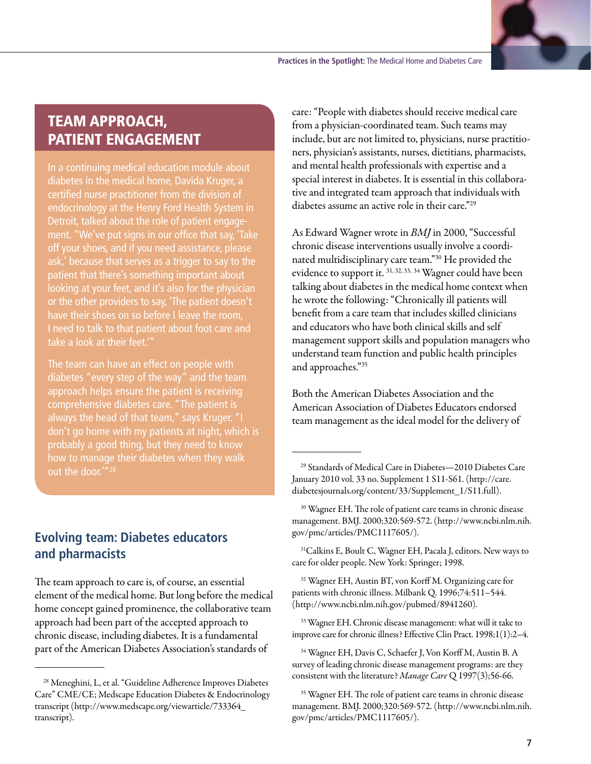## TEAM APPROACH, PATIENT ENGAGEMENT

In a continuing medical education module about diabetes in the medical home, Davida Kruger, a certified nurse practitioner from the division of endocrinology at the Henry Ford Health System in Detroit, talked about the role of patient engagement. "We've put signs in our office that say, 'Take off your shoes, and if you need assistance, please ask,' because that serves as a trigger to say to the patient that there's something important about looking at your feet, and it's also for the physician or the other providers to say, 'The patient doesn't have their shoes on so before I leave the room, I need to talk to that patient about foot care and take a look at their feet.'"

The team can have an effect on people with diabetes "every step of the way" and the team approach helps ensure the patient is receiving comprehensive diabetes care. "The patient is always the head of that team," says Kruger. "I don't go home with my patients at night, which is probably a good thing, but they need to know how to manage their diabetes when they walk out the door.'"[28]

## Evolving team: Diabetes educators and pharmacists

The team approach to care is, of course, an essential element of the medical home. But long before the medical home concept gained prominence, the collaborative team approach had been part of the accepted approach to chronic disease, including diabetes. It is a fundamental part of the American Diabetes Association's standards of care: "People with diabetes should receive medical care from a physician-coordinated team. Such teams may include, but are not limited to, physicians, nurse practitioners, physician's assistants, nurses, dietitians, pharmacists, and mental health professionals with expertise and a special interest in diabetes. It is essential in this collaborative and integrated team approach that individuals with diabetes assume an active role in their care."[29]

As Edward Wagner wrote in *BMJ* in 2000, "Successful chronic disease interventions usually involve a coordinated multidisciplinary care team."[30] He provided the evidence to support it.[31, 32, 33, 34] Wagner could have been talking about diabetes in the medical home context when he wrote the following: "Chronically ill patients will benefit from a care team that includes skilled clinicians and educators who have both clinical skills and self management support skills and population managers who understand team function and public health principles and approaches."[35]

Both the American Diabetes Association and the American Association of Diabetes Educators endorsed team management as the ideal model for the delivery of

---

[28] Meneghini, L, et al. "Guideline Adherence Improves Diabetes Care" CME/CE; Medscape Education Diabetes & Endocrinology transcript (http://www.medscape.org/viewarticle/733364_transcript).

[29] Standards of Medical Care in Diabetes—2010 Diabetes Care January 2010 vol. 33 no. Supplement 1 S11-S61. (http://care.diabetesjournals.org/content/33/Supplement_1/S11.full).

[30] Wagner EH. The role of patient care teams in chronic disease management. BMJ. 2000;320:569-572. (http://www.ncbi.nlm.nih.gov/pmc/articles/PMC1117605/).

[31] Calkins E, Boult C, Wagner EH, Pacala J, editors. New ways to care for older people. New York: Springer; 1998.

[32] Wagner EH, Austin BT, von Korff M. Organizing care for patients with chronic illness. Milbank Q. 1996;74:511–544. (http://www.ncbi.nlm.nih.gov/pubmed/8941260).

[33] Wagner EH. Chronic disease management: what will it take to improve care for chronic illness? Effective Clin Pract. 1998;1(1):2–4.

[34] Wagner EH, Davis C, Schaefer J, Von Korff M, Austin B. A survey of leading chronic disease management programs: are they consistent with the literature? *Manage Care* Q 1997(3);56-66.

[35] Wagner EH. The role of patient care teams in chronic disease management. BMJ. 2000;320:569-572. (http://www.ncbi.nlm.nih.gov/pmc/articles/PMC1117605/).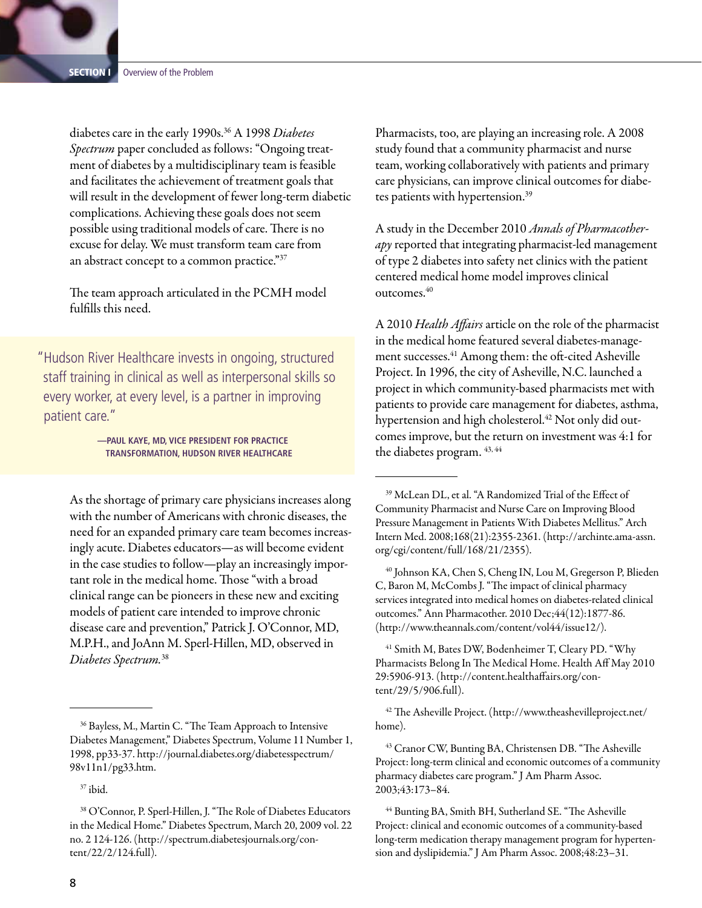diabetes care in the early 1990s.[36] A 1998 *Diabetes Spectrum* paper concluded as follows: "Ongoing treatment of diabetes by a multidisciplinary team is feasible and facilitates the achievement of treatment goals that will result in the development of fewer long-term diabetic complications. Achieving these goals does not seem possible using traditional models of care. There is no excuse for delay. We must transform team care from an abstract concept to a common practice."[37]

The team approach articulated in the PCMH model fulfills this need.

> "Hudson River Healthcare invests in ongoing, structured staff training in clinical as well as interpersonal skills so every worker, at every level, is a partner in improving patient care."
>
> **—PAUL KAYE, MD, VICE PRESIDENT FOR PRACTICE TRANSFORMATION, HUDSON RIVER HEALTHCARE**

As the shortage of primary care physicians increases along with the number of Americans with chronic diseases, the need for an expanded primary care team becomes increasingly acute. Diabetes educators—as will become evident in the case studies to follow—play an increasingly important role in the medical home. Those "with a broad clinical range can be pioneers in these new and exciting models of patient care intended to improve chronic disease care and prevention," Patrick J. O'Connor, MD, M.P.H., and JoAnn M. Sperl-Hillen, MD, observed in *Diabetes Spectrum.*[38]

Pharmacists, too, are playing an increasing role. A 2008 study found that a community pharmacist and nurse team, working collaboratively with patients and primary care physicians, can improve clinical outcomes for diabetes patients with hypertension.[39]

A study in the December 2010 *Annals of Pharmacotherapy* reported that integrating pharmacist-led management of type 2 diabetes into safety net clinics with the patient centered medical home model improves clinical outcomes.[40]

A 2010 *Health Affairs* article on the role of the pharmacist in the medical home featured several diabetes-management successes.[41] Among them: the oft-cited Asheville Project. In 1996, the city of Asheville, N.C. launched a project in which community-based pharmacists met with patients to provide care management for diabetes, asthma, hypertension and high cholesterol.[42] Not only did outcomes improve, but the return on investment was 4:1 for the diabetes program.[43,44]

---

[36] Bayless, M., Martin C. "The Team Approach to Intensive Diabetes Management," Diabetes Spectrum, Volume 11 Number 1, 1998, pp33-37. http://journal.diabetes.org/diabetesspectrum/98v11n1/pg33.htm.

[37] ibid.

[38] O'Connor, P. Sperl-Hillen, J. "The Role of Diabetes Educators in the Medical Home." Diabetes Spectrum, March 20, 2009 vol. 22 no. 2 124-126. (http://spectrum.diabetesjournals.org/content/22/2/124.full).

[39] McLean DL, et al. "A Randomized Trial of the Effect of Community Pharmacist and Nurse Care on Improving Blood Pressure Management in Patients With Diabetes Mellitus." Arch Intern Med. 2008;168(21):2355-2361. (http://archinte.ama-assn.org/cgi/content/full/168/21/2355).

[40] Johnson KA, Chen S, Cheng IN, Lou M, Gregerson P, Blieden C, Baron M, McCombs J. "The impact of clinical pharmacy services integrated into medical homes on diabetes-related clinical outcomes." Ann Pharmacother. 2010 Dec;44(12):1877-86. (http://www.theannals.com/content/vol44/issue12/).

[41] Smith M, Bates DW, Bodenheimer T, Cleary PD. "Why Pharmacists Belong In The Medical Home. Health Aff May 2010 29:5906-913. (http://content.healthaffairs.org/content/29/5/906.full).

[42] The Asheville Project. (http://www.theashevilleproject.net/home).

[43] Cranor CW, Bunting BA, Christensen DB. "The Asheville Project: long-term clinical and economic outcomes of a community pharmacy diabetes care program." J Am Pharm Assoc. 2003;43:173–84.

[44] Bunting BA, Smith BH, Sutherland SE. "The Asheville Project: clinical and economic outcomes of a community-based long-term medication therapy management program for hypertension and dyslipidemia." J Am Pharm Assoc. 2008;48:23–31.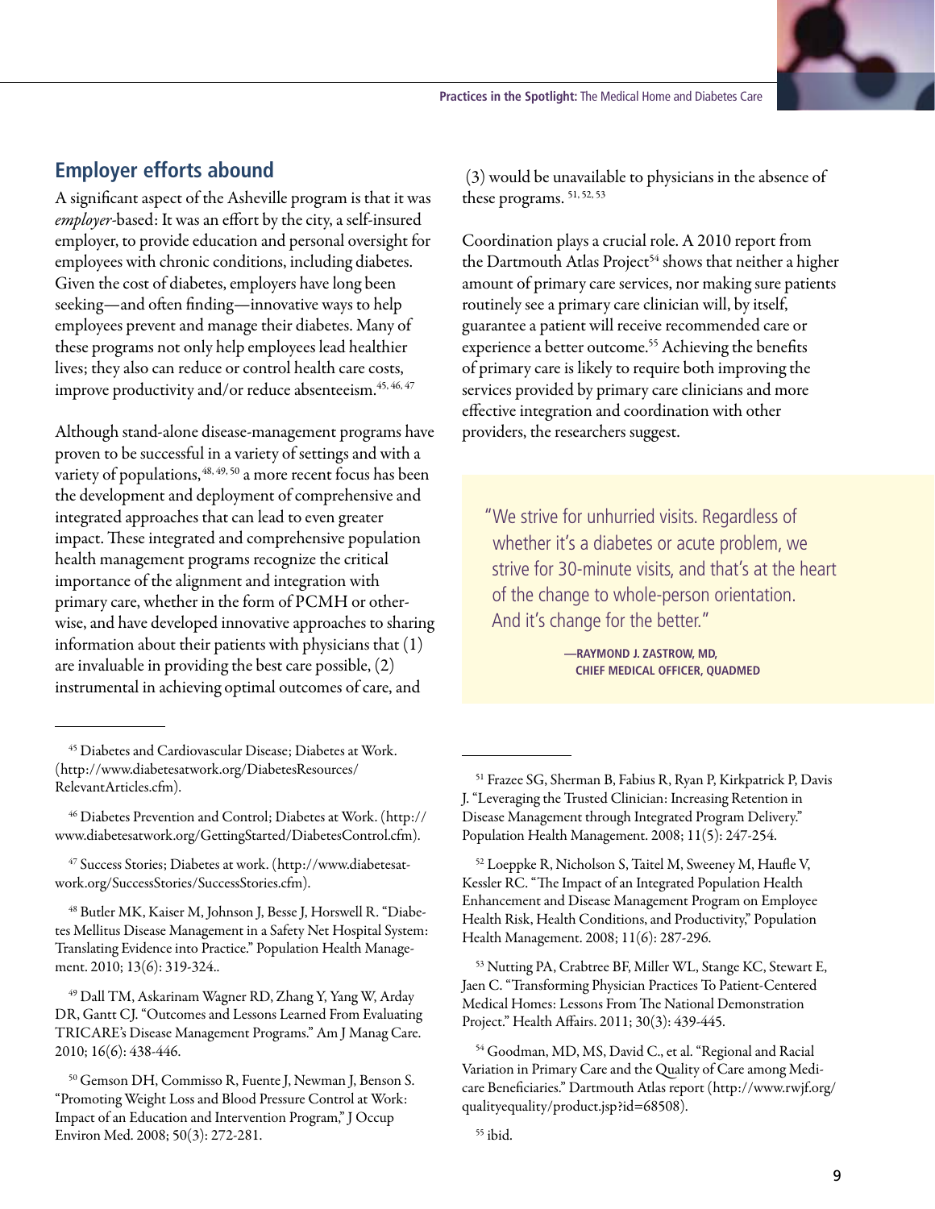## Employer efforts abound

A significant aspect of the Asheville program is that it was *employer*-based: It was an effort by the city, a self-insured employer, to provide education and personal oversight for employees with chronic conditions, including diabetes. Given the cost of diabetes, employers have long been seeking—and often finding—innovative ways to help employees prevent and manage their diabetes. Many of these programs not only help employees lead healthier lives; they also can reduce or control health care costs, improve productivity and/or reduce absenteeism.[45, 46, 47]

Although stand-alone disease-management programs have proven to be successful in a variety of settings and with a variety of populations,[48, 49, 50] a more recent focus has been the development and deployment of comprehensive and integrated approaches that can lead to even greater impact. These integrated and comprehensive population health management programs recognize the critical importance of the alignment and integration with primary care, whether in the form of PCMH or otherwise, and have developed innovative approaches to sharing information about their patients with physicians that (1) are invaluable in providing the best care possible, (2) instrumental in achieving optimal outcomes of care, and (3) would be unavailable to physicians in the absence of these programs.[51, 52, 53]

Coordination plays a crucial role. A 2010 report from the Dartmouth Atlas Project[54] shows that neither a higher amount of primary care services, nor making sure patients routinely see a primary care clinician will, by itself, guarantee a patient will receive recommended care or experience a better outcome.[55] Achieving the benefits of primary care is likely to require both improving the services provided by primary care clinicians and more effective integration and coordination with other providers, the researchers suggest.

> "We strive for unhurried visits. Regardless of whether it's a diabetes or acute problem, we strive for 30-minute visits, and that's at the heart of the change to whole-person orientation. And it's change for the better."
>
> —**RAYMOND J. ZASTROW, MD, CHIEF MEDICAL OFFICER, QUADMED**

---

[45] Diabetes and Cardiovascular Disease; Diabetes at Work. (http://www.diabetesatwork.org/DiabetesResources/RelevantArticles.cfm).

[46] Diabetes Prevention and Control; Diabetes at Work. (http://www.diabetesatwork.org/GettingStarted/DiabetesControl.cfm).

[47] Success Stories; Diabetes at work. (http://www.diabetesatwork.org/SuccessStories/SuccessStories.cfm).

[48] Butler MK, Kaiser M, Johnson J, Besse J, Horswell R. "Diabetes Mellitus Disease Management in a Safety Net Hospital System: Translating Evidence into Practice." Population Health Management. 2010; 13(6): 319-324..

[49] Dall TM, Askarinam Wagner RD, Zhang Y, Yang W, Arday DR, Gantt CJ. "Outcomes and Lessons Learned From Evaluating TRICARE's Disease Management Programs." Am J Manag Care. 2010; 16(6): 438-446.

[50] Gemson DH, Commisso R, Fuente J, Newman J, Benson S. "Promoting Weight Loss and Blood Pressure Control at Work: Impact of an Education and Intervention Program," J Occup Environ Med. 2008; 50(3): 272-281.

[51] Frazee SG, Sherman B, Fabius R, Ryan P, Kirkpatrick P, Davis J. "Leveraging the Trusted Clinician: Increasing Retention in Disease Management through Integrated Program Delivery." Population Health Management. 2008; 11(5): 247-254.

[52] Loeppke R, Nicholson S, Taitel M, Sweeney M, Haufle V, Kessler RC. "The Impact of an Integrated Population Health Enhancement and Disease Management Program on Employee Health Risk, Health Conditions, and Productivity," Population Health Management. 2008; 11(6): 287-296.

[53] Nutting PA, Crabtree BF, Miller WL, Stange KC, Stewart E, Jaen C. "Transforming Physician Practices To Patient-Centered Medical Homes: Lessons From The National Demonstration Project." Health Affairs. 2011; 30(3): 439-445.

[54] Goodman, MD, MS, David C., et al. "Regional and Racial Variation in Primary Care and the Quality of Care among Medicare Beneficiaries." Dartmouth Atlas report (http://www.rwjf.org/qualityequality/product.jsp?id=68508).

[55] ibid.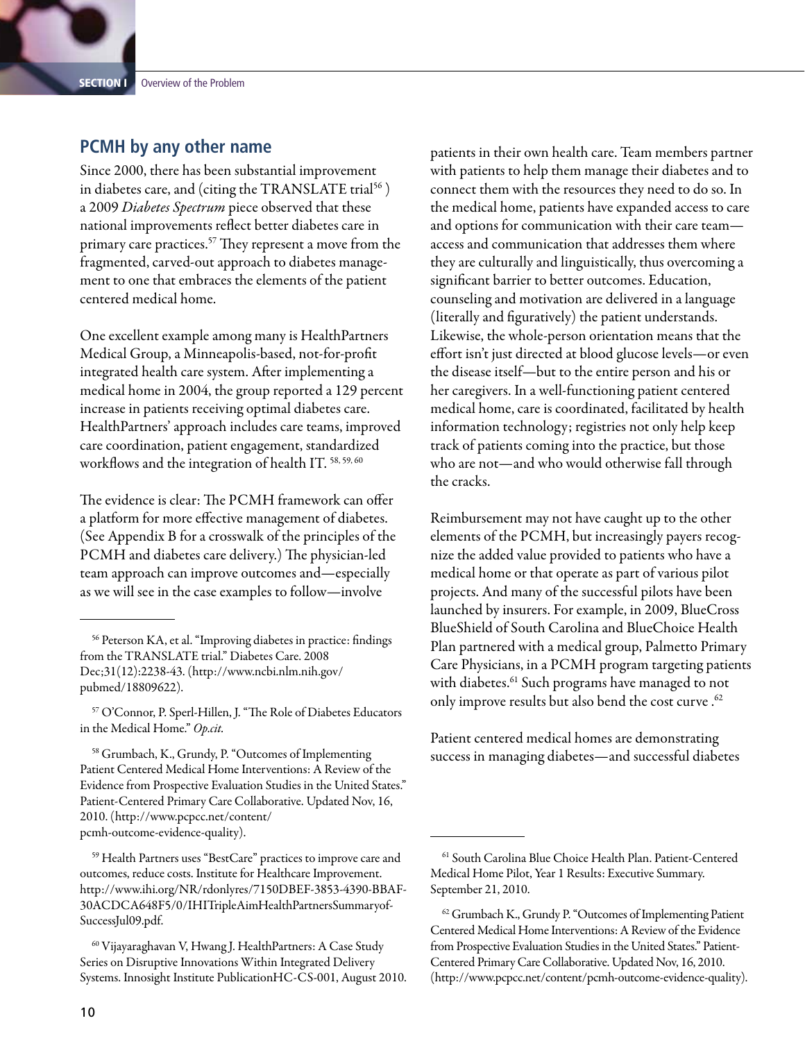## PCMH by any other name

Since 2000, there has been substantial improvement in diabetes care, and (citing the TRANSLATE trial[56]) a 2009 *Diabetes Spectrum* piece observed that these national improvements reflect better diabetes care in primary care practices.[57] They represent a move from the fragmented, carved-out approach to diabetes management to one that embraces the elements of the patient centered medical home.

One excellent example among many is HealthPartners Medical Group, a Minneapolis-based, not-for-profit integrated health care system. After implementing a medical home in 2004, the group reported a 129 percent increase in patients receiving optimal diabetes care. HealthPartners' approach includes care teams, improved care coordination, patient engagement, standardized workflows and the integration of health IT. [58, 59, 60]

The evidence is clear: The PCMH framework can offer a platform for more effective management of diabetes. (See Appendix B for a crosswalk of the principles of the PCMH and diabetes care delivery.) The physician-led team approach can improve outcomes and—especially as we will see in the case examples to follow—involve patients in their own health care. Team members partner with patients to help them manage their diabetes and to connect them with the resources they need to do so. In the medical home, patients have expanded access to care and options for communication with their care team—access and communication that addresses them where they are culturally and linguistically, thus overcoming a significant barrier to better outcomes. Education, counseling and motivation are delivered in a language (literally and figuratively) the patient understands. Likewise, the whole-person orientation means that the effort isn't just directed at blood glucose levels—or even the disease itself—but to the entire person and his or her caregivers. In a well-functioning patient centered medical home, care is coordinated, facilitated by health information technology; registries not only help keep track of patients coming into the practice, but those who are not—and who would otherwise fall through the cracks.

Reimbursement may not have caught up to the other elements of the PCMH, but increasingly payers recognize the added value provided to patients who have a medical home or that operate as part of various pilot projects. And many of the successful pilots have been launched by insurers. For example, in 2009, BlueCross BlueShield of South Carolina and BlueChoice Health Plan partnered with a medical group, Palmetto Primary Care Physicians, in a PCMH program targeting patients with diabetes.[61] Such programs have managed to not only improve results but also bend the cost curve.[62]

Patient centered medical homes are demonstrating success in managing diabetes—and successful diabetes

---

[56] Peterson KA, et al. "Improving diabetes in practice: findings from the TRANSLATE trial." Diabetes Care. 2008 Dec;31(12):2238-43. (http://www.ncbi.nlm.nih.gov/pubmed/18809622).

[57] O'Connor, P. Sperl-Hillen, J. "The Role of Diabetes Educators in the Medical Home." *Op.cit.*

[58] Grumbach, K., Grundy, P. "Outcomes of Implementing Patient Centered Medical Home Interventions: A Review of the Evidence from Prospective Evaluation Studies in the United States." Patient-Centered Primary Care Collaborative. Updated Nov, 16, 2010. (http://www.pcpcc.net/content/pcmh-outcome-evidence-quality).

[59] Health Partners uses "BestCare" practices to improve care and outcomes, reduce costs. Institute for Healthcare Improvement. http://www.ihi.org/NR/rdonlyres/7150DBEF-3853-4390-BBAF-30ACDCA648F5/0/IHITripleAimHealthPartnersSummaryofSuccessJul09.pdf.

[60] Vijayaraghavan V, Hwang J. HealthPartners: A Case Study Series on Disruptive Innovations Within Integrated Delivery Systems. Innosight Institute PublicationHC-CS-001, August 2010.

[61] South Carolina Blue Choice Health Plan. Patient-Centered Medical Home Pilot, Year 1 Results: Executive Summary. September 21, 2010.

[62] Grumbach K., Grundy P. "Outcomes of Implementing Patient Centered Medical Home Interventions: A Review of the Evidence from Prospective Evaluation Studies in the United States." Patient-Centered Primary Care Collaborative. Updated Nov, 16, 2010. (http://www.pcpcc.net/content/pcmh-outcome-evidence-quality).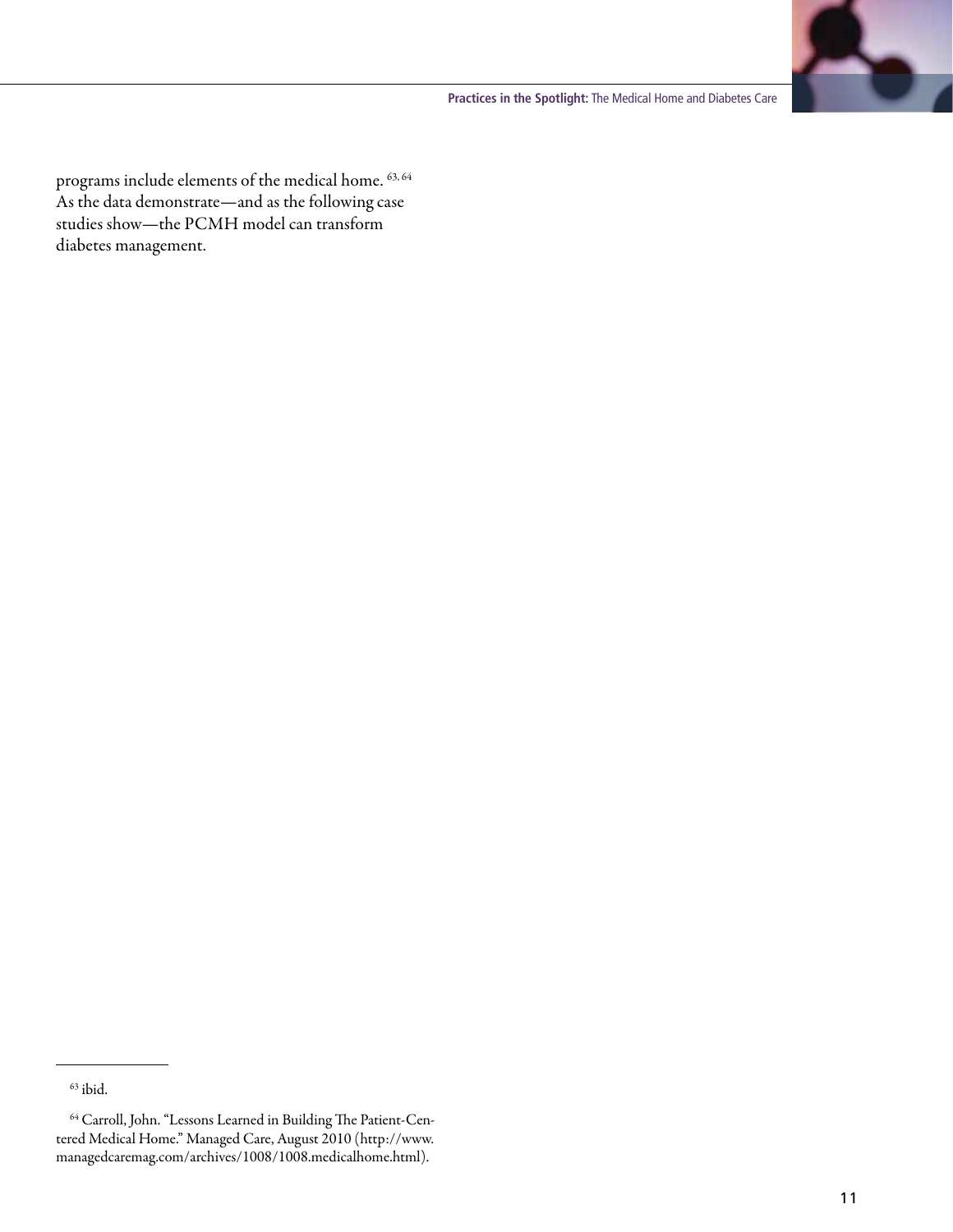programs include elements of the medical home. [63,64] As the data demonstrate—and as the following case studies show—the PCMH model can transform diabetes management.

---

[63] ibid.

[64] Carroll, John. "Lessons Learned in Building The Patient-Centered Medical Home." Managed Care, August 2010 (http://www.managedcaremag.com/archives/1008/1008.medicalhome.html).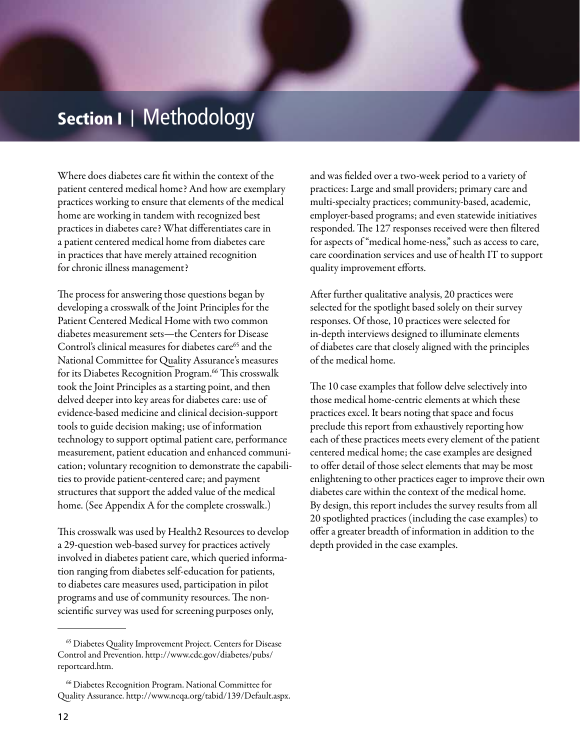# Section I | Methodology

Where does diabetes care fit within the context of the patient centered medical home? And how are exemplary practices working to ensure that elements of the medical home are working in tandem with recognized best practices in diabetes care? What differentiates care in a patient centered medical home from diabetes care in practices that have merely attained recognition for chronic illness management?

The process for answering those questions began by developing a crosswalk of the Joint Principles for the Patient Centered Medical Home with two common diabetes measurement sets—the Centers for Disease Control's clinical measures for diabetes care[65] and the National Committee for Quality Assurance's measures for its Diabetes Recognition Program.[66] This crosswalk took the Joint Principles as a starting point, and then delved deeper into key areas for diabetes care: use of evidence-based medicine and clinical decision-support tools to guide decision making; use of information technology to support optimal patient care, performance measurement, patient education and enhanced communication; voluntary recognition to demonstrate the capabilities to provide patient-centered care; and payment structures that support the added value of the medical home. (See Appendix A for the complete crosswalk.)

This crosswalk was used by Health2 Resources to develop a 29-question web-based survey for practices actively involved in diabetes patient care, which queried information ranging from diabetes self-education for patients, to diabetes care measures used, participation in pilot programs and use of community resources. The non-scientific survey was used for screening purposes only, and was fielded over a two-week period to a variety of practices: Large and small providers; primary care and multi-specialty practices; community-based, academic, employer-based programs; and even statewide initiatives responded. The 127 responses received were then filtered for aspects of "medical home-ness," such as access to care, care coordination services and use of health IT to support quality improvement efforts.

After further qualitative analysis, 20 practices were selected for the spotlight based solely on their survey responses. Of those, 10 practices were selected for in-depth interviews designed to illuminate elements of diabetes care that closely aligned with the principles of the medical home.

The 10 case examples that follow delve selectively into those medical home-centric elements at which these practices excel. It bears noting that space and focus preclude this report from exhaustively reporting how each of these practices meets every element of the patient centered medical home; the case examples are designed to offer detail of those select elements that may be most enlightening to other practices eager to improve their own diabetes care within the context of the medical home. By design, this report includes the survey results from all 20 spotlighted practices (including the case examples) to offer a greater breadth of information in addition to the depth provided in the case examples.

---

[65] Diabetes Quality Improvement Project. Centers for Disease Control and Prevention. http://www.cdc.gov/diabetes/pubs/reportcard.htm.

[66] Diabetes Recognition Program. National Committee for Quality Assurance. http://www.ncqa.org/tabid/139/Default.aspx.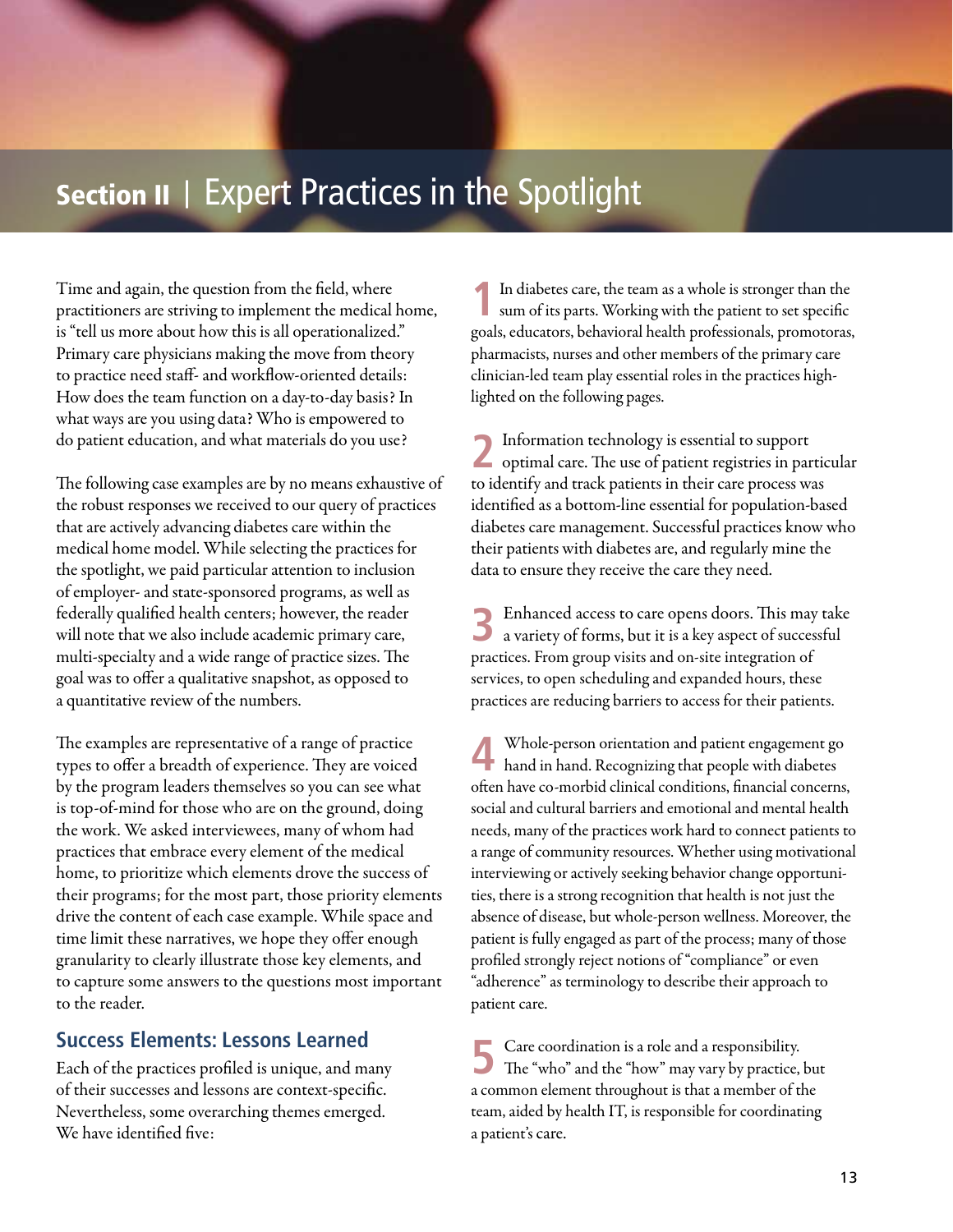# Section II | Expert Practices in the Spotlight

Time and again, the question from the field, where practitioners are striving to implement the medical home, is "tell us more about how this is all operationalized." Primary care physicians making the move from theory to practice need staff- and workflow-oriented details: How does the team function on a day-to-day basis? In what ways are you using data? Who is empowered to do patient education, and what materials do you use?

The following case examples are by no means exhaustive of the robust responses we received to our query of practices that are actively advancing diabetes care within the medical home model. While selecting the practices for the spotlight, we paid particular attention to inclusion of employer- and state-sponsored programs, as well as federally qualified health centers; however, the reader will note that we also include academic primary care, multi-specialty and a wide range of practice sizes. The goal was to offer a qualitative snapshot, as opposed to a quantitative review of the numbers.

The examples are representative of a range of practice types to offer a breadth of experience. They are voiced by the program leaders themselves so you can see what is top-of-mind for those who are on the ground, doing the work. We asked interviewees, many of whom had practices that embrace every element of the medical home, to prioritize which elements drove the success of their programs; for the most part, those priority elements drive the content of each case example. While space and time limit these narratives, we hope they offer enough granularity to clearly illustrate those key elements, and to capture some answers to the questions most important to the reader.

## Success Elements: Lessons Learned

Each of the practices profiled is unique, and many of their successes and lessons are context-specific. Nevertheless, some overarching themes emerged. We have identified five:

**1** In diabetes care, the team as a whole is stronger than the sum of its parts. Working with the patient to set specific goals, educators, behavioral health professionals, promotoras, pharmacists, nurses and other members of the primary care clinician-led team play essential roles in the practices highlighted on the following pages.

**2** Information technology is essential to support optimal care. The use of patient registries in particular to identify and track patients in their care process was identified as a bottom-line essential for population-based diabetes care management. Successful practices know who their patients with diabetes are, and regularly mine the data to ensure they receive the care they need.

**3** Enhanced access to care opens doors. This may take a variety of forms, but it is a key aspect of successful practices. From group visits and on-site integration of services, to open scheduling and expanded hours, these practices are reducing barriers to access for their patients.

**4** Whole-person orientation and patient engagement go hand in hand. Recognizing that people with diabetes often have co-morbid clinical conditions, financial concerns, social and cultural barriers and emotional and mental health needs, many of the practices work hard to connect patients to a range of community resources. Whether using motivational interviewing or actively seeking behavior change opportunities, there is a strong recognition that health is not just the absence of disease, but whole-person wellness. Moreover, the patient is fully engaged as part of the process; many of those profiled strongly reject notions of "compliance" or even "adherence" as terminology to describe their approach to patient care.

**5** Care coordination is a role and a responsibility. The "who" and the "how" may vary by practice, but a common element throughout is that a member of the team, aided by health IT, is responsible for coordinating a patient's care.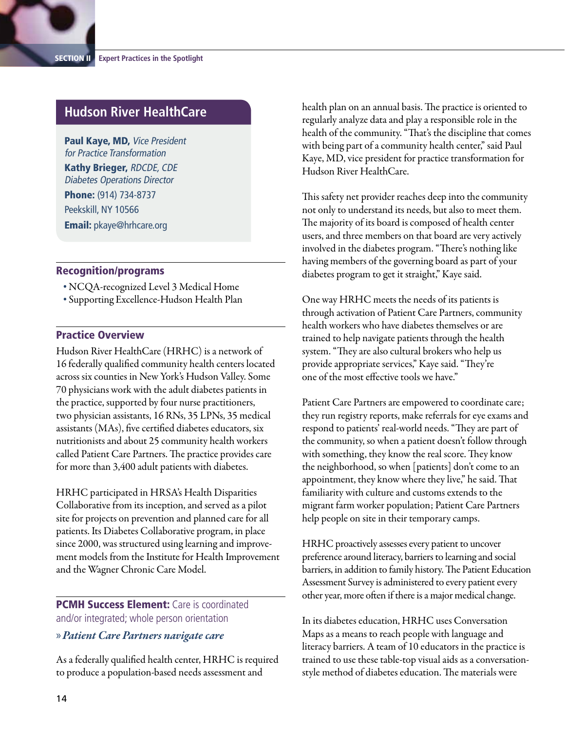## Hudson River HealthCare

**Paul Kaye, MD,** *Vice President for Practice Transformation*
**Kathy Brieger,** *RDCDE, CDE Diabetes Operations Director*
**Phone:** (914) 734-8737
Peekskill, NY 10566
**Email:** pkaye@hrhcare.org

### Recognition/programs

- NCQA-recognized Level 3 Medical Home
- Supporting Excellence-Hudson Health Plan

### Practice Overview

Hudson River HealthCare (HRHC) is a network of 16 federally qualified community health centers located across six counties in New York's Hudson Valley. Some 70 physicians work with the adult diabetes patients in the practice, supported by four nurse practitioners, two physician assistants, 16 RNs, 35 LPNs, 35 medical assistants (MAs), five certified diabetes educators, six nutritionists and about 25 community health workers called Patient Care Partners. The practice provides care for more than 3,400 adult patients with diabetes.

HRHC participated in HRSA's Health Disparities Collaborative from its inception, and served as a pilot site for projects on prevention and planned care for all patients. Its Diabetes Collaborative program, in place since 2000, was structured using learning and improvement models from the Institute for Health Improvement and the Wagner Chronic Care Model.

### PCMH Success Element: Care is coordinated and/or integrated; whole person orientation

**» *Patient Care Partners navigate care***

As a federally qualified health center, HRHC is required to produce a population-based needs assessment and health plan on an annual basis. The practice is oriented to regularly analyze data and play a responsible role in the health of the community. "That's the discipline that comes with being part of a community health center," said Paul Kaye, MD, vice president for practice transformation for Hudson River HealthCare.

This safety net provider reaches deep into the community not only to understand its needs, but also to meet them. The majority of its board is composed of health center users, and three members on that board are very actively involved in the diabetes program. "There's nothing like having members of the governing board as part of your diabetes program to get it straight," Kaye said.

One way HRHC meets the needs of its patients is through activation of Patient Care Partners, community health workers who have diabetes themselves or are trained to help navigate patients through the health system. "They are also cultural brokers who help us provide appropriate services," Kaye said. "They're one of the most effective tools we have."

Patient Care Partners are empowered to coordinate care; they run registry reports, make referrals for eye exams and respond to patients' real-world needs. "They are part of the community, so when a patient doesn't follow through with something, they know the real score. They know the neighborhood, so when [patients] don't come to an appointment, they know where they live," he said. That familiarity with culture and customs extends to the migrant farm worker population; Patient Care Partners help people on site in their temporary camps.

HRHC proactively assesses every patient to uncover preference around literacy, barriers to learning and social barriers, in addition to family history. The Patient Education Assessment Survey is administered to every patient every other year, more often if there is a major medical change.

In its diabetes education, HRHC uses Conversation Maps as a means to reach people with language and literacy barriers. A team of 10 educators in the practice is trained to use these table-top visual aids as a conversation-style method of diabetes education. The materials were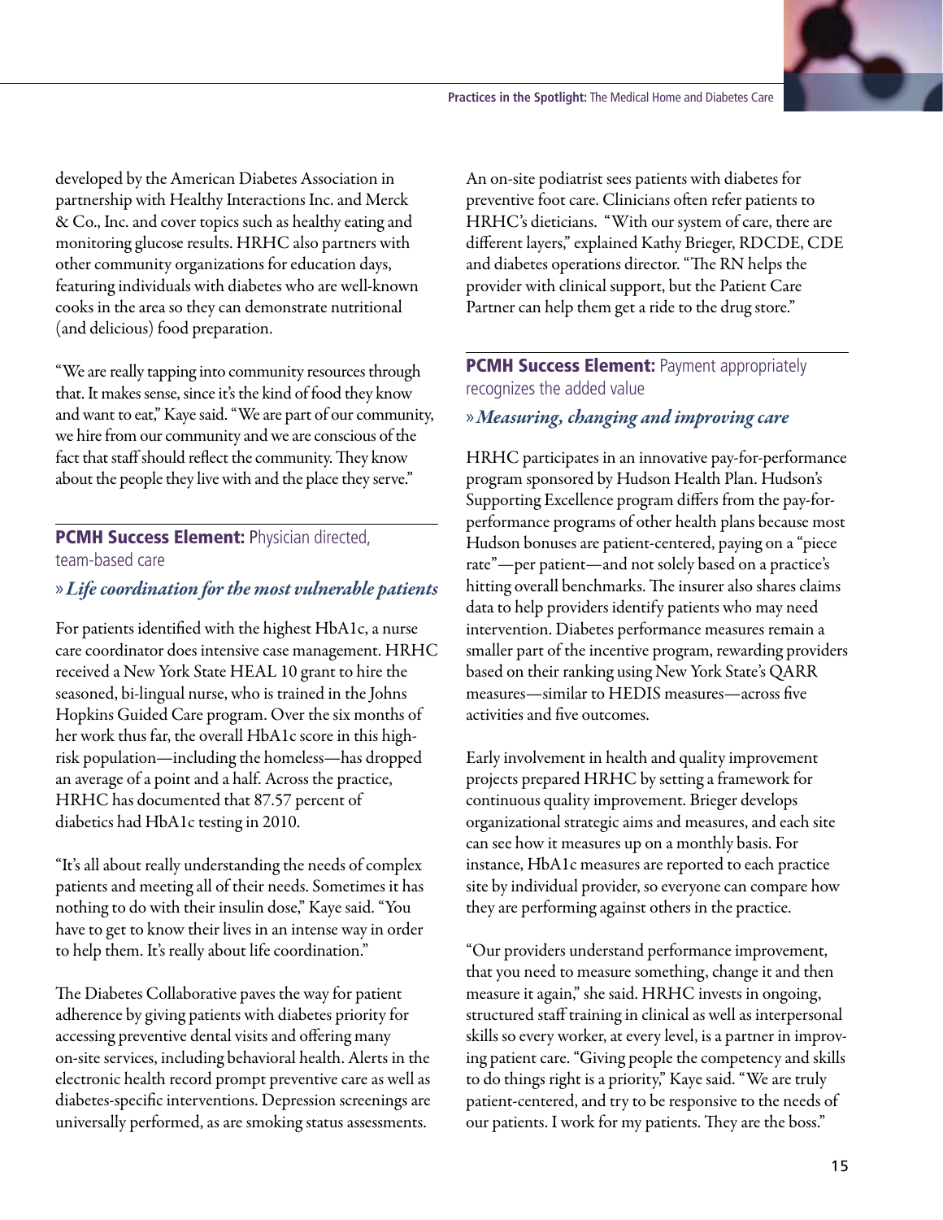developed by the American Diabetes Association in partnership with Healthy Interactions Inc. and Merck & Co., Inc. and cover topics such as healthy eating and monitoring glucose results. HRHC also partners with other community organizations for education days, featuring individuals with diabetes who are well-known cooks in the area so they can demonstrate nutritional (and delicious) food preparation.

"We are really tapping into community resources through that. It makes sense, since it's the kind of food they know and want to eat," Kaye said. "We are part of our community, we hire from our community and we are conscious of the fact that staff should reflect the community. They know about the people they live with and the place they serve."

### **PCMH Success Element:** Physician directed, team-based care

#### » *Life coordination for the most vulnerable patients*

For patients identified with the highest HbA1c, a nurse care coordinator does intensive case management. HRHC received a New York State HEAL 10 grant to hire the seasoned, bi-lingual nurse, who is trained in the Johns Hopkins Guided Care program. Over the six months of her work thus far, the overall HbA1c score in this high-risk population—including the homeless—has dropped an average of a point and a half. Across the practice, HRHC has documented that 87.57 percent of diabetics had HbA1c testing in 2010.

"It's all about really understanding the needs of complex patients and meeting all of their needs. Sometimes it has nothing to do with their insulin dose," Kaye said. "You have to get to know their lives in an intense way in order to help them. It's really about life coordination."

The Diabetes Collaborative paves the way for patient adherence by giving patients with diabetes priority for accessing preventive dental visits and offering many on-site services, including behavioral health. Alerts in the electronic health record prompt preventive care as well as diabetes-specific interventions. Depression screenings are universally performed, as are smoking status assessments. An on-site podiatrist sees patients with diabetes for preventive foot care. Clinicians often refer patients to HRHC's dieticians. "With our system of care, there are different layers," explained Kathy Brieger, RDCDE, CDE and diabetes operations director. "The RN helps the provider with clinical support, but the Patient Care Partner can help them get a ride to the drug store."

### **PCMH Success Element:** Payment appropriately recognizes the added value

#### » *Measuring, changing and improving care*

HRHC participates in an innovative pay-for-performance program sponsored by Hudson Health Plan. Hudson's Supporting Excellence program differs from the pay-for-performance programs of other health plans because most Hudson bonuses are patient-centered, paying on a "piece rate"—per patient—and not solely based on a practice's hitting overall benchmarks. The insurer also shares claims data to help providers identify patients who may need intervention. Diabetes performance measures remain a smaller part of the incentive program, rewarding providers based on their ranking using New York State's QARR measures—similar to HEDIS measures—across five activities and five outcomes.

Early involvement in health and quality improvement projects prepared HRHC by setting a framework for continuous quality improvement. Brieger develops organizational strategic aims and measures, and each site can see how it measures up on a monthly basis. For instance, HbA1c measures are reported to each practice site by individual provider, so everyone can compare how they are performing against others in the practice.

"Our providers understand performance improvement, that you need to measure something, change it and then measure it again," she said. HRHC invests in ongoing, structured staff training in clinical as well as interpersonal skills so every worker, at every level, is a partner in improving patient care. "Giving people the competency and skills to do things right is a priority," Kaye said. "We are truly patient-centered, and try to be responsive to the needs of our patients. I work for my patients. They are the boss."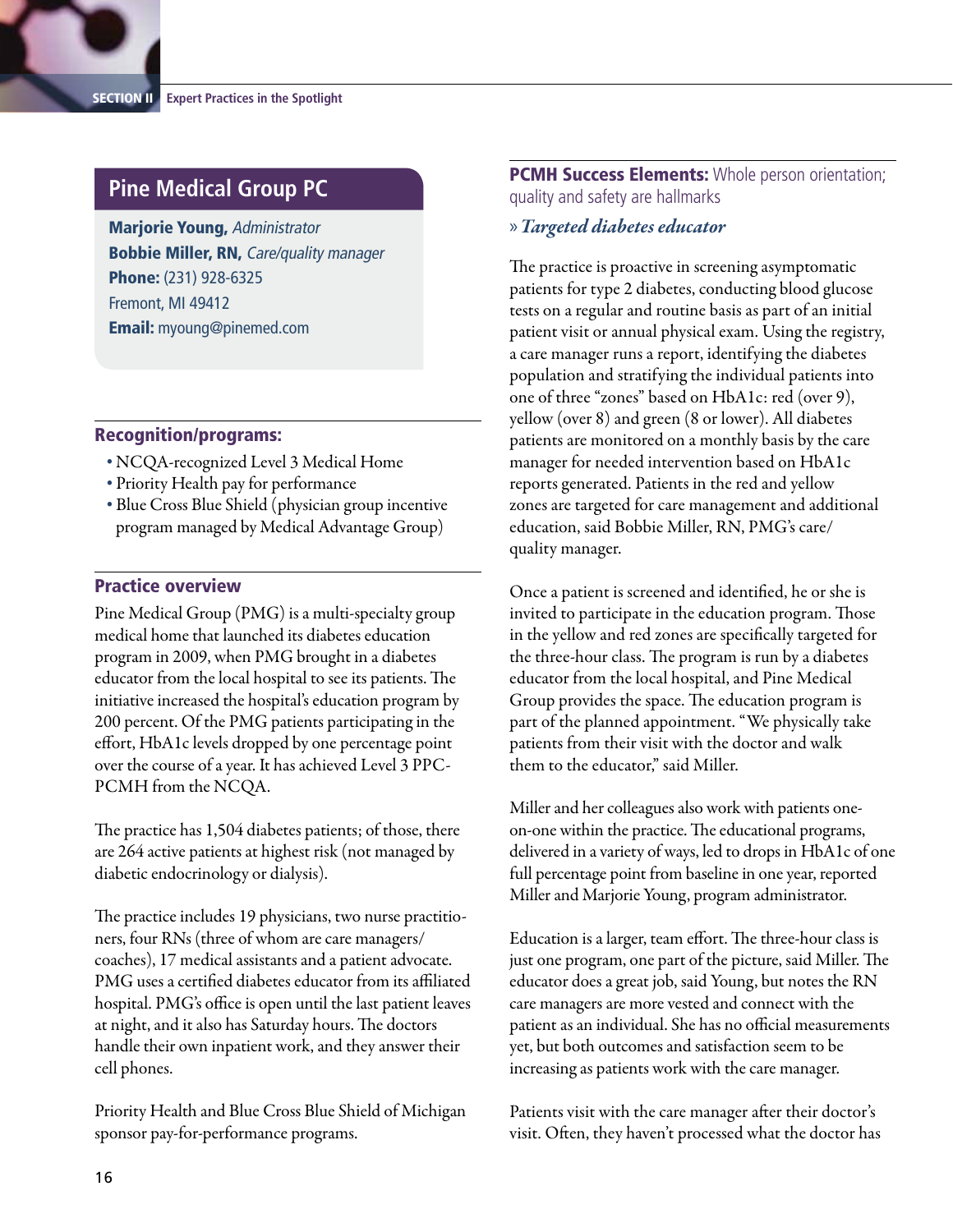## Pine Medical Group PC

**Marjorie Young,** *Administrator*
**Bobbie Miller, RN,** *Care/quality manager*
**Phone:** (231) 928-6325
Fremont, MI 49412
**Email:** myoung@pinemed.com

### Recognition/programs:

- NCQA-recognized Level 3 Medical Home
- Priority Health pay for performance
- Blue Cross Blue Shield (physician group incentive program managed by Medical Advantage Group)

### Practice overview

Pine Medical Group (PMG) is a multi-specialty group medical home that launched its diabetes education program in 2009, when PMG brought in a diabetes educator from the local hospital to see its patients. The initiative increased the hospital's education program by 200 percent. Of the PMG patients participating in the effort, HbA1c levels dropped by one percentage point over the course of a year. It has achieved Level 3 PPC-PCMH from the NCQA.

The practice has 1,504 diabetes patients; of those, there are 264 active patients at highest risk (not managed by diabetic endocrinology or dialysis).

The practice includes 19 physicians, two nurse practitioners, four RNs (three of whom are care managers/coaches), 17 medical assistants and a patient advocate. PMG uses a certified diabetes educator from its affiliated hospital. PMG's office is open until the last patient leaves at night, and it also has Saturday hours. The doctors handle their own inpatient work, and they answer their cell phones.

Priority Health and Blue Cross Blue Shield of Michigan sponsor pay-for-performance programs.

### PCMH Success Elements: Whole person orientation; quality and safety are hallmarks

#### » *Targeted diabetes educator*

The practice is proactive in screening asymptomatic patients for type 2 diabetes, conducting blood glucose tests on a regular and routine basis as part of an initial patient visit or annual physical exam. Using the registry, a care manager runs a report, identifying the diabetes population and stratifying the individual patients into one of three "zones" based on HbA1c: red (over 9), yellow (over 8) and green (8 or lower). All diabetes patients are monitored on a monthly basis by the care manager for needed intervention based on HbA1c reports generated. Patients in the red and yellow zones are targeted for care management and additional education, said Bobbie Miller, RN, PMG's care/quality manager.

Once a patient is screened and identified, he or she is invited to participate in the education program. Those in the yellow and red zones are specifically targeted for the three-hour class. The program is run by a diabetes educator from the local hospital, and Pine Medical Group provides the space. The education program is part of the planned appointment. "We physically take patients from their visit with the doctor and walk them to the educator," said Miller.

Miller and her colleagues also work with patients one-on-one within the practice. The educational programs, delivered in a variety of ways, led to drops in HbA1c of one full percentage point from baseline in one year, reported Miller and Marjorie Young, program administrator.

Education is a larger, team effort. The three-hour class is just one program, one part of the picture, said Miller. The educator does a great job, said Young, but notes the RN care managers are more vested and connect with the patient as an individual. She has no official measurements yet, but both outcomes and satisfaction seem to be increasing as patients work with the care manager.

Patients visit with the care manager after their doctor's visit. Often, they haven't processed what the doctor has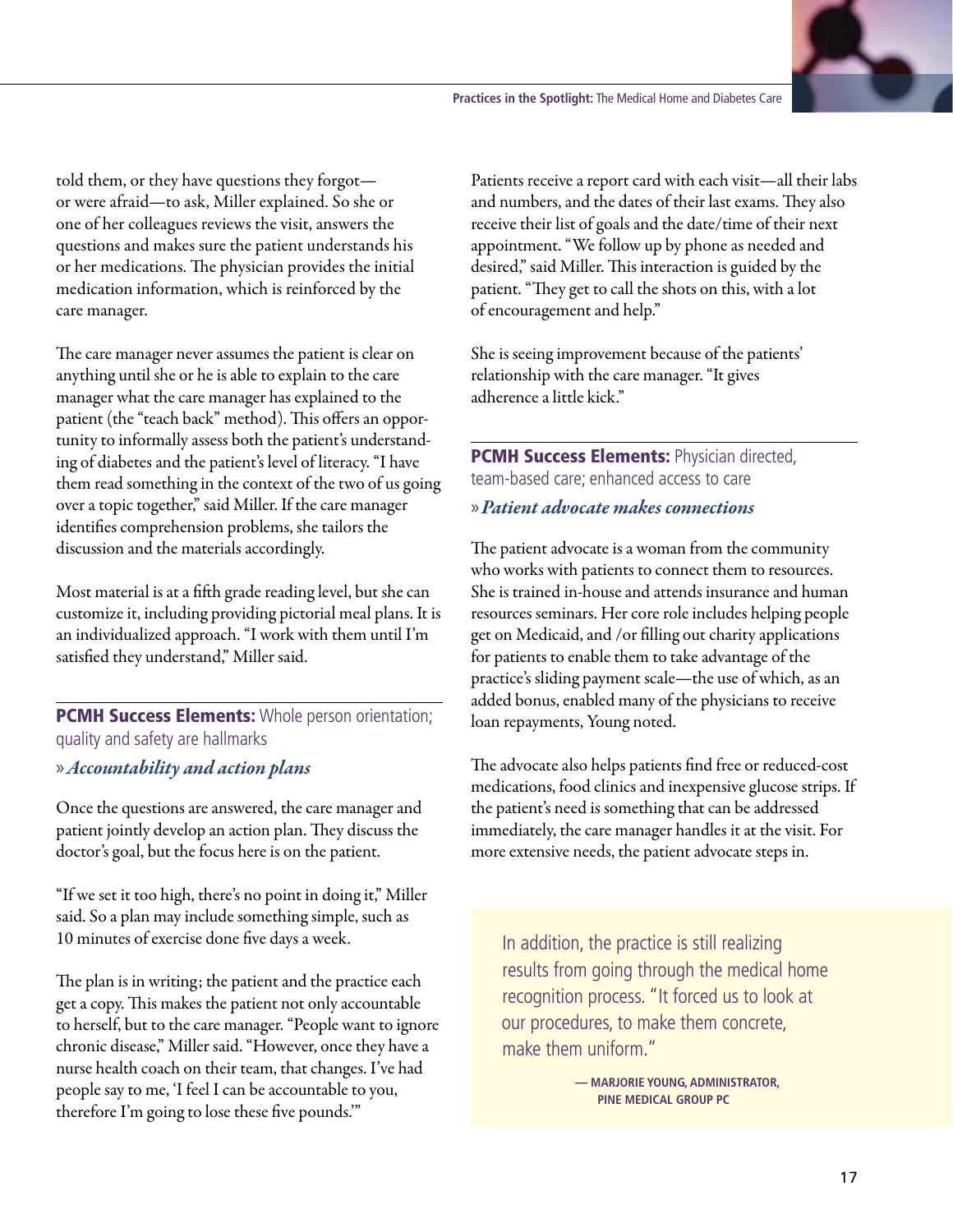told them, or they have questions they forgot—or were afraid—to ask, Miller explained. So she or one of her colleagues reviews the visit, answers the questions and makes sure the patient understands his or her medications. The physician provides the initial medication information, which is reinforced by the care manager.

The care manager never assumes the patient is clear on anything until she or he is able to explain to the care manager what the care manager has explained to the patient (the "teach back" method). This offers an opportunity to informally assess both the patient's understanding of diabetes and the patient's level of literacy. "I have them read something in the context of the two of us going over a topic together," said Miller. If the care manager identifies comprehension problems, she tailors the discussion and the materials accordingly.

Most material is at a fifth grade reading level, but she can customize it, including providing pictorial meal plans. It is an individualized approach. "I work with them until I'm satisfied they understand," Miller said.

**PCMH Success Elements:** Whole person orientation; quality and safety are hallmarks

### » *Accountability and action plans*

Once the questions are answered, the care manager and patient jointly develop an action plan. They discuss the doctor's goal, but the focus here is on the patient.

"If we set it too high, there's no point in doing it," Miller said. So a plan may include something simple, such as 10 minutes of exercise done five days a week.

The plan is in writing; the patient and the practice each get a copy. This makes the patient not only accountable to herself, but to the care manager. "People want to ignore chronic disease," Miller said. "However, once they have a nurse health coach on their team, that changes. I've had people say to me, 'I feel I can be accountable to you, therefore I'm going to lose these five pounds.'"

Patients receive a report card with each visit—all their labs and numbers, and the dates of their last exams. They also receive their list of goals and the date/time of their next appointment. "We follow up by phone as needed and desired," said Miller. This interaction is guided by the patient. "They get to call the shots on this, with a lot of encouragement and help."

She is seeing improvement because of the patients' relationship with the care manager. "It gives adherence a little kick."

**PCMH Success Elements:** Physician directed, team-based care; enhanced access to care

### » *Patient advocate makes connections*

The patient advocate is a woman from the community who works with patients to connect them to resources. She is trained in-house and attends insurance and human resources seminars. Her core role includes helping people get on Medicaid, and /or filling out charity applications for patients to enable them to take advantage of the practice's sliding payment scale—the use of which, as an added bonus, enabled many of the physicians to receive loan repayments, Young noted.

The advocate also helps patients find free or reduced-cost medications, food clinics and inexpensive glucose strips. If the patient's need is something that can be addressed immediately, the care manager handles it at the visit. For more extensive needs, the patient advocate steps in.

> In addition, the practice is still realizing results from going through the medical home recognition process. "It forced us to look at our procedures, to make them concrete, make them uniform."
>
> — MARJORIE YOUNG, ADMINISTRATOR, PINE MEDICAL GROUP PC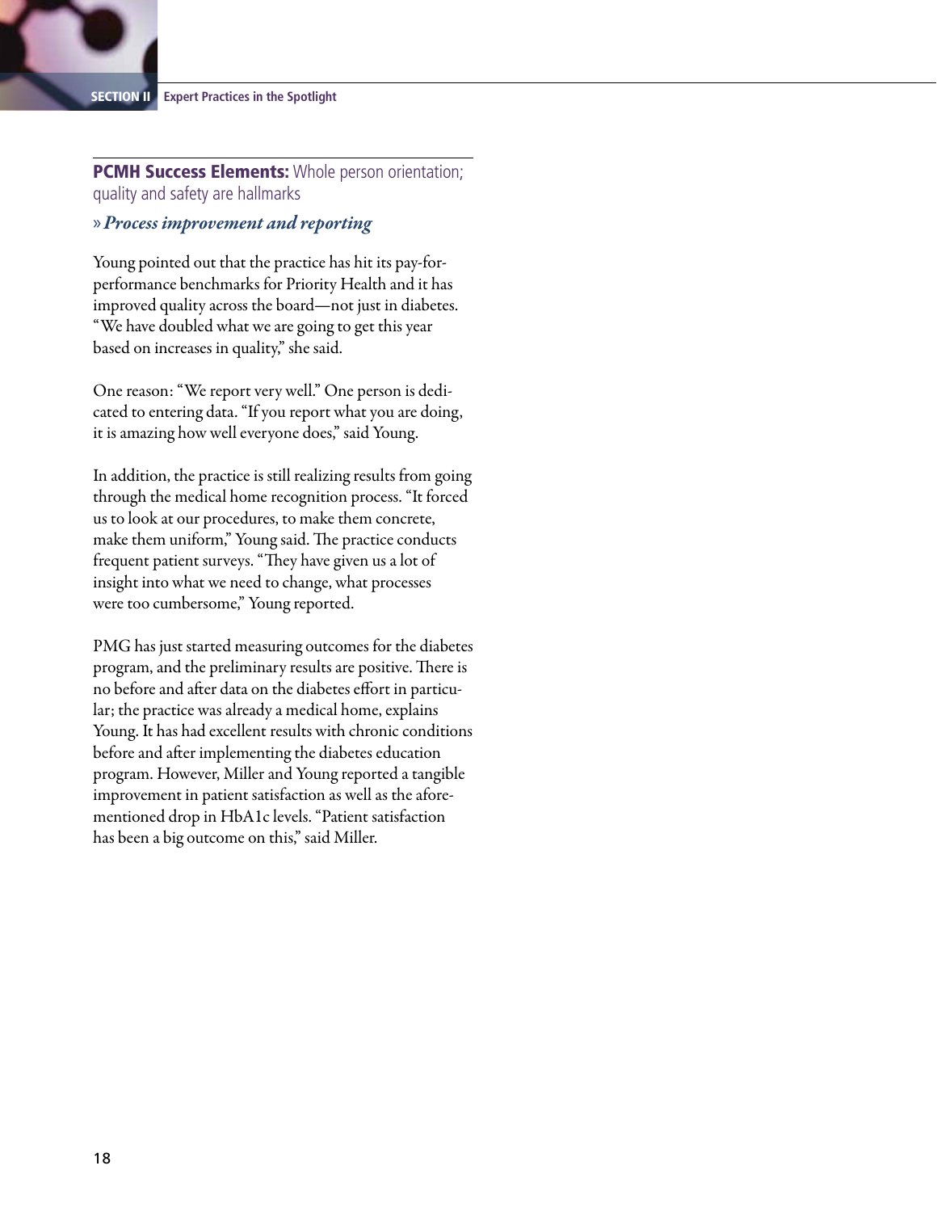**PCMH Success Elements:** Whole person orientation; quality and safety are hallmarks

### » *Process improvement and reporting*

Young pointed out that the practice has hit its pay-for-performance benchmarks for Priority Health and it has improved quality across the board—not just in diabetes. "We have doubled what we are going to get this year based on increases in quality," she said.

One reason: "We report very well." One person is dedicated to entering data. "If you report what you are doing, it is amazing how well everyone does," said Young.

In addition, the practice is still realizing results from going through the medical home recognition process. "It forced us to look at our procedures, to make them concrete, make them uniform," Young said. The practice conducts frequent patient surveys. "They have given us a lot of insight into what we need to change, what processes were too cumbersome," Young reported.

PMG has just started measuring outcomes for the diabetes program, and the preliminary results are positive. There is no before and after data on the diabetes effort in particular; the practice was already a medical home, explains Young. It has had excellent results with chronic conditions before and after implementing the diabetes education program. However, Miller and Young reported a tangible improvement in patient satisfaction as well as the aforementioned drop in HbA1c levels. "Patient satisfaction has been a big outcome on this," said Miller.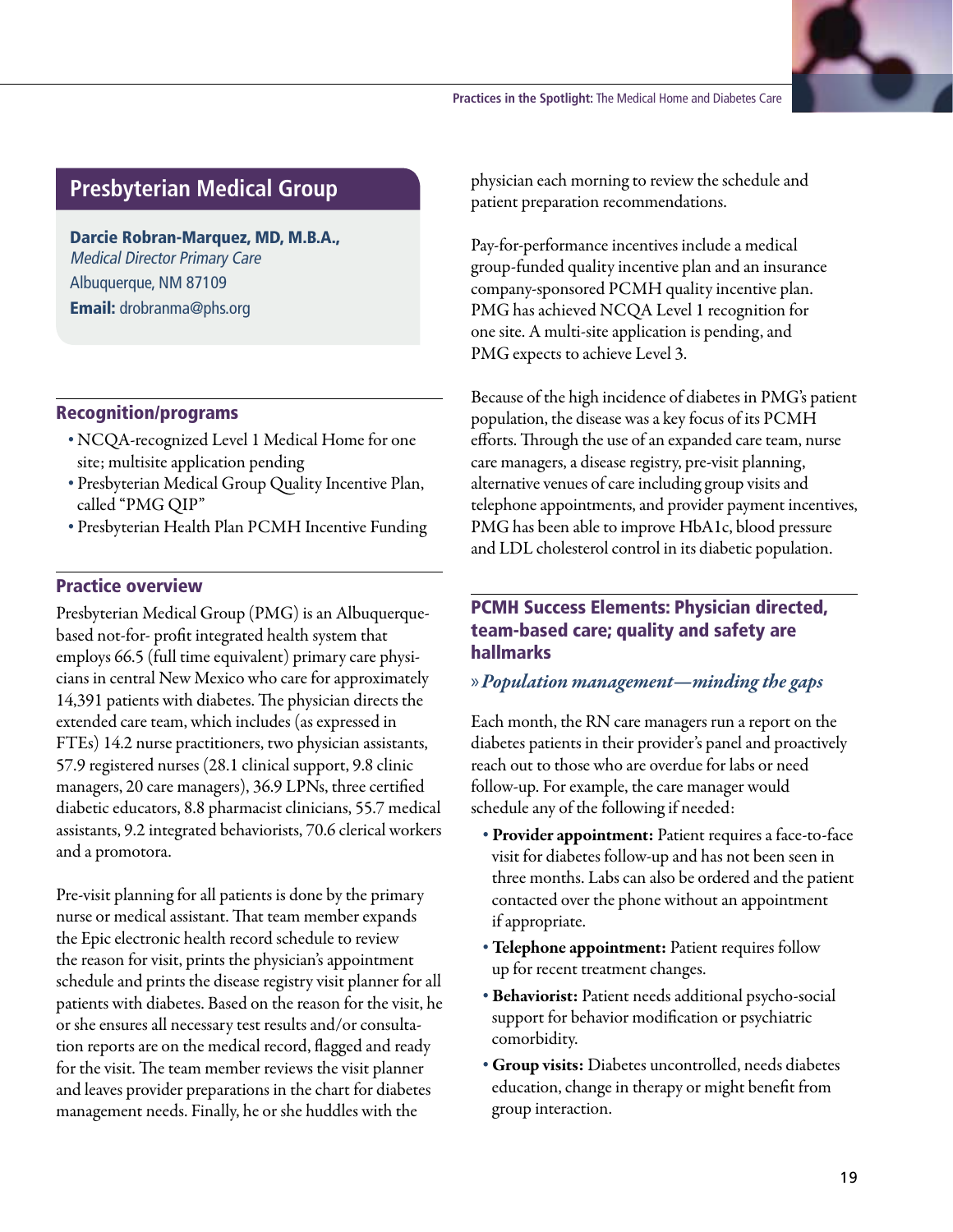## Presbyterian Medical Group

**Darcie Robran-Marquez, MD, M.B.A.,**
*Medical Director Primary Care*
Albuquerque, NM 87109
**Email:** drobranma@phs.org

### Recognition/programs

- NCQA-recognized Level 1 Medical Home for one site; multisite application pending
- Presbyterian Medical Group Quality Incentive Plan, called "PMG QIP"
- Presbyterian Health Plan PCMH Incentive Funding

### Practice overview

Presbyterian Medical Group (PMG) is an Albuquerque-based not-for- profit integrated health system that employs 66.5 (full time equivalent) primary care physicians in central New Mexico who care for approximately 14,391 patients with diabetes. The physician directs the extended care team, which includes (as expressed in FTEs) 14.2 nurse practitioners, two physician assistants, 57.9 registered nurses (28.1 clinical support, 9.8 clinic managers, 20 care managers), 36.9 LPNs, three certified diabetic educators, 8.8 pharmacist clinicians, 55.7 medical assistants, 9.2 integrated behaviorists, 70.6 clerical workers and a promotora.

Pre-visit planning for all patients is done by the primary nurse or medical assistant. That team member expands the Epic electronic health record schedule to review the reason for visit, prints the physician's appointment schedule and prints the disease registry visit planner for all patients with diabetes. Based on the reason for the visit, he or she ensures all necessary test results and/or consultation reports are on the medical record, flagged and ready for the visit. The team member reviews the visit planner and leaves provider preparations in the chart for diabetes management needs. Finally, he or she huddles with the physician each morning to review the schedule and patient preparation recommendations.

Pay-for-performance incentives include a medical group-funded quality incentive plan and an insurance company-sponsored PCMH quality incentive plan. PMG has achieved NCQA Level 1 recognition for one site. A multi-site application is pending, and PMG expects to achieve Level 3.

Because of the high incidence of diabetes in PMG's patient population, the disease was a key focus of its PCMH efforts. Through the use of an expanded care team, nurse care managers, a disease registry, pre-visit planning, alternative venues of care including group visits and telephone appointments, and provider payment incentives, PMG has been able to improve HbA1c, blood pressure and LDL cholesterol control in its diabetic population.

### PCMH Success Elements: Physician directed, team-based care; quality and safety are hallmarks

» *Population management—minding the gaps*

Each month, the RN care managers run a report on the diabetes patients in their provider's panel and proactively reach out to those who are overdue for labs or need follow-up. For example, the care manager would schedule any of the following if needed:

- **Provider appointment:** Patient requires a face-to-face visit for diabetes follow-up and has not been seen in three months. Labs can also be ordered and the patient contacted over the phone without an appointment if appropriate.
- **Telephone appointment:** Patient requires follow up for recent treatment changes.
- **Behaviorist:** Patient needs additional psycho-social support for behavior modification or psychiatric comorbidity.
- **Group visits:** Diabetes uncontrolled, needs diabetes education, change in therapy or might benefit from group interaction.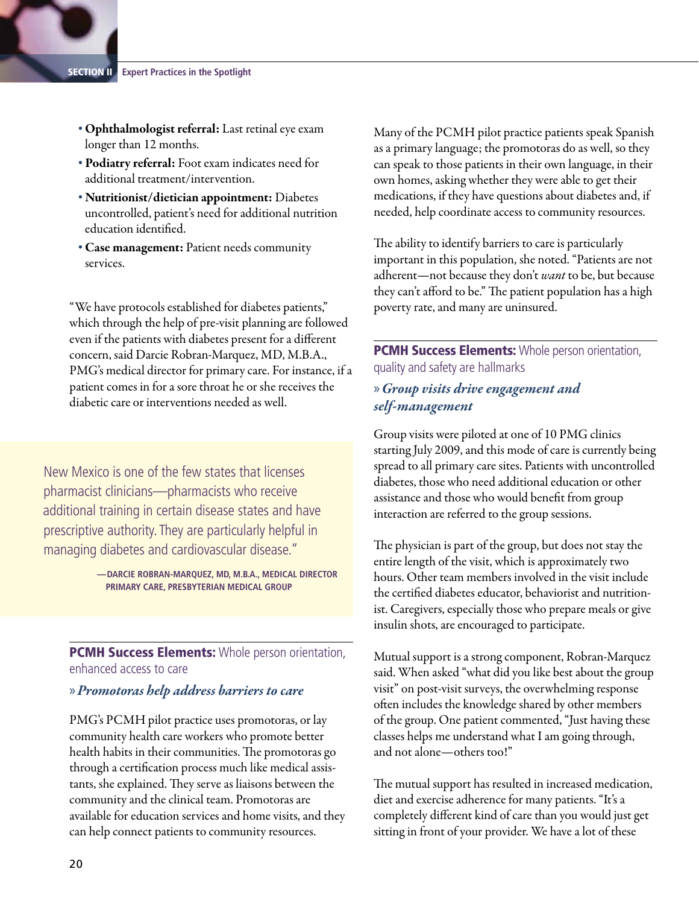- **Ophthalmologist referral:** Last retinal eye exam longer than 12 months.
- **Podiatry referral:** Foot exam indicates need for additional treatment/intervention.
- **Nutritionist/dietician appointment:** Diabetes uncontrolled, patient's need for additional nutrition education identified.
- **Case management:** Patient needs community services.

"We have protocols established for diabetes patients," which through the help of pre-visit planning are followed even if the patients with diabetes present for a different concern, said Darcie Robran-Marquez, MD, M.B.A., PMG's medical director for primary care. For instance, if a patient comes in for a sore throat he or she receives the diabetic care or interventions needed as well.

> New Mexico is one of the few states that licenses pharmacist clinicians—pharmacists who receive additional training in certain disease states and have prescriptive authority. They are particularly helpful in managing diabetes and cardiovascular disease."
>
> —DARCIE ROBRAN-MARQUEZ, MD, M.B.A., MEDICAL DIRECTOR PRIMARY CARE, PRESBYTERIAN MEDICAL GROUP

**PCMH Success Elements:** Whole person orientation, enhanced access to care

### » *Promotoras help address barriers to care*

PMG's PCMH pilot practice uses promotoras, or lay community health care workers who promote better health habits in their communities. The promotoras go through a certification process much like medical assistants, she explained. They serve as liaisons between the community and the clinical team. Promotoras are available for education services and home visits, and they can help connect patients to community resources.

Many of the PCMH pilot practice patients speak Spanish as a primary language; the promotoras do as well, so they can speak to those patients in their own language, in their own homes, asking whether they were able to get their medications, if they have questions about diabetes and, if needed, help coordinate access to community resources.

The ability to identify barriers to care is particularly important in this population, she noted. "Patients are not adherent—not because they don't *want* to be, but because they can't afford to be." The patient population has a high poverty rate, and many are uninsured.

**PCMH Success Elements:** Whole person orientation, quality and safety are hallmarks

### » *Group visits drive engagement and self-management*

Group visits were piloted at one of 10 PMG clinics starting July 2009, and this mode of care is currently being spread to all primary care sites. Patients with uncontrolled diabetes, those who need additional education or other assistance and those who would benefit from group interaction are referred to the group sessions.

The physician is part of the group, but does not stay the entire length of the visit, which is approximately two hours. Other team members involved in the visit include the certified diabetes educator, behaviorist and nutritionist. Caregivers, especially those who prepare meals or give insulin shots, are encouraged to participate.

Mutual support is a strong component, Robran-Marquez said. When asked "what did you like best about the group visit" on post-visit surveys, the overwhelming response often includes the knowledge shared by other members of the group. One patient commented, "Just having these classes helps me understand what I am going through, and not alone—others too!"

The mutual support has resulted in increased medication, diet and exercise adherence for many patients. "It's a completely different kind of care than you would just get sitting in front of your provider. We have a lot of these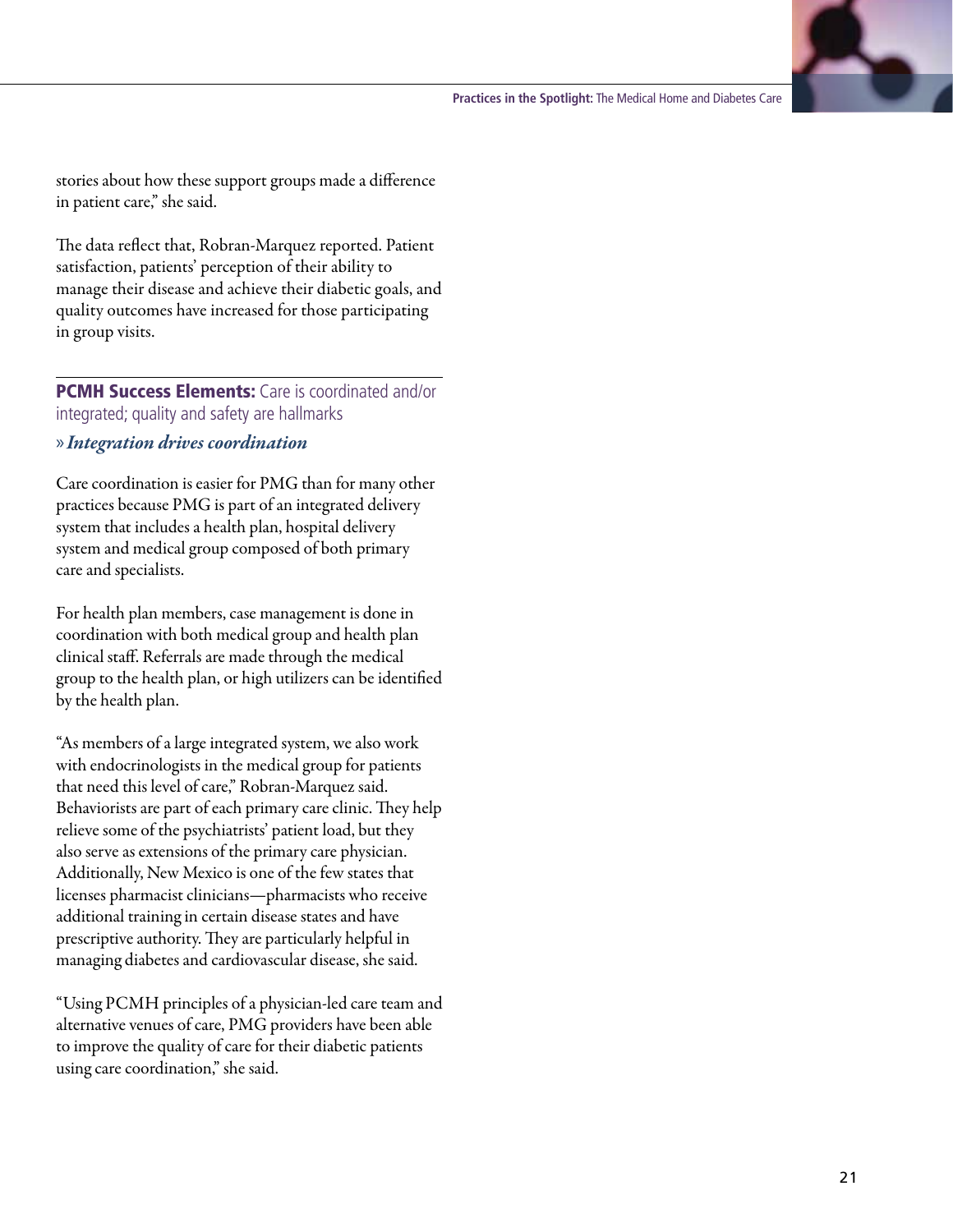stories about how these support groups made a difference in patient care," she said.

The data reflect that, Robran-Marquez reported. Patient satisfaction, patients' perception of their ability to manage their disease and achieve their diabetic goals, and quality outcomes have increased for those participating in group visits.

**PCMH Success Elements:** Care is coordinated and/or integrated; quality and safety are hallmarks

### » *Integration drives coordination*

Care coordination is easier for PMG than for many other practices because PMG is part of an integrated delivery system that includes a health plan, hospital delivery system and medical group composed of both primary care and specialists.

For health plan members, case management is done in coordination with both medical group and health plan clinical staff. Referrals are made through the medical group to the health plan, or high utilizers can be identified by the health plan.

"As members of a large integrated system, we also work with endocrinologists in the medical group for patients that need this level of care," Robran-Marquez said. Behaviorists are part of each primary care clinic. They help relieve some of the psychiatrists' patient load, but they also serve as extensions of the primary care physician. Additionally, New Mexico is one of the few states that licenses pharmacist clinicians—pharmacists who receive additional training in certain disease states and have prescriptive authority. They are particularly helpful in managing diabetes and cardiovascular disease, she said.

"Using PCMH principles of a physician-led care team and alternative venues of care, PMG providers have been able to improve the quality of care for their diabetic patients using care coordination," she said.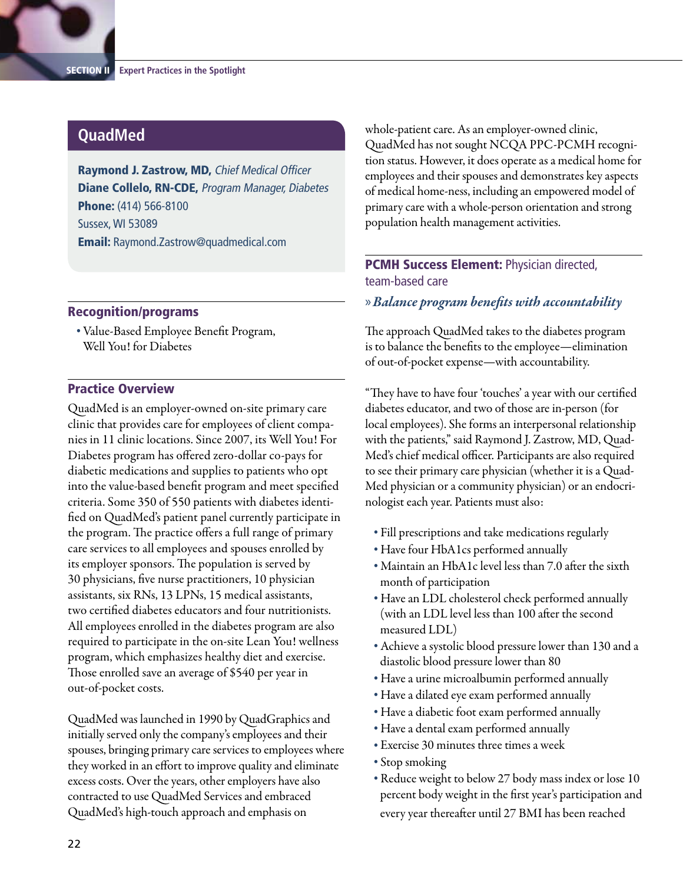## QuadMed

**Raymond J. Zastrow, MD,** *Chief Medical Officer*
**Diane Collelo, RN-CDE,** *Program Manager, Diabetes*
**Phone:** (414) 566-8100
Sussex, WI 53089
**Email:** Raymond.Zastrow@quadmedical.com

### Recognition/programs

- Value-Based Employee Benefit Program, Well You! for Diabetes

### Practice Overview

QuadMed is an employer-owned on-site primary care clinic that provides care for employees of client companies in 11 clinic locations. Since 2007, its Well You! For Diabetes program has offered zero-dollar co-pays for diabetic medications and supplies to patients who opt into the value-based benefit program and meet specified criteria. Some 350 of 550 patients with diabetes identified on QuadMed's patient panel currently participate in the program. The practice offers a full range of primary care services to all employees and spouses enrolled by its employer sponsors. The population is served by 30 physicians, five nurse practitioners, 10 physician assistants, six RNs, 13 LPNs, 15 medical assistants, two certified diabetes educators and four nutritionists. All employees enrolled in the diabetes program are also required to participate in the on-site Lean You! wellness program, which emphasizes healthy diet and exercise. Those enrolled save an average of $540 per year in out-of-pocket costs.

QuadMed was launched in 1990 by QuadGraphics and initially served only the company's employees and their spouses, bringing primary care services to employees where they worked in an effort to improve quality and eliminate excess costs. Over the years, other employers have also contracted to use QuadMed Services and embraced QuadMed's high-touch approach and emphasis on whole-patient care. As an employer-owned clinic, QuadMed has not sought NCQA PPC-PCMH recognition status. However, it does operate as a medical home for employees and their spouses and demonstrates key aspects of medical home-ness, including an empowered model of primary care with a whole-person orientation and strong population health management activities.

### PCMH Success Element: Physician directed, team-based care

**» *Balance program benefits with accountability***

The approach QuadMed takes to the diabetes program is to balance the benefits to the employee—elimination of out-of-pocket expense—with accountability.

"They have to have four 'touches' a year with our certified diabetes educator, and two of those are in-person (for local employees). She forms an interpersonal relationship with the patients," said Raymond J. Zastrow, MD, QuadMed's chief medical officer. Participants are also required to see their primary care physician (whether it is a QuadMed physician or a community physician) or an endocrinologist each year. Patients must also:

- Fill prescriptions and take medications regularly
- Have four HbA1cs performed annually
- Maintain an HbA1c level less than 7.0 after the sixth month of participation
- Have an LDL cholesterol check performed annually (with an LDL level less than 100 after the second measured LDL)
- Achieve a systolic blood pressure lower than 130 and a diastolic blood pressure lower than 80
- Have a urine microalbumin performed annually
- Have a dilated eye exam performed annually
- Have a diabetic foot exam performed annually
- Have a dental exam performed annually
- Exercise 30 minutes three times a week
- Stop smoking
- Reduce weight to below 27 body mass index or lose 10 percent body weight in the first year's participation and every year thereafter until 27 BMI has been reached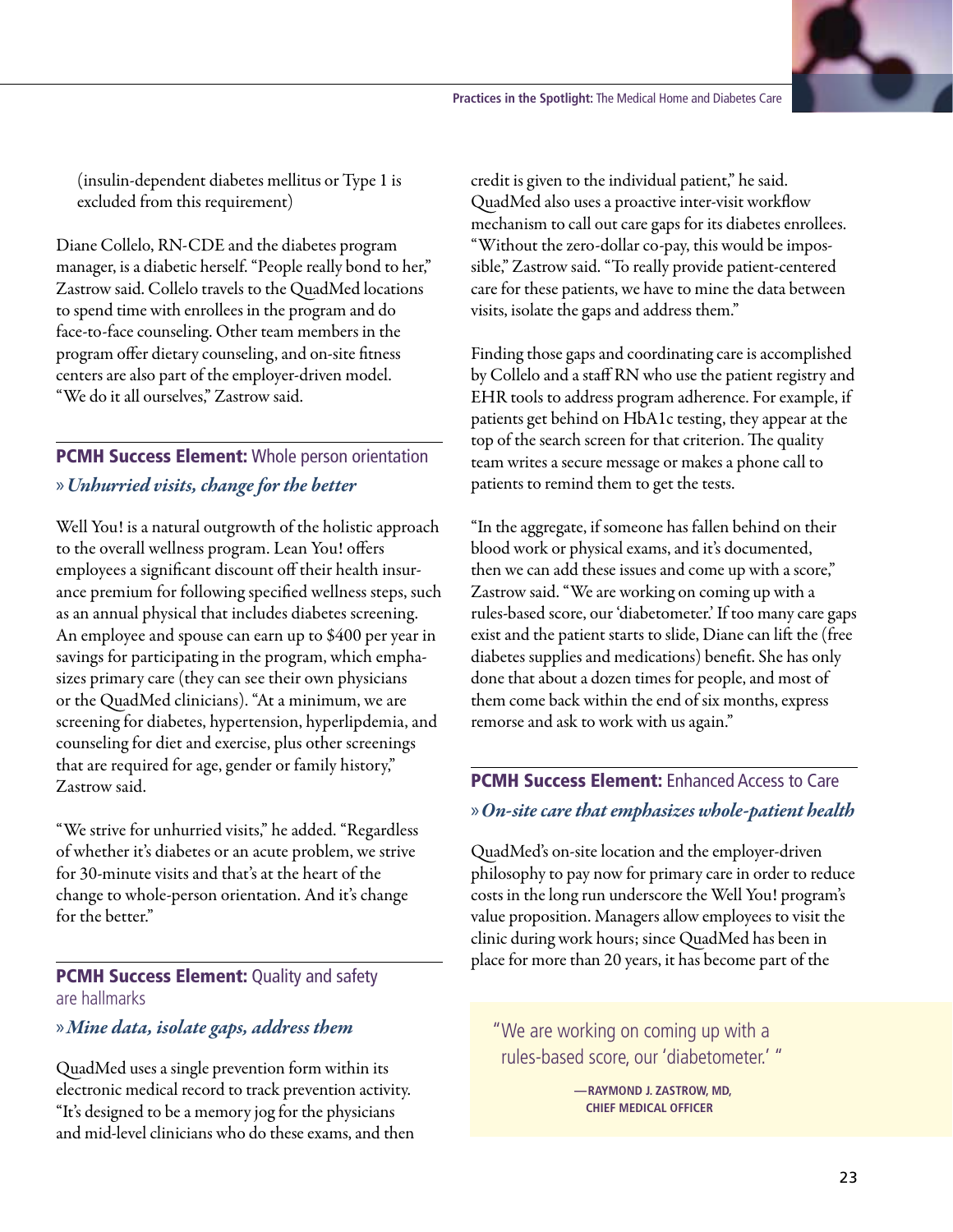(insulin-dependent diabetes mellitus or Type 1 is excluded from this requirement)

Diane Collelo, RN-CDE and the diabetes program manager, is a diabetic herself. "People really bond to her," Zastrow said. Collelo travels to the QuadMed locations to spend time with enrollees in the program and do face-to-face counseling. Other team members in the program offer dietary counseling, and on-site fitness centers are also part of the employer-driven model. "We do it all ourselves," Zastrow said.

## PCMH Success Element: Whole person orientation

### » *Unhurried visits, change for the better*

Well You! is a natural outgrowth of the holistic approach to the overall wellness program. Lean You! offers employees a significant discount off their health insurance premium for following specified wellness steps, such as an annual physical that includes diabetes screening. An employee and spouse can earn up to $400 per year in savings for participating in the program, which emphasizes primary care (they can see their own physicians or the QuadMed clinicians). "At a minimum, we are screening for diabetes, hypertension, hyperlipdemia, and counseling for diet and exercise, plus other screenings that are required for age, gender or family history," Zastrow said.

"We strive for unhurried visits," he added. "Regardless of whether it's diabetes or an acute problem, we strive for 30-minute visits and that's at the heart of the change to whole-person orientation. And it's change for the better."

## PCMH Success Element: Quality and safety are hallmarks

### » *Mine data, isolate gaps, address them*

QuadMed uses a single prevention form within its electronic medical record to track prevention activity. "It's designed to be a memory jog for the physicians and mid-level clinicians who do these exams, and then credit is given to the individual patient," he said. QuadMed also uses a proactive inter-visit workflow mechanism to call out care gaps for its diabetes enrollees. "Without the zero-dollar co-pay, this would be impossible," Zastrow said. "To really provide patient-centered care for these patients, we have to mine the data between visits, isolate the gaps and address them."

Finding those gaps and coordinating care is accomplished by Collelo and a staff RN who use the patient registry and EHR tools to address program adherence. For example, if patients get behind on HbA1c testing, they appear at the top of the search screen for that criterion. The quality team writes a secure message or makes a phone call to patients to remind them to get the tests.

"In the aggregate, if someone has fallen behind on their blood work or physical exams, and it's documented, then we can add these issues and come up with a score," Zastrow said. "We are working on coming up with a rules-based score, our 'diabetometer.' If too many care gaps exist and the patient starts to slide, Diane can lift the (free diabetes supplies and medications) benefit. She has only done that about a dozen times for people, and most of them come back within the end of six months, express remorse and ask to work with us again."

## PCMH Success Element: Enhanced Access to Care

### » *On-site care that emphasizes whole-patient health*

QuadMed's on-site location and the employer-driven philosophy to pay now for primary care in order to reduce costs in the long run underscore the Well You! program's value proposition. Managers allow employees to visit the clinic during work hours; since QuadMed has been in place for more than 20 years, it has become part of the

> "We are working on coming up with a rules-based score, our 'diabetometer.' "
>
> —RAYMOND J. ZASTROW, MD, CHIEF MEDICAL OFFICER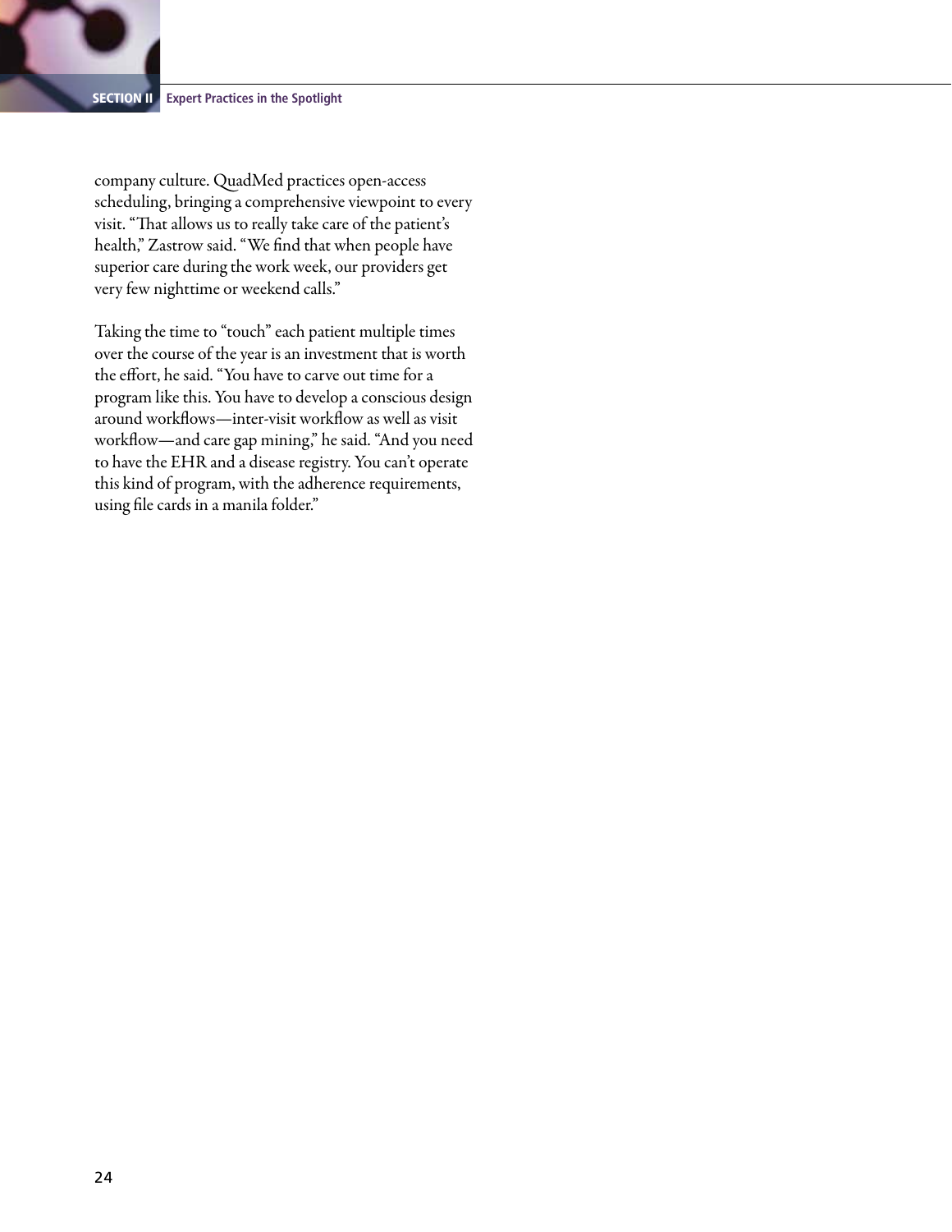company culture. QuadMed practices open-access scheduling, bringing a comprehensive viewpoint to every visit. "That allows us to really take care of the patient's health," Zastrow said. "We find that when people have superior care during the work week, our providers get very few nighttime or weekend calls."

Taking the time to "touch" each patient multiple times over the course of the year is an investment that is worth the effort, he said. "You have to carve out time for a program like this. You have to develop a conscious design around workflows—inter-visit workflow as well as visit workflow—and care gap mining," he said. "And you need to have the EHR and a disease registry. You can't operate this kind of program, with the adherence requirements, using file cards in a manila folder."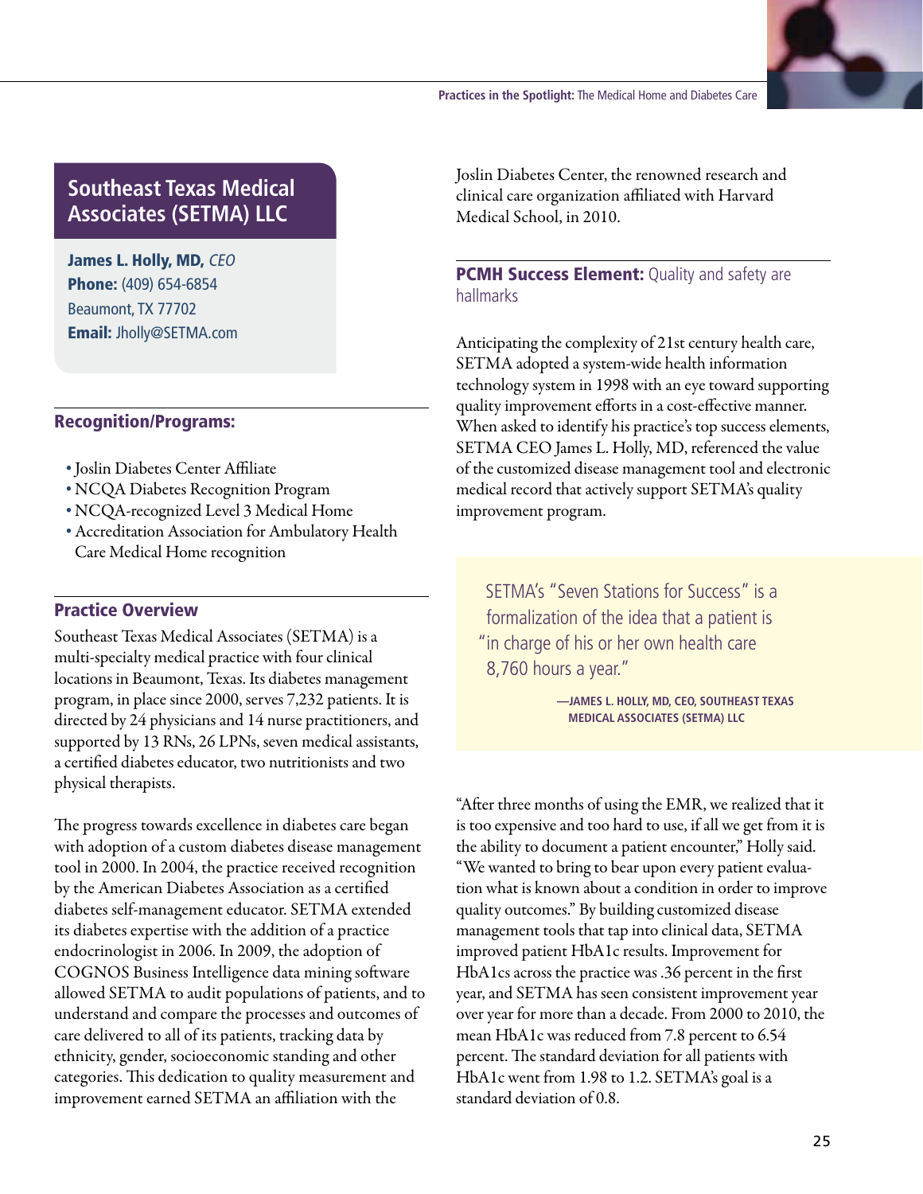## Southeast Texas Medical Associates (SETMA) LLC

**James L. Holly, MD,** *CEO*
**Phone:** (409) 654-6854
Beaumont, TX 77702
**Email:** Jholly@SETMA.com

### Recognition/Programs:

- Joslin Diabetes Center Affiliate
- NCQA Diabetes Recognition Program
- NCQA-recognized Level 3 Medical Home
- Accreditation Association for Ambulatory Health Care Medical Home recognition

### Practice Overview

Southeast Texas Medical Associates (SETMA) is a multi-specialty medical practice with four clinical locations in Beaumont, Texas. Its diabetes management program, in place since 2000, serves 7,232 patients. It is directed by 24 physicians and 14 nurse practitioners, and supported by 13 RNs, 26 LPNs, seven medical assistants, a certified diabetes educator, two nutritionists and two physical therapists.

The progress towards excellence in diabetes care began with adoption of a custom diabetes disease management tool in 2000. In 2004, the practice received recognition by the American Diabetes Association as a certified diabetes self-management educator. SETMA extended its diabetes expertise with the addition of a practice endocrinologist in 2006. In 2009, the adoption of COGNOS Business Intelligence data mining software allowed SETMA to audit populations of patients, and to understand and compare the processes and outcomes of care delivered to all of its patients, tracking data by ethnicity, gender, socioeconomic standing and other categories. This dedication to quality measurement and improvement earned SETMA an affiliation with the Joslin Diabetes Center, the renowned research and clinical care organization affiliated with Harvard Medical School, in 2010.

### PCMH Success Element: Quality and safety are hallmarks

Anticipating the complexity of 21st century health care, SETMA adopted a system-wide health information technology system in 1998 with an eye toward supporting quality improvement efforts in a cost-effective manner. When asked to identify his practice's top success elements, SETMA CEO James L. Holly, MD, referenced the value of the customized disease management tool and electronic medical record that actively support SETMA's quality improvement program.

> SETMA's "Seven Stations for Success" is a formalization of the idea that a patient is "in charge of his or her own health care 8,760 hours a year."
>
> —JAMES L. HOLLY, MD, CEO, SOUTHEAST TEXAS MEDICAL ASSOCIATES (SETMA) LLC

"After three months of using the EMR, we realized that it is too expensive and too hard to use, if all we get from it is the ability to document a patient encounter," Holly said. "We wanted to bring to bear upon every patient evaluation what is known about a condition in order to improve quality outcomes." By building customized disease management tools that tap into clinical data, SETMA improved patient HbA1c results. Improvement for HbA1cs across the practice was .36 percent in the first year, and SETMA has seen consistent improvement year over year for more than a decade. From 2000 to 2010, the mean HbA1c was reduced from 7.8 percent to 6.54 percent. The standard deviation for all patients with HbA1c went from 1.98 to 1.2. SETMA's goal is a standard deviation of 0.8.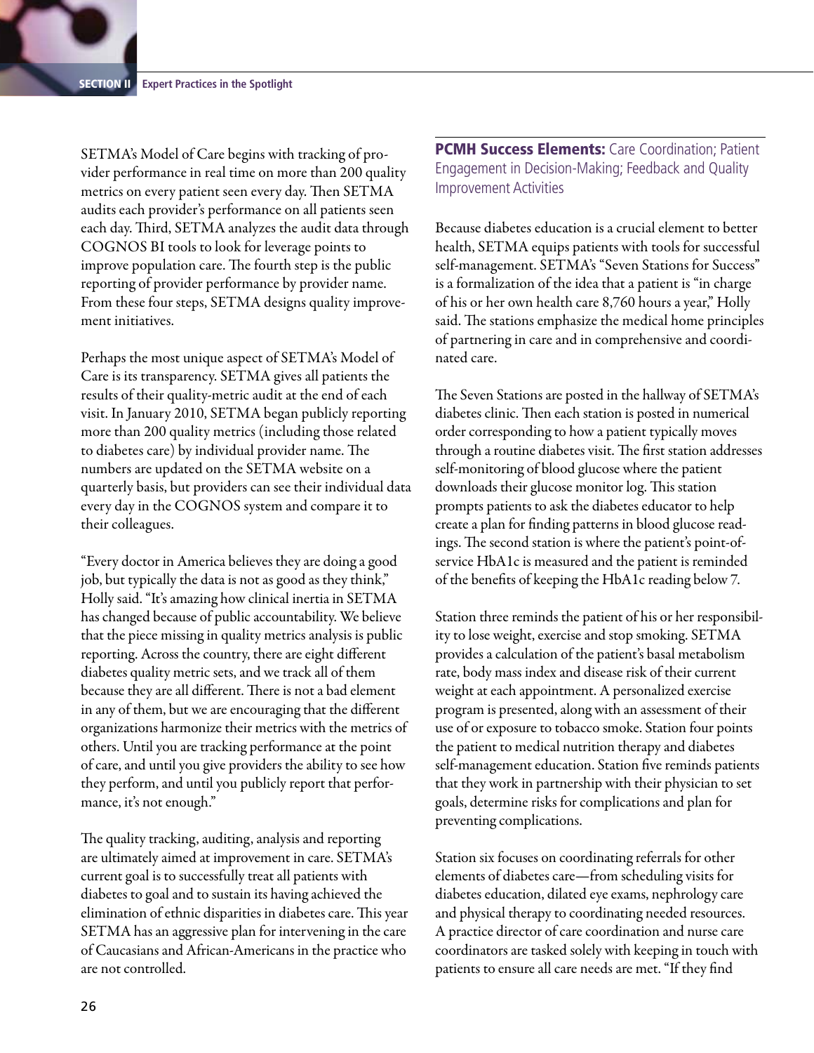SETMA's Model of Care begins with tracking of provider performance in real time on more than 200 quality metrics on every patient seen every day. Then SETMA audits each provider's performance on all patients seen each day. Third, SETMA analyzes the audit data through COGNOS BI tools to look for leverage points to improve population care. The fourth step is the public reporting of provider performance by provider name. From these four steps, SETMA designs quality improvement initiatives.

Perhaps the most unique aspect of SETMA's Model of Care is its transparency. SETMA gives all patients the results of their quality-metric audit at the end of each visit. In January 2010, SETMA began publicly reporting more than 200 quality metrics (including those related to diabetes care) by individual provider name. The numbers are updated on the SETMA website on a quarterly basis, but providers can see their individual data every day in the COGNOS system and compare it to their colleagues.

"Every doctor in America believes they are doing a good job, but typically the data is not as good as they think," Holly said. "It's amazing how clinical inertia in SETMA has changed because of public accountability. We believe that the piece missing in quality metrics analysis is public reporting. Across the country, there are eight different diabetes quality metric sets, and we track all of them because they are all different. There is not a bad element in any of them, but we are encouraging that the different organizations harmonize their metrics with the metrics of others. Until you are tracking performance at the point of care, and until you give providers the ability to see how they perform, and until you publicly report that performance, it's not enough."

The quality tracking, auditing, analysis and reporting are ultimately aimed at improvement in care. SETMA's current goal is to successfully treat all patients with diabetes to goal and to sustain its having achieved the elimination of ethnic disparities in diabetes care. This year SETMA has an aggressive plan for intervening in the care of Caucasians and African-Americans in the practice who are not controlled.

**PCMH Success Elements:** Care Coordination; Patient Engagement in Decision-Making; Feedback and Quality Improvement Activities

Because diabetes education is a crucial element to better health, SETMA equips patients with tools for successful self-management. SETMA's "Seven Stations for Success" is a formalization of the idea that a patient is "in charge of his or her own health care 8,760 hours a year," Holly said. The stations emphasize the medical home principles of partnering in care and in comprehensive and coordinated care.

The Seven Stations are posted in the hallway of SETMA's diabetes clinic. Then each station is posted in numerical order corresponding to how a patient typically moves through a routine diabetes visit. The first station addresses self-monitoring of blood glucose where the patient downloads their glucose monitor log. This station prompts patients to ask the diabetes educator to help create a plan for finding patterns in blood glucose readings. The second station is where the patient's point-of-service HbA1c is measured and the patient is reminded of the benefits of keeping the HbA1c reading below 7.

Station three reminds the patient of his or her responsibility to lose weight, exercise and stop smoking. SETMA provides a calculation of the patient's basal metabolism rate, body mass index and disease risk of their current weight at each appointment. A personalized exercise program is presented, along with an assessment of their use of or exposure to tobacco smoke. Station four points the patient to medical nutrition therapy and diabetes self-management education. Station five reminds patients that they work in partnership with their physician to set goals, determine risks for complications and plan for preventing complications.

Station six focuses on coordinating referrals for other elements of diabetes care—from scheduling visits for diabetes education, dilated eye exams, nephrology care and physical therapy to coordinating needed resources. A practice director of care coordination and nurse care coordinators are tasked solely with keeping in touch with patients to ensure all care needs are met. "If they find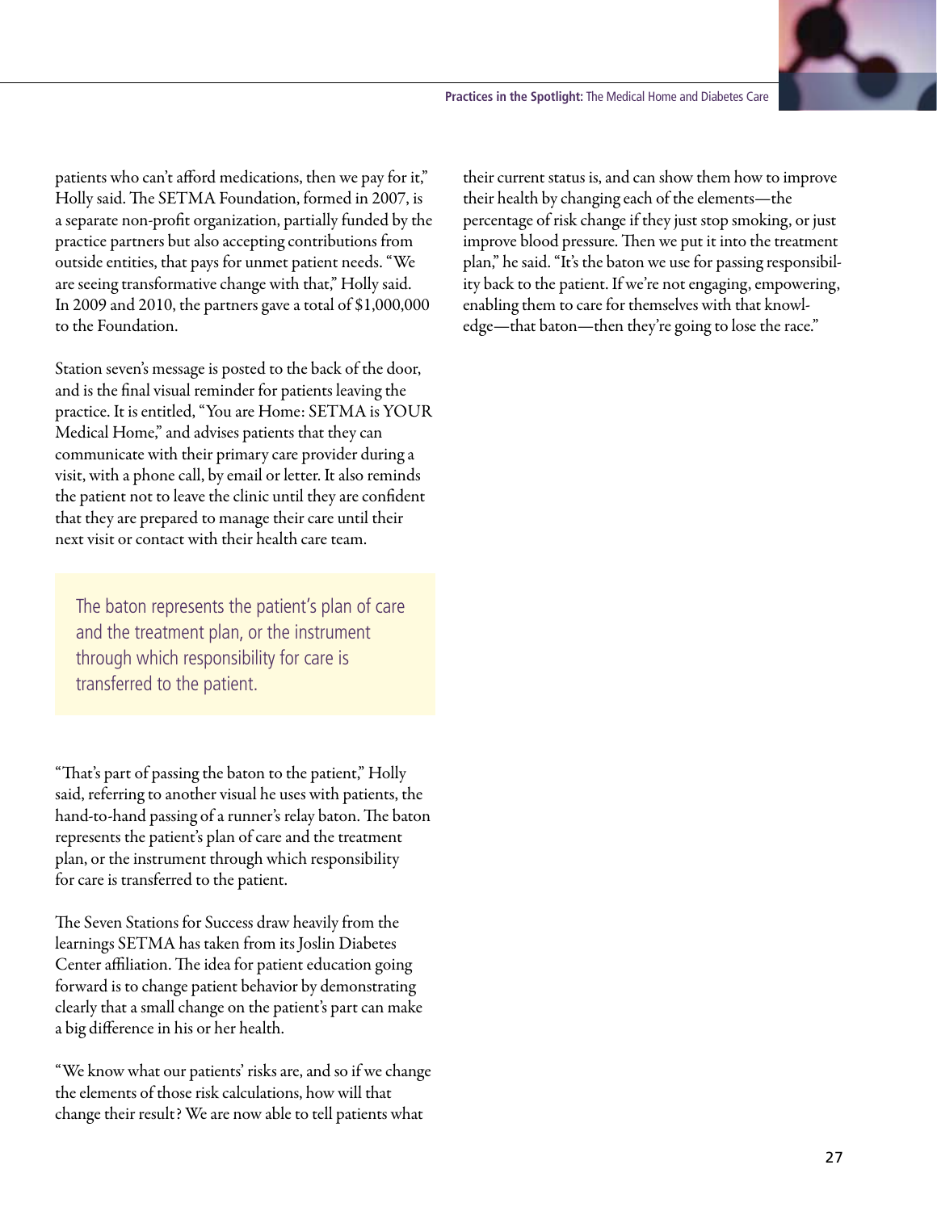patients who can't afford medications, then we pay for it," Holly said. The SETMA Foundation, formed in 2007, is a separate non-profit organization, partially funded by the practice partners but also accepting contributions from outside entities, that pays for unmet patient needs. "We are seeing transformative change with that," Holly said. In 2009 and 2010, the partners gave a total of $1,000,000 to the Foundation.

Station seven's message is posted to the back of the door, and is the final visual reminder for patients leaving the practice. It is entitled, "You are Home: SETMA is YOUR Medical Home," and advises patients that they can communicate with their primary care provider during a visit, with a phone call, by email or letter. It also reminds the patient not to leave the clinic until they are confident that they are prepared to manage their care until their next visit or contact with their health care team.

> The baton represents the patient's plan of care and the treatment plan, or the instrument through which responsibility for care is transferred to the patient.

"That's part of passing the baton to the patient," Holly said, referring to another visual he uses with patients, the hand-to-hand passing of a runner's relay baton. The baton represents the patient's plan of care and the treatment plan, or the instrument through which responsibility for care is transferred to the patient.

The Seven Stations for Success draw heavily from the learnings SETMA has taken from its Joslin Diabetes Center affiliation. The idea for patient education going forward is to change patient behavior by demonstrating clearly that a small change on the patient's part can make a big difference in his or her health.

"We know what our patients' risks are, and so if we change the elements of those risk calculations, how will that change their result? We are now able to tell patients what their current status is, and can show them how to improve their health by changing each of the elements—the percentage of risk change if they just stop smoking, or just improve blood pressure. Then we put it into the treatment plan," he said. "It's the baton we use for passing responsibility back to the patient. If we're not engaging, empowering, enabling them to care for themselves with that knowledge—that baton—then they're going to lose the race."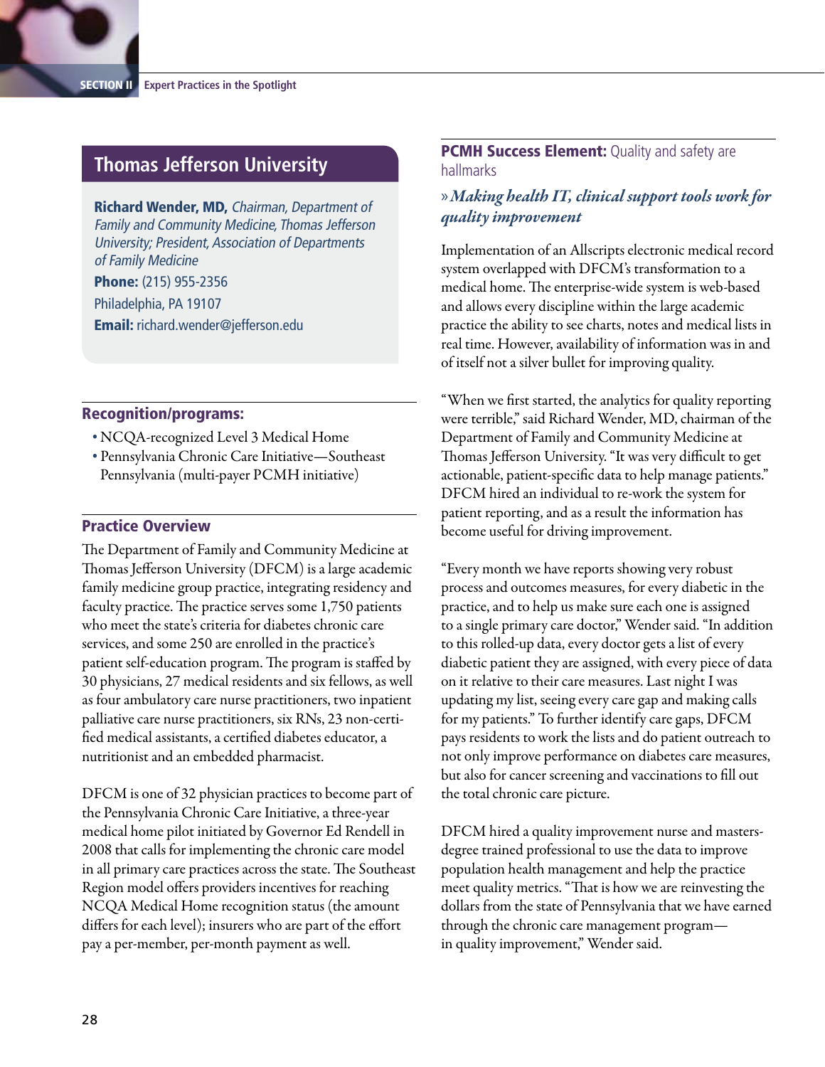## Thomas Jefferson University

**Richard Wender, MD,** *Chairman, Department of Family and Community Medicine, Thomas Jefferson University; President, Association of Departments of Family Medicine*
**Phone:** (215) 955-2356
Philadelphia, PA 19107
**Email:** richard.wender@jefferson.edu

### Recognition/programs:

- NCQA-recognized Level 3 Medical Home
- Pennsylvania Chronic Care Initiative—Southeast Pennsylvania (multi-payer PCMH initiative)

### Practice Overview

The Department of Family and Community Medicine at Thomas Jefferson University (DFCM) is a large academic family medicine group practice, integrating residency and faculty practice. The practice serves some 1,750 patients who meet the state's criteria for diabetes chronic care services, and some 250 are enrolled in the practice's patient self-education program. The program is staffed by 30 physicians, 27 medical residents and six fellows, as well as four ambulatory care nurse practitioners, two inpatient palliative care nurse practitioners, six RNs, 23 non-certified medical assistants, a certified diabetes educator, a nutritionist and an embedded pharmacist.

DFCM is one of 32 physician practices to become part of the Pennsylvania Chronic Care Initiative, a three-year medical home pilot initiated by Governor Ed Rendell in 2008 that calls for implementing the chronic care model in all primary care practices across the state. The Southeast Region model offers providers incentives for reaching NCQA Medical Home recognition status (the amount differs for each level); insurers who are part of the effort pay a per-member, per-month payment as well.

**PCMH Success Element:** Quality and safety are hallmarks

### » *Making health IT, clinical support tools work for quality improvement*

Implementation of an Allscripts electronic medical record system overlapped with DFCM's transformation to a medical home. The enterprise-wide system is web-based and allows every discipline within the large academic practice the ability to see charts, notes and medical lists in real time. However, availability of information was in and of itself not a silver bullet for improving quality.

"When we first started, the analytics for quality reporting were terrible," said Richard Wender, MD, chairman of the Department of Family and Community Medicine at Thomas Jefferson University. "It was very difficult to get actionable, patient-specific data to help manage patients." DFCM hired an individual to re-work the system for patient reporting, and as a result the information has become useful for driving improvement.

"Every month we have reports showing very robust process and outcomes measures, for every diabetic in the practice, and to help us make sure each one is assigned to a single primary care doctor," Wender said. "In addition to this rolled-up data, every doctor gets a list of every diabetic patient they are assigned, with every piece of data on it relative to their care measures. Last night I was updating my list, seeing every care gap and making calls for my patients." To further identify care gaps, DFCM pays residents to work the lists and do patient outreach to not only improve performance on diabetes care measures, but also for cancer screening and vaccinations to fill out the total chronic care picture.

DFCM hired a quality improvement nurse and masters-degree trained professional to use the data to improve population health management and help the practice meet quality metrics. "That is how we are reinvesting the dollars from the state of Pennsylvania that we have earned through the chronic care management program—in quality improvement," Wender said.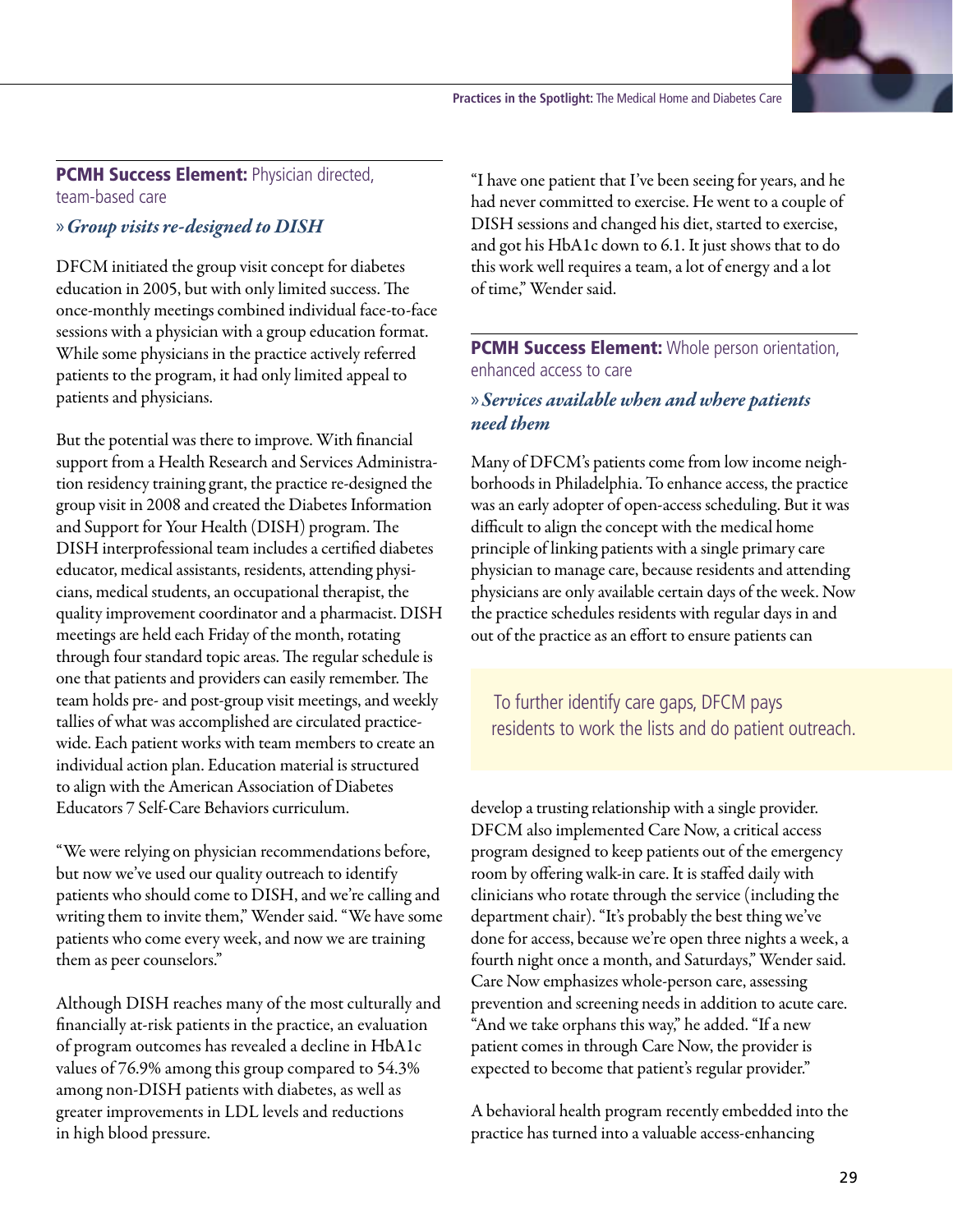## **PCMH Success Element:** Physician directed, team-based care

### » *Group visits re-designed to DISH*

DFCM initiated the group visit concept for diabetes education in 2005, but with only limited success. The once-monthly meetings combined individual face-to-face sessions with a physician with a group education format. While some physicians in the practice actively referred patients to the program, it had only limited appeal to patients and physicians.

But the potential was there to improve. With financial support from a Health Research and Services Administration residency training grant, the practice re-designed the group visit in 2008 and created the Diabetes Information and Support for Your Health (DISH) program. The DISH interprofessional team includes a certified diabetes educator, medical assistants, residents, attending physicians, medical students, an occupational therapist, the quality improvement coordinator and a pharmacist. DISH meetings are held each Friday of the month, rotating through four standard topic areas. The regular schedule is one that patients and providers can easily remember. The team holds pre- and post-group visit meetings, and weekly tallies of what was accomplished are circulated practice-wide. Each patient works with team members to create an individual action plan. Education material is structured to align with the American Association of Diabetes Educators 7 Self-Care Behaviors curriculum.

"We were relying on physician recommendations before, but now we've used our quality outreach to identify patients who should come to DISH, and we're calling and writing them to invite them," Wender said. "We have some patients who come every week, and now we are training them as peer counselors."

Although DISH reaches many of the most culturally and financially at-risk patients in the practice, an evaluation of program outcomes has revealed a decline in HbA1c values of 76.9% among this group compared to 54.3% among non-DISH patients with diabetes, as well as greater improvements in LDL levels and reductions in high blood pressure.

"I have one patient that I've been seeing for years, and he had never committed to exercise. He went to a couple of DISH sessions and changed his diet, started to exercise, and got his HbA1c down to 6.1. It just shows that to do this work well requires a team, a lot of energy and a lot of time," Wender said.

## **PCMH Success Element:** Whole person orientation, enhanced access to care

### » *Services available when and where patients need them*

Many of DFCM's patients come from low income neighborhoods in Philadelphia. To enhance access, the practice was an early adopter of open-access scheduling. But it was difficult to align the concept with the medical home principle of linking patients with a single primary care physician to manage care, because residents and attending physicians are only available certain days of the week. Now the practice schedules residents with regular days in and out of the practice as an effort to ensure patients can develop a trusting relationship with a single provider. DFCM also implemented Care Now, a critical access program designed to keep patients out of the emergency room by offering walk-in care. It is staffed daily with clinicians who rotate through the service (including the department chair). "It's probably the best thing we've done for access, because we're open three nights a week, a fourth night once a month, and Saturdays," Wender said. Care Now emphasizes whole-person care, assessing prevention and screening needs in addition to acute care. "And we take orphans this way," he added. "If a new patient comes in through Care Now, the provider is expected to become that patient's regular provider."

> To further identify care gaps, DFCM pays residents to work the lists and do patient outreach.

A behavioral health program recently embedded into the practice has turned into a valuable access-enhancing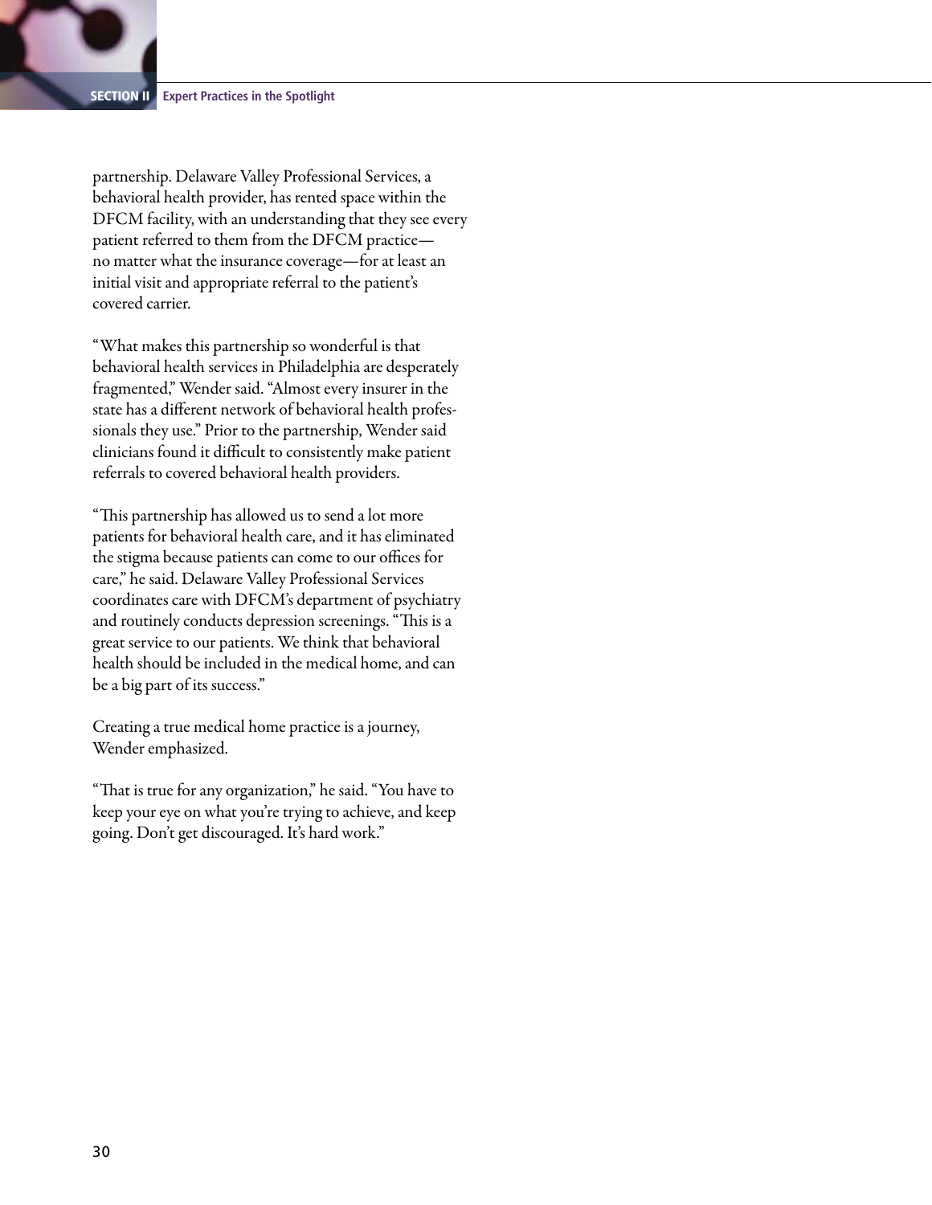partnership. Delaware Valley Professional Services, a behavioral health provider, has rented space within the DFCM facility, with an understanding that they see every patient referred to them from the DFCM practice—no matter what the insurance coverage—for at least an initial visit and appropriate referral to the patient's covered carrier.

"What makes this partnership so wonderful is that behavioral health services in Philadelphia are desperately fragmented," Wender said. "Almost every insurer in the state has a different network of behavioral health professionals they use." Prior to the partnership, Wender said clinicians found it difficult to consistently make patient referrals to covered behavioral health providers.

"This partnership has allowed us to send a lot more patients for behavioral health care, and it has eliminated the stigma because patients can come to our offices for care," he said. Delaware Valley Professional Services coordinates care with DFCM's department of psychiatry and routinely conducts depression screenings. "This is a great service to our patients. We think that behavioral health should be included in the medical home, and can be a big part of its success."

Creating a true medical home practice is a journey, Wender emphasized.

"That is true for any organization," he said. "You have to keep your eye on what you're trying to achieve, and keep going. Don't get discouraged. It's hard work."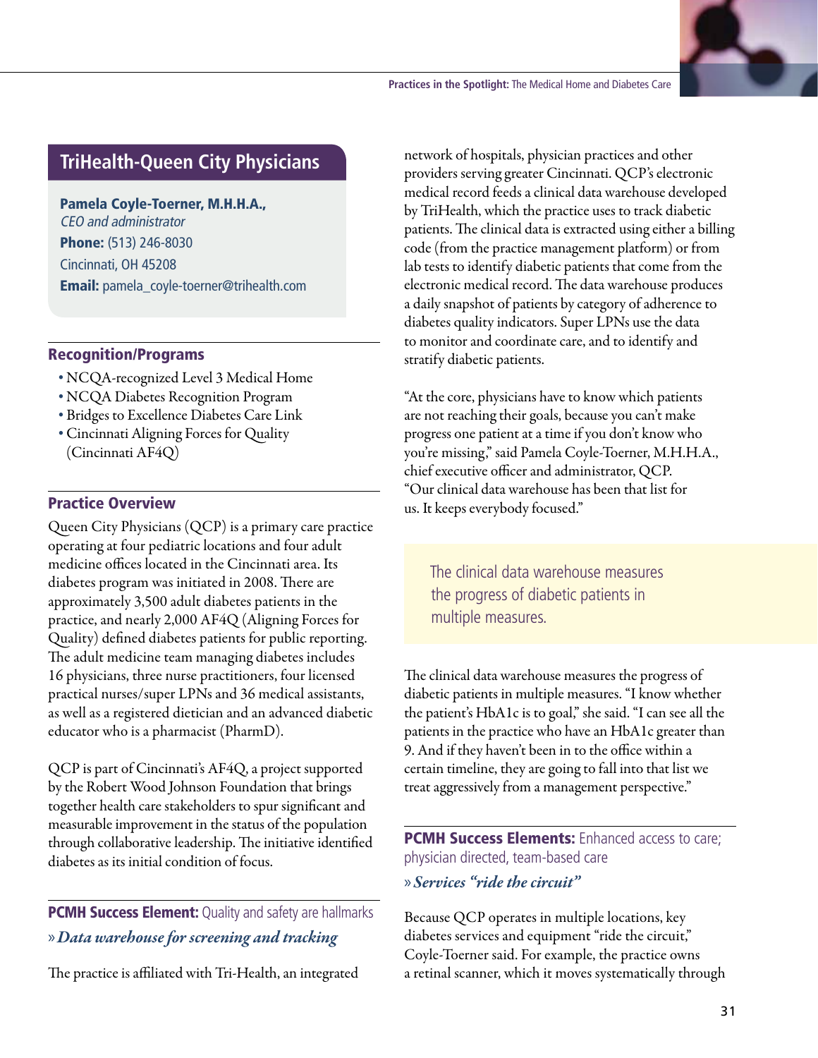## TriHealth-Queen City Physicians

**Pamela Coyle-Toerner, M.H.H.A.,**
*CEO and administrator*
**Phone:** (513) 246-8030
Cincinnati, OH 45208
**Email:** pamela_coyle-toerner@trihealth.com

### Recognition/Programs

- NCQA-recognized Level 3 Medical Home
- NCQA Diabetes Recognition Program
- Bridges to Excellence Diabetes Care Link
- Cincinnati Aligning Forces for Quality (Cincinnati AF4Q)

### Practice Overview

Queen City Physicians (QCP) is a primary care practice operating at four pediatric locations and four adult medicine offices located in the Cincinnati area. Its diabetes program was initiated in 2008. There are approximately 3,500 adult diabetes patients in the practice, and nearly 2,000 AF4Q (Aligning Forces for Quality) defined diabetes patients for public reporting. The adult medicine team managing diabetes includes 16 physicians, three nurse practitioners, four licensed practical nurses/super LPNs and 36 medical assistants, as well as a registered dietician and an advanced diabetic educator who is a pharmacist (PharmD).

QCP is part of Cincinnati's AF4Q, a project supported by the Robert Wood Johnson Foundation that brings together health care stakeholders to spur significant and measurable improvement in the status of the population through collaborative leadership. The initiative identified diabetes as its initial condition of focus.

### PCMH Success Element: Quality and safety are hallmarks

#### » *Data warehouse for screening and tracking*

The practice is affiliated with Tri-Health, an integrated network of hospitals, physician practices and other providers serving greater Cincinnati. QCP's electronic medical record feeds a clinical data warehouse developed by TriHealth, which the practice uses to track diabetic patients. The clinical data is extracted using either a billing code (from the practice management platform) or from lab tests to identify diabetic patients that come from the electronic medical record. The data warehouse produces a daily snapshot of patients by category of adherence to diabetes quality indicators. Super LPNs use the data to monitor and coordinate care, and to identify and stratify diabetic patients.

"At the core, physicians have to know which patients are not reaching their goals, because you can't make progress one patient at a time if you don't know who you're missing," said Pamela Coyle-Toerner, M.H.H.A., chief executive officer and administrator, QCP. "Our clinical data warehouse has been that list for us. It keeps everybody focused."

> The clinical data warehouse measures the progress of diabetic patients in multiple measures.

The clinical data warehouse measures the progress of diabetic patients in multiple measures. "I know whether the patient's HbA1c is to goal," she said. "I can see all the patients in the practice who have an HbA1c greater than 9. And if they haven't been in to the office within a certain timeline, they are going to fall into that list we treat aggressively from a management perspective."

### PCMH Success Elements: Enhanced access to care; physician directed, team-based care

#### » *Services "ride the circuit"*

Because QCP operates in multiple locations, key diabetes services and equipment "ride the circuit," Coyle-Toerner said. For example, the practice owns a retinal scanner, which it moves systematically through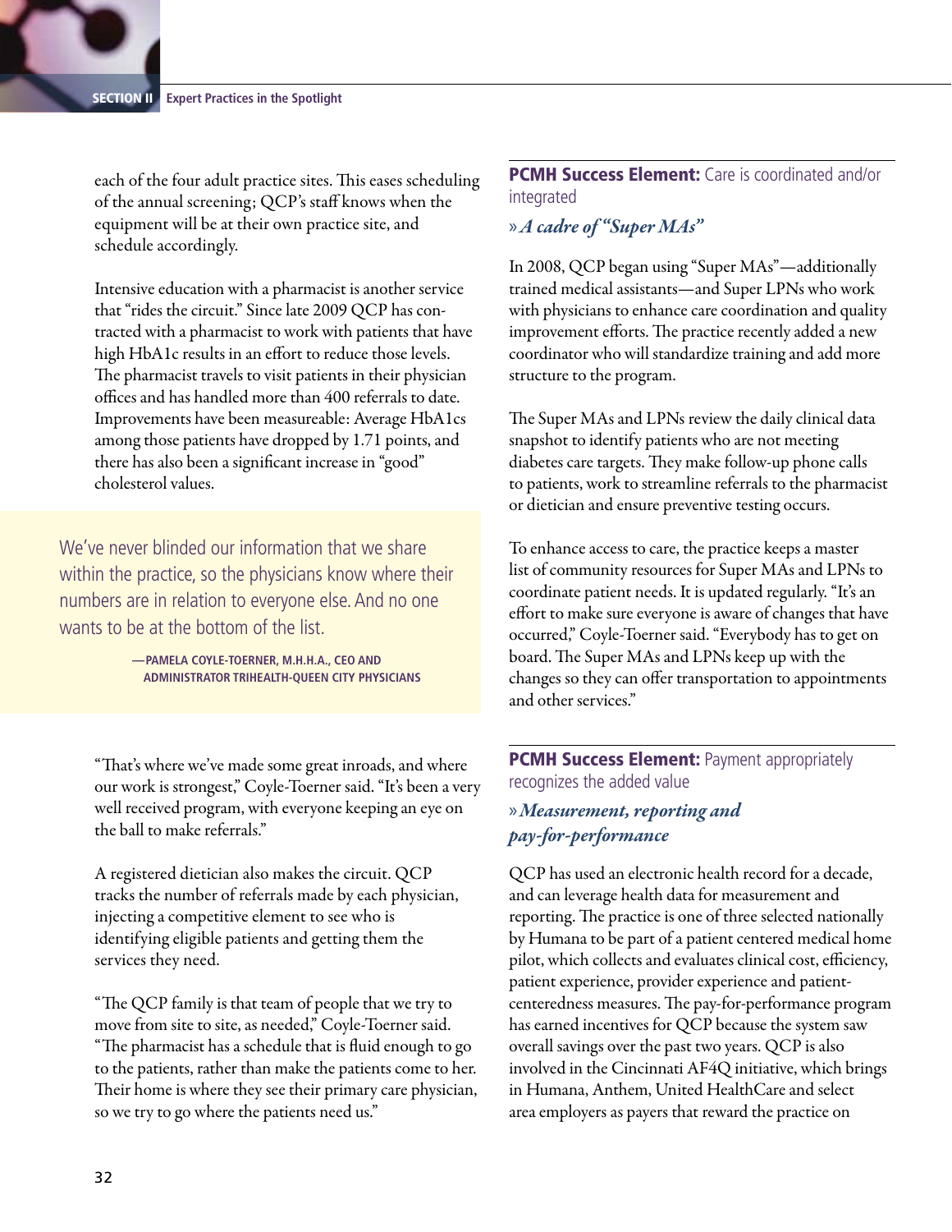each of the four adult practice sites. This eases scheduling of the annual screening; QCP's staff knows when the equipment will be at their own practice site, and schedule accordingly.

Intensive education with a pharmacist is another service that "rides the circuit." Since late 2009 QCP has contracted with a pharmacist to work with patients that have high HbA1c results in an effort to reduce those levels. The pharmacist travels to visit patients in their physician offices and has handled more than 400 referrals to date. Improvements have been measureable: Average HbA1cs among those patients have dropped by 1.71 points, and there has also been a significant increase in "good" cholesterol values.

> We've never blinded our information that we share within the practice, so the physicians know where their numbers are in relation to everyone else. And no one wants to be at the bottom of the list.
>
> —PAMELA COYLE-TOERNER, M.H.H.A., CEO AND ADMINISTRATOR TRIHEALTH-QUEEN CITY PHYSICIANS

"That's where we've made some great inroads, and where our work is strongest," Coyle-Toerner said. "It's been a very well received program, with everyone keeping an eye on the ball to make referrals."

A registered dietician also makes the circuit. QCP tracks the number of referrals made by each physician, injecting a competitive element to see who is identifying eligible patients and getting them the services they need.

"The QCP family is that team of people that we try to move from site to site, as needed," Coyle-Toerner said. "The pharmacist has a schedule that is fluid enough to go to the patients, rather than make the patients come to her. Their home is where they see their primary care physician, so we try to go where the patients need us."

## PCMH Success Element: Care is coordinated and/or integrated

### » *A cadre of "Super MAs"*

In 2008, QCP began using "Super MAs"—additionally trained medical assistants—and Super LPNs who work with physicians to enhance care coordination and quality improvement efforts. The practice recently added a new coordinator who will standardize training and add more structure to the program.

The Super MAs and LPNs review the daily clinical data snapshot to identify patients who are not meeting diabetes care targets. They make follow-up phone calls to patients, work to streamline referrals to the pharmacist or dietician and ensure preventive testing occurs.

To enhance access to care, the practice keeps a master list of community resources for Super MAs and LPNs to coordinate patient needs. It is updated regularly. "It's an effort to make sure everyone is aware of changes that have occurred," Coyle-Toerner said. "Everybody has to get on board. The Super MAs and LPNs keep up with the changes so they can offer transportation to appointments and other services."

## PCMH Success Element: Payment appropriately recognizes the added value

### » *Measurement, reporting and pay-for-performance*

QCP has used an electronic health record for a decade, and can leverage health data for measurement and reporting. The practice is one of three selected nationally by Humana to be part of a patient centered medical home pilot, which collects and evaluates clinical cost, efficiency, patient experience, provider experience and patient-centeredness measures. The pay-for-performance program has earned incentives for QCP because the system saw overall savings over the past two years. QCP is also involved in the Cincinnati AF4Q initiative, which brings in Humana, Anthem, United HealthCare and select area employers as payers that reward the practice on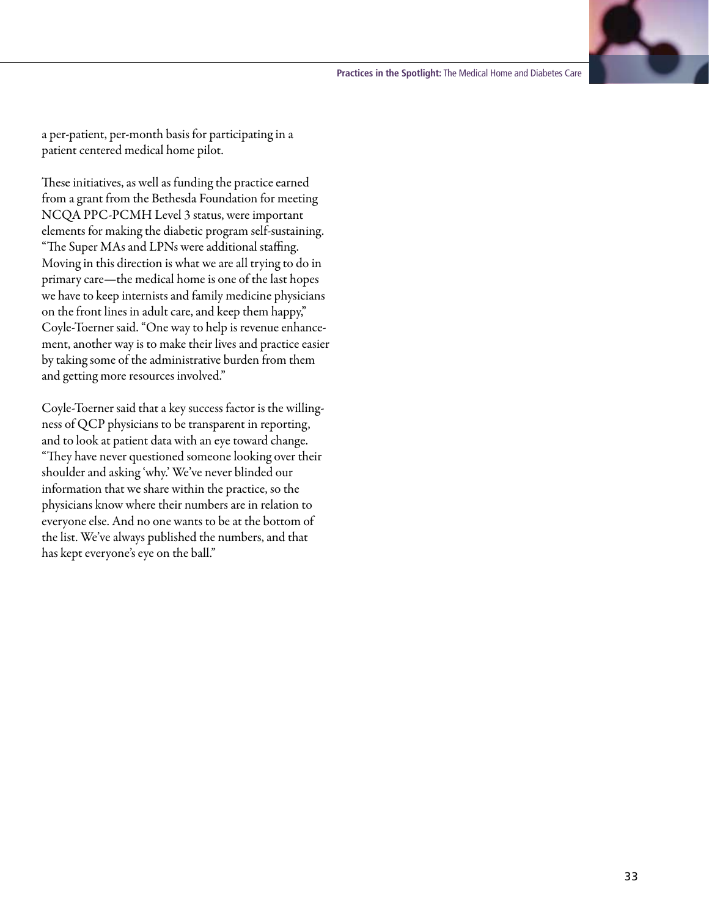a per-patient, per-month basis for participating in a patient centered medical home pilot.

These initiatives, as well as funding the practice earned from a grant from the Bethesda Foundation for meeting NCQA PPC-PCMH Level 3 status, were important elements for making the diabetic program self-sustaining. "The Super MAs and LPNs were additional staffing. Moving in this direction is what we are all trying to do in primary care—the medical home is one of the last hopes we have to keep internists and family medicine physicians on the front lines in adult care, and keep them happy," Coyle-Toerner said. "One way to help is revenue enhancement, another way is to make their lives and practice easier by taking some of the administrative burden from them and getting more resources involved."

Coyle-Toerner said that a key success factor is the willingness of QCP physicians to be transparent in reporting, and to look at patient data with an eye toward change. "They have never questioned someone looking over their shoulder and asking 'why.' We've never blinded our information that we share within the practice, so the physicians know where their numbers are in relation to everyone else. And no one wants to be at the bottom of the list. We've always published the numbers, and that has kept everyone's eye on the ball."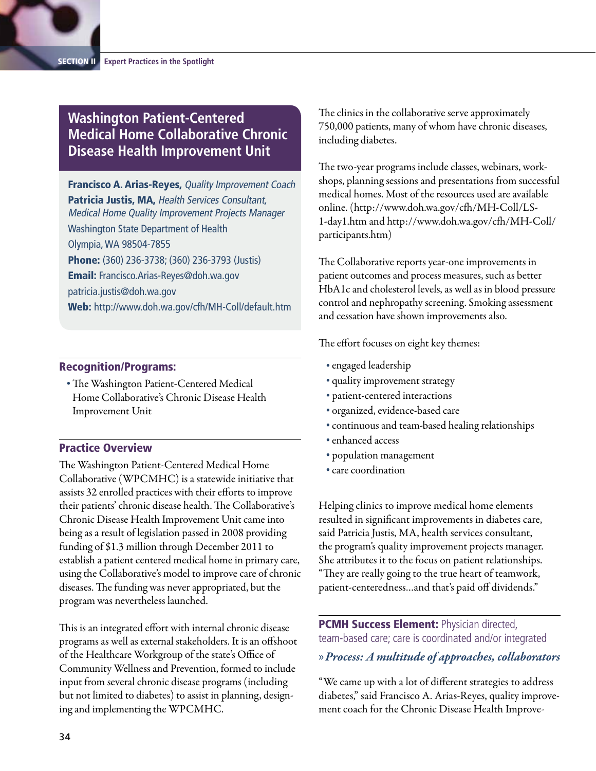## Washington Patient-Centered Medical Home Collaborative Chronic Disease Health Improvement Unit

**Francisco A. Arias-Reyes,** *Quality Improvement Coach*
**Patricia Justis, MA,** *Health Services Consultant, Medical Home Quality Improvement Projects Manager*
Washington State Department of Health
Olympia, WA 98504-7855
**Phone:** (360) 236-3738; (360) 236-3793 (Justis)
**Email:** Francisco.Arias-Reyes@doh.wa.gov
patricia.justis@doh.wa.gov
**Web:** http://www.doh.wa.gov/cfh/MH-Coll/default.htm

### Recognition/Programs:

- The Washington Patient-Centered Medical Home Collaborative's Chronic Disease Health Improvement Unit

### Practice Overview

The Washington Patient-Centered Medical Home Collaborative (WPCMHC) is a statewide initiative that assists 32 enrolled practices with their efforts to improve their patients' chronic disease health. The Collaborative's Chronic Disease Health Improvement Unit came into being as a result of legislation passed in 2008 providing funding of $1.3 million through December 2011 to establish a patient centered medical home in primary care, using the Collaborative's model to improve care of chronic diseases. The funding was never appropriated, but the program was nevertheless launched.

This is an integrated effort with internal chronic disease programs as well as external stakeholders. It is an offshoot of the Healthcare Workgroup of the state's Office of Community Wellness and Prevention, formed to include input from several chronic disease programs (including but not limited to diabetes) to assist in planning, designing and implementing the WPCMHC.

The clinics in the collaborative serve approximately 750,000 patients, many of whom have chronic diseases, including diabetes.

The two-year programs include classes, webinars, workshops, planning sessions and presentations from successful medical homes. Most of the resources used are available online. (http://www.doh.wa.gov/cfh/MH-Coll/LS-1-day1.htm and http://www.doh.wa.gov/cfh/MH-Coll/participants.htm)

The Collaborative reports year-one improvements in patient outcomes and process measures, such as better HbA1c and cholesterol levels, as well as in blood pressure control and nephropathy screening. Smoking assessment and cessation have shown improvements also.

The effort focuses on eight key themes:

- engaged leadership
- quality improvement strategy
- patient-centered interactions
- organized, evidence-based care
- continuous and team-based healing relationships
- enhanced access
- population management
- care coordination

Helping clinics to improve medical home elements resulted in significant improvements in diabetes care, said Patricia Justis, MA, health services consultant, the program's quality improvement projects manager. She attributes it to the focus on patient relationships. "They are really going to the true heart of teamwork, patient-centeredness...and that's paid off dividends."

**PCMH Success Element:** Physician directed, team-based care; care is coordinated and/or integrated

» ***Process: A multitude of approaches, collaborators***

"We came up with a lot of different strategies to address diabetes," said Francisco A. Arias-Reyes, quality improvement coach for the Chronic Disease Health Improve-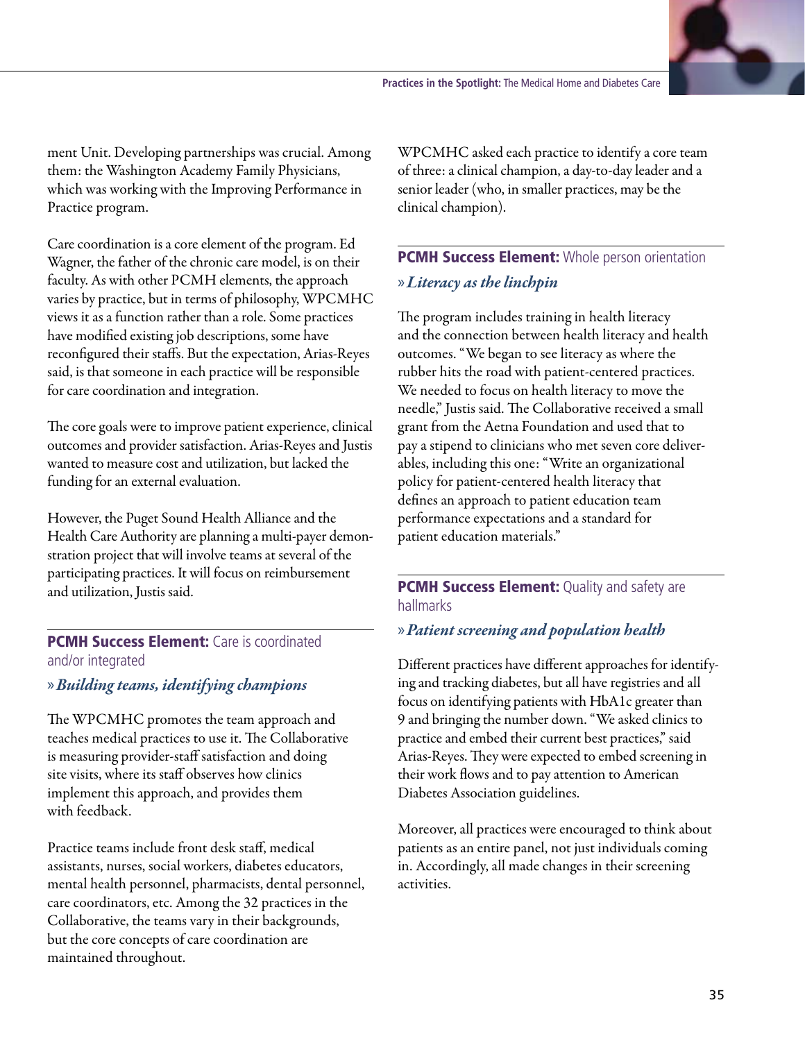ment Unit. Developing partnerships was crucial. Among them: the Washington Academy Family Physicians, which was working with the Improving Performance in Practice program.

Care coordination is a core element of the program. Ed Wagner, the father of the chronic care model, is on their faculty. As with other PCMH elements, the approach varies by practice, but in terms of philosophy, WPCMHC views it as a function rather than a role. Some practices have modified existing job descriptions, some have reconfigured their staffs. But the expectation, Arias-Reyes said, is that someone in each practice will be responsible for care coordination and integration.

The core goals were to improve patient experience, clinical outcomes and provider satisfaction. Arias-Reyes and Justis wanted to measure cost and utilization, but lacked the funding for an external evaluation.

However, the Puget Sound Health Alliance and the Health Care Authority are planning a multi-payer demonstration project that will involve teams at several of the participating practices. It will focus on reimbursement and utilization, Justis said.

### **PCMH Success Element:** Care is coordinated and/or integrated

#### » *Building teams, identifying champions*

The WPCMHC promotes the team approach and teaches medical practices to use it. The Collaborative is measuring provider-staff satisfaction and doing site visits, where its staff observes how clinics implement this approach, and provides them with feedback.

Practice teams include front desk staff, medical assistants, nurses, social workers, diabetes educators, mental health personnel, pharmacists, dental personnel, care coordinators, etc. Among the 32 practices in the Collaborative, the teams vary in their backgrounds, but the core concepts of care coordination are maintained throughout.

WPCMHC asked each practice to identify a core team of three: a clinical champion, a day-to-day leader and a senior leader (who, in smaller practices, may be the clinical champion).

### **PCMH Success Element:** Whole person orientation

#### » *Literacy as the linchpin*

The program includes training in health literacy and the connection between health literacy and health outcomes. "We began to see literacy as where the rubber hits the road with patient-centered practices. We needed to focus on health literacy to move the needle," Justis said. The Collaborative received a small grant from the Aetna Foundation and used that to pay a stipend to clinicians who met seven core deliverables, including this one: "Write an organizational policy for patient-centered health literacy that defines an approach to patient education team performance expectations and a standard for patient education materials."

### **PCMH Success Element:** Quality and safety are hallmarks

#### » *Patient screening and population health*

Different practices have different approaches for identifying and tracking diabetes, but all have registries and all focus on identifying patients with HbA1c greater than 9 and bringing the number down. "We asked clinics to practice and embed their current best practices," said Arias-Reyes. They were expected to embed screening in their work flows and to pay attention to American Diabetes Association guidelines.

Moreover, all practices were encouraged to think about patients as an entire panel, not just individuals coming in. Accordingly, all made changes in their screening activities.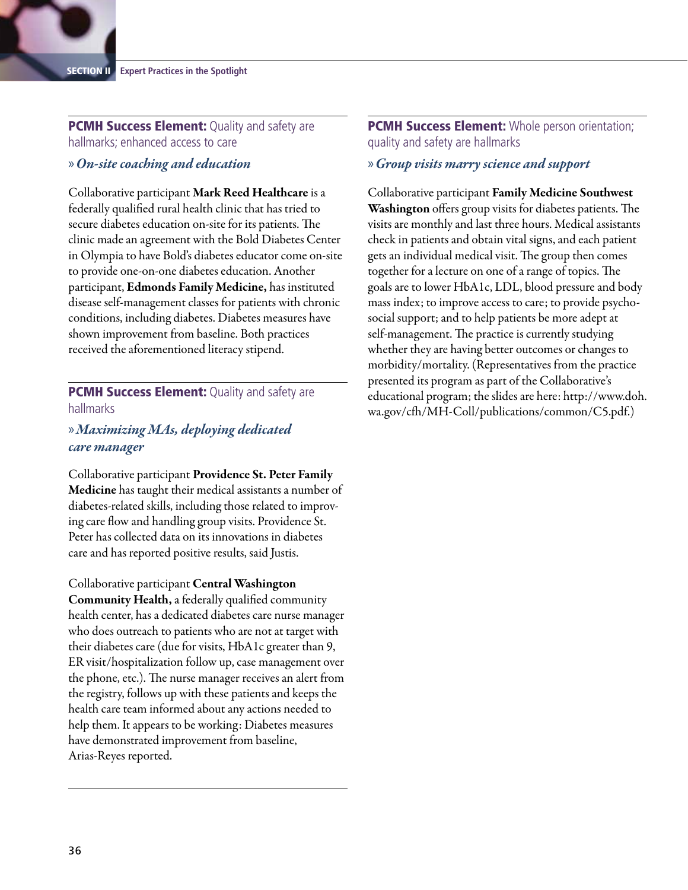**PCMH Success Element:** Quality and safety are hallmarks; enhanced access to care

### » *On-site coaching and education*

Collaborative participant **Mark Reed Healthcare** is a federally qualified rural health clinic that has tried to secure diabetes education on-site for its patients. The clinic made an agreement with the Bold Diabetes Center in Olympia to have Bold's diabetes educator come on-site to provide one-on-one diabetes education. Another participant, **Edmonds Family Medicine,** has instituted disease self-management classes for patients with chronic conditions, including diabetes. Diabetes measures have shown improvement from baseline. Both practices received the aforementioned literacy stipend.

**PCMH Success Element:** Quality and safety are hallmarks

### » *Maximizing MAs, deploying dedicated care manager*

Collaborative participant **Providence St. Peter Family Medicine** has taught their medical assistants a number of diabetes-related skills, including those related to improving care flow and handling group visits. Providence St. Peter has collected data on its innovations in diabetes care and has reported positive results, said Justis.

Collaborative participant **Central Washington Community Health,** a federally qualified community health center, has a dedicated diabetes care nurse manager who does outreach to patients who are not at target with their diabetes care (due for visits, HbA1c greater than 9, ER visit/hospitalization follow up, case management over the phone, etc.). The nurse manager receives an alert from the registry, follows up with these patients and keeps the health care team informed about any actions needed to help them. It appears to be working: Diabetes measures have demonstrated improvement from baseline, Arias-Reyes reported.

**PCMH Success Element:** Whole person orientation; quality and safety are hallmarks

### » *Group visits marry science and support*

Collaborative participant **Family Medicine Southwest Washington** offers group visits for diabetes patients. The visits are monthly and last three hours. Medical assistants check in patients and obtain vital signs, and each patient gets an individual medical visit. The group then comes together for a lecture on one of a range of topics. The goals are to lower HbA1c, LDL, blood pressure and body mass index; to improve access to care; to provide psycho-social support; and to help patients be more adept at self-management. The practice is currently studying whether they are having better outcomes or changes to morbidity/mortality. (Representatives from the practice presented its program as part of the Collaborative's educational program; the slides are here: http://www.doh.wa.gov/cfh/MH-Coll/publications/common/C5.pdf.)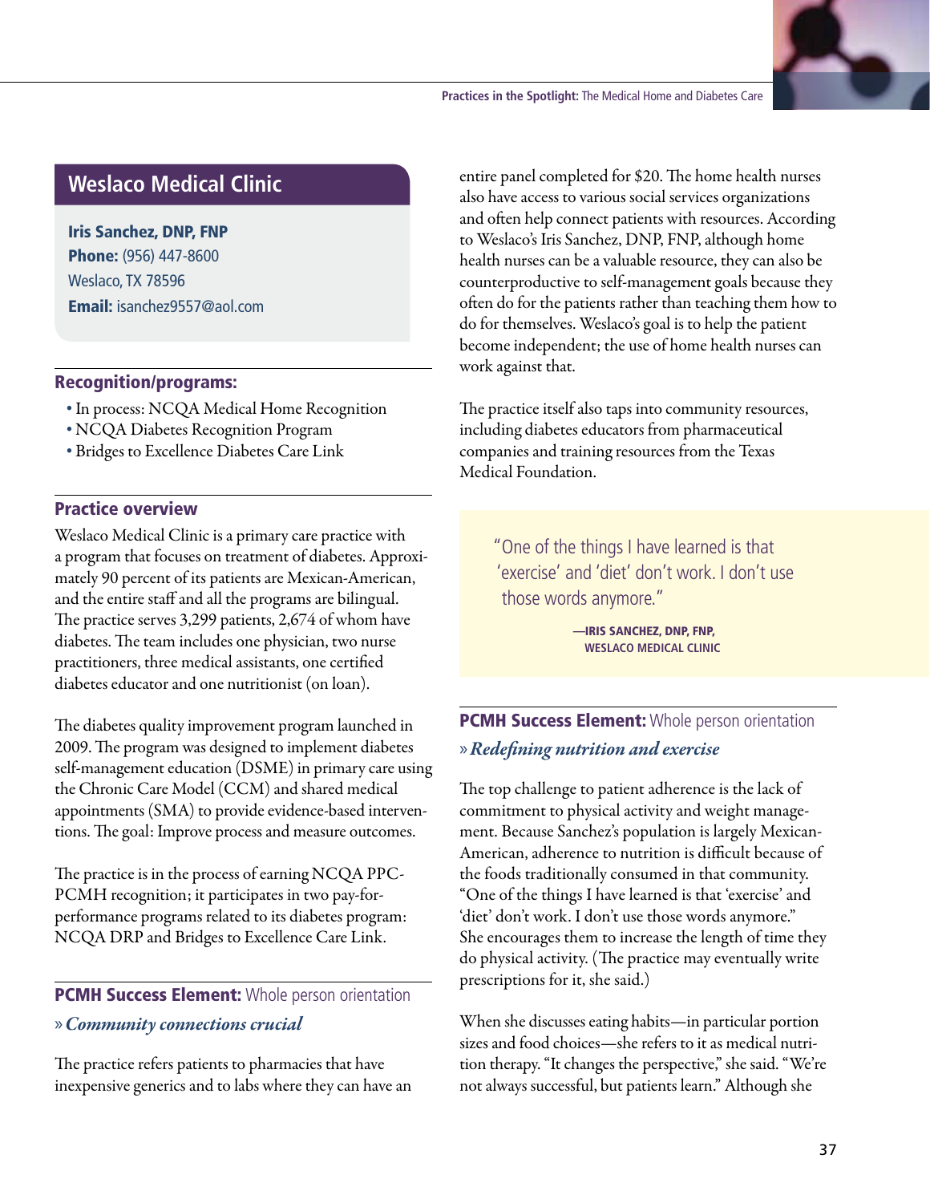## Weslaco Medical Clinic

**Iris Sanchez, DNP, FNP**
**Phone:** (956) 447-8600
Weslaco, TX 78596
**Email:** isanchez9557@aol.com

### Recognition/programs:

- In process: NCQA Medical Home Recognition
- NCQA Diabetes Recognition Program
- Bridges to Excellence Diabetes Care Link

### Practice overview

Weslaco Medical Clinic is a primary care practice with a program that focuses on treatment of diabetes. Approximately 90 percent of its patients are Mexican-American, and the entire staff and all the programs are bilingual. The practice serves 3,299 patients, 2,674 of whom have diabetes. The team includes one physician, two nurse practitioners, three medical assistants, one certified diabetes educator and one nutritionist (on loan).

The diabetes quality improvement program launched in 2009. The program was designed to implement diabetes self-management education (DSME) in primary care using the Chronic Care Model (CCM) and shared medical appointments (SMA) to provide evidence-based interventions. The goal: Improve process and measure outcomes.

The practice is in the process of earning NCQA PPC-PCMH recognition; it participates in two pay-for-performance programs related to its diabetes program: NCQA DRP and Bridges to Excellence Care Link.

### PCMH Success Element: Whole person orientation

*» Community connections crucial*

The practice refers patients to pharmacies that have inexpensive generics and to labs where they can have an entire panel completed for $20. The home health nurses also have access to various social services organizations and often help connect patients with resources. According to Weslaco's Iris Sanchez, DNP, FNP, although home health nurses can be a valuable resource, they can also be counterproductive to self-management goals because they often do for the patients rather than teaching them how to do for themselves. Weslaco's goal is to help the patient become independent; the use of home health nurses can work against that.

The practice itself also taps into community resources, including diabetes educators from pharmaceutical companies and training resources from the Texas Medical Foundation.

> "One of the things I have learned is that 'exercise' and 'diet' don't work. I don't use those words anymore."
>
> —IRIS SANCHEZ, DNP, FNP, WESLACO MEDICAL CLINIC

### PCMH Success Element: Whole person orientation

*» Redefining nutrition and exercise*

The top challenge to patient adherence is the lack of commitment to physical activity and weight management. Because Sanchez's population is largely Mexican-American, adherence to nutrition is difficult because of the foods traditionally consumed in that community. "One of the things I have learned is that 'exercise' and 'diet' don't work. I don't use those words anymore." She encourages them to increase the length of time they do physical activity. (The practice may eventually write prescriptions for it, she said.)

When she discusses eating habits—in particular portion sizes and food choices—she refers to it as medical nutrition therapy. "It changes the perspective," she said. "We're not always successful, but patients learn." Although she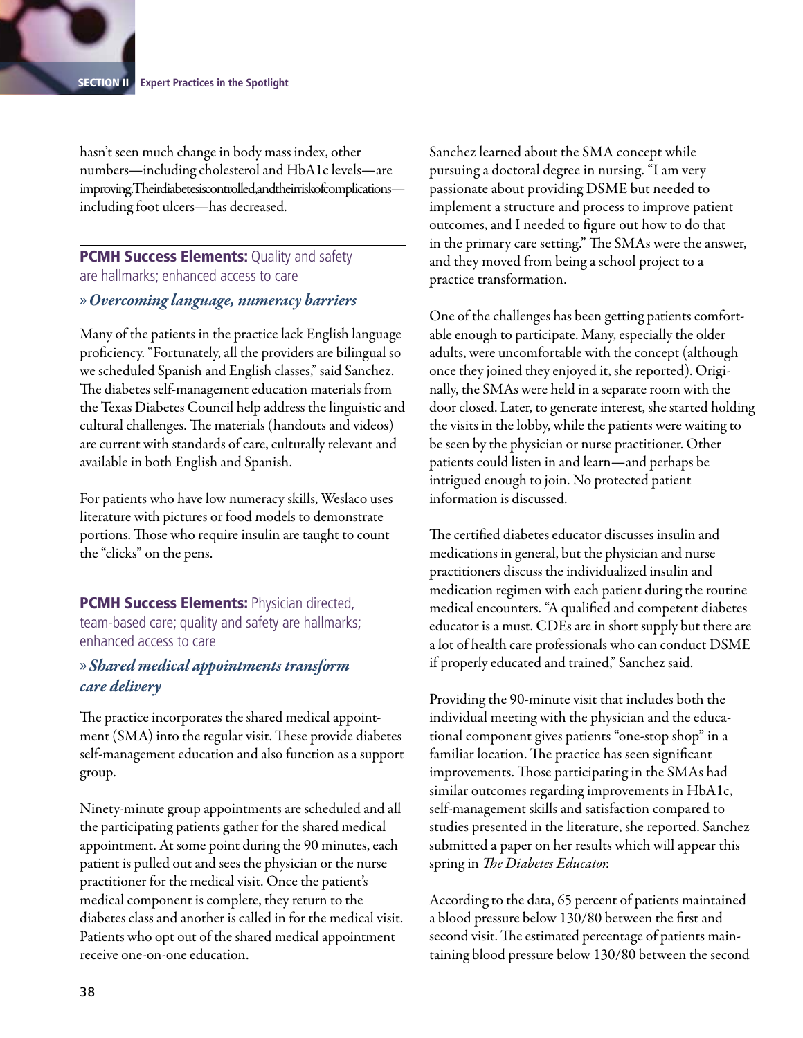hasn't seen much change in body mass index, other numbers—including cholesterol and HbA1c levels—are improving. Their diabetes is controlled, and their risk of complications—including foot ulcers—has decreased.

**PCMH Success Elements:** Quality and safety are hallmarks; enhanced access to care

### » *Overcoming language, numeracy barriers*

Many of the patients in the practice lack English language proficiency. "Fortunately, all the providers are bilingual so we scheduled Spanish and English classes," said Sanchez. The diabetes self-management education materials from the Texas Diabetes Council help address the linguistic and cultural challenges. The materials (handouts and videos) are current with standards of care, culturally relevant and available in both English and Spanish.

For patients who have low numeracy skills, Weslaco uses literature with pictures or food models to demonstrate portions. Those who require insulin are taught to count the "clicks" on the pens.

**PCMH Success Elements:** Physician directed, team-based care; quality and safety are hallmarks; enhanced access to care

### » *Shared medical appointments transform care delivery*

The practice incorporates the shared medical appointment (SMA) into the regular visit. These provide diabetes self-management education and also function as a support group.

Ninety-minute group appointments are scheduled and all the participating patients gather for the shared medical appointment. At some point during the 90 minutes, each patient is pulled out and sees the physician or the nurse practitioner for the medical visit. Once the patient's medical component is complete, they return to the diabetes class and another is called in for the medical visit. Patients who opt out of the shared medical appointment receive one-on-one education.

Sanchez learned about the SMA concept while pursuing a doctoral degree in nursing. "I am very passionate about providing DSME but needed to implement a structure and process to improve patient outcomes, and I needed to figure out how to do that in the primary care setting." The SMAs were the answer, and they moved from being a school project to a practice transformation.

One of the challenges has been getting patients comfortable enough to participate. Many, especially the older adults, were uncomfortable with the concept (although once they joined they enjoyed it, she reported). Originally, the SMAs were held in a separate room with the door closed. Later, to generate interest, she started holding the visits in the lobby, while the patients were waiting to be seen by the physician or nurse practitioner. Other patients could listen in and learn—and perhaps be intrigued enough to join. No protected patient information is discussed.

The certified diabetes educator discusses insulin and medications in general, but the physician and nurse practitioners discuss the individualized insulin and medication regimen with each patient during the routine medical encounters. "A qualified and competent diabetes educator is a must. CDEs are in short supply but there are a lot of health care professionals who can conduct DSME if properly educated and trained," Sanchez said.

Providing the 90-minute visit that includes both the individual meeting with the physician and the educational component gives patients "one-stop shop" in a familiar location. The practice has seen significant improvements. Those participating in the SMAs had similar outcomes regarding improvements in HbA1c, self-management skills and satisfaction compared to studies presented in the literature, she reported. Sanchez submitted a paper on her results which will appear this spring in *The Diabetes Educator.*

According to the data, 65 percent of patients maintained a blood pressure below 130/80 between the first and second visit. The estimated percentage of patients maintaining blood pressure below 130/80 between the second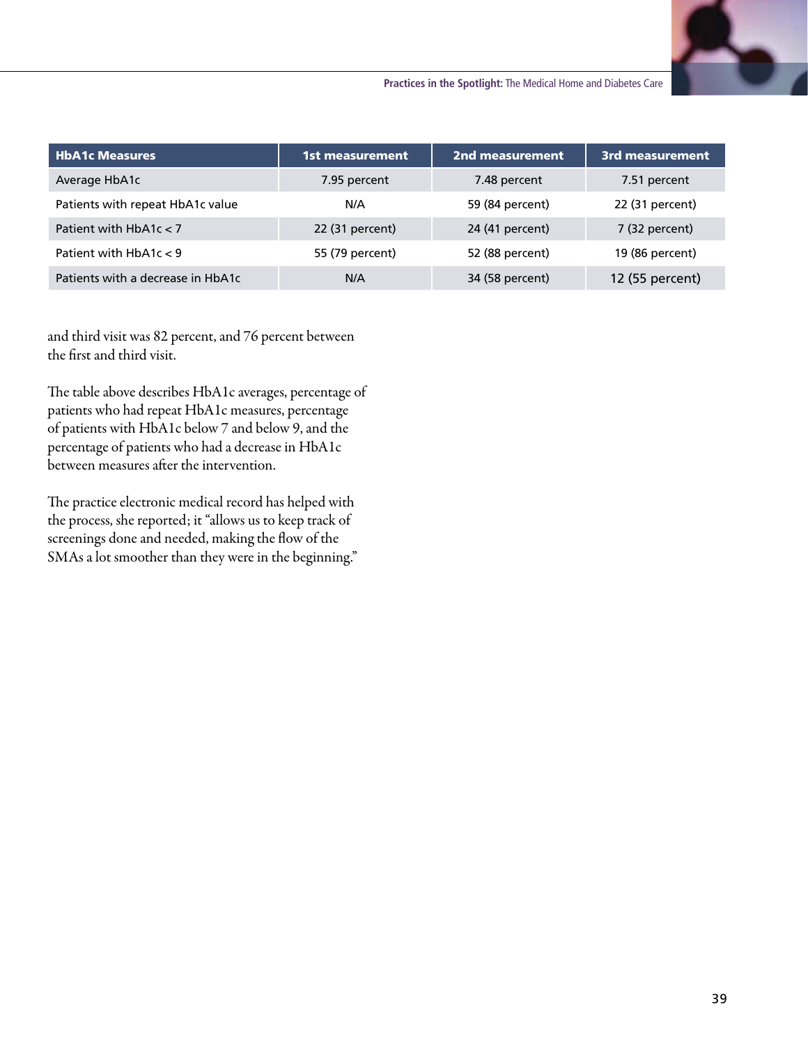| HbA1c Measures | 1st measurement | 2nd measurement | 3rd measurement |
|---|---|---|---|
| Average HbA1c | 7.95 percent | 7.48 percent | 7.51 percent |
| Patients with repeat HbA1c value | N/A | 59 (84 percent) | 22 (31 percent) |
| Patient with HbA1c < 7 | 22 (31 percent) | 24 (41 percent) | 7 (32 percent) |
| Patient with HbA1c < 9 | 55 (79 percent) | 52 (88 percent) | 19 (86 percent) |
| Patients with a decrease in HbA1c | N/A | 34 (58 percent) | 12 (55 percent) |

and third visit was 82 percent, and 76 percent between the first and third visit.

The table above describes HbA1c averages, percentage of patients who had repeat HbA1c measures, percentage of patients with HbA1c below 7 and below 9, and the percentage of patients who had a decrease in HbA1c between measures after the intervention.

The practice electronic medical record has helped with the process, she reported; it "allows us to keep track of screenings done and needed, making the flow of the SMAs a lot smoother than they were in the beginning."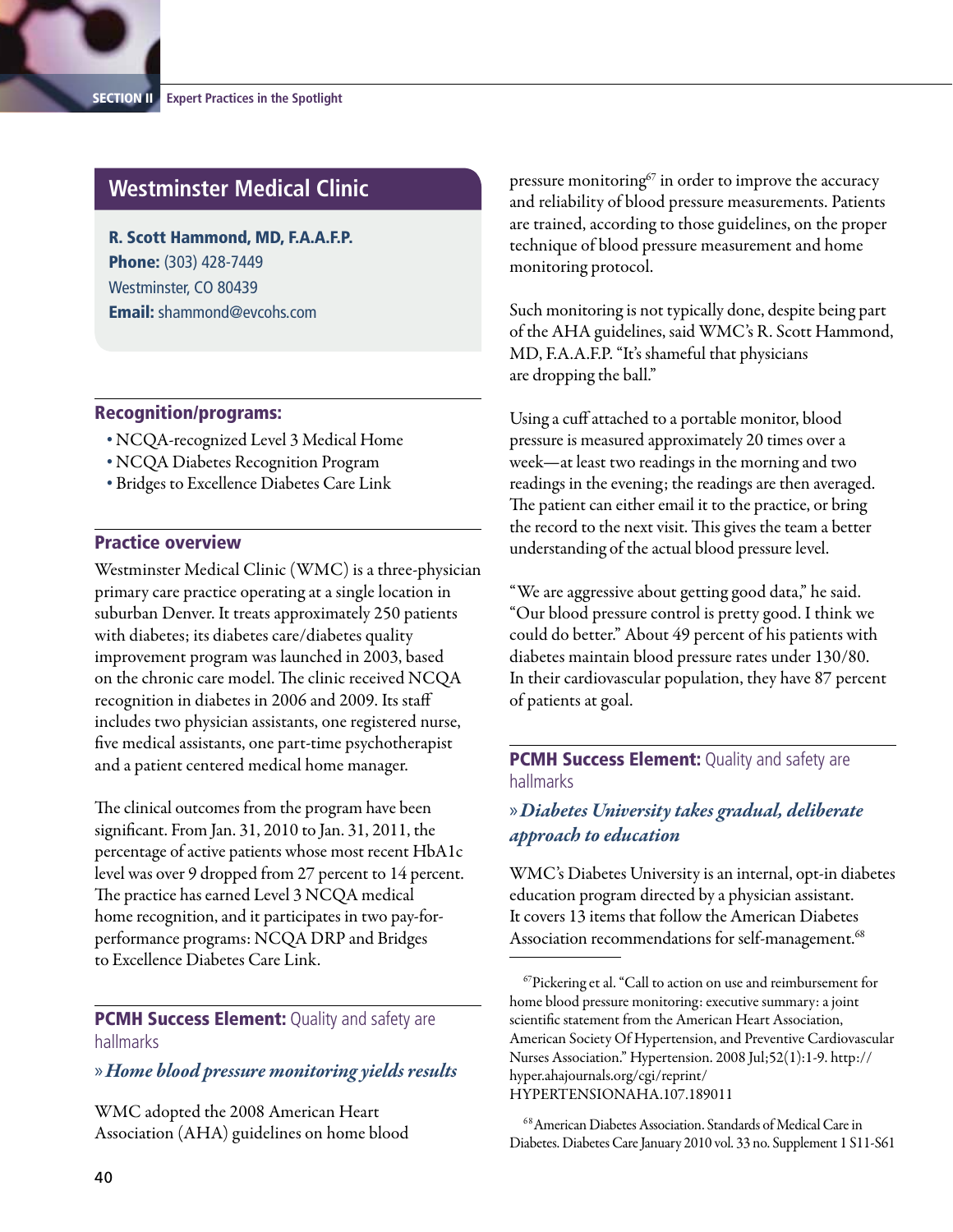## Westminster Medical Clinic

**R. Scott Hammond, MD, F.A.A.F.P.**
**Phone:** (303) 428-7449
Westminster, CO 80439
**Email:** shammond@evcohs.com

### Recognition/programs:

- NCQA-recognized Level 3 Medical Home
- NCQA Diabetes Recognition Program
- Bridges to Excellence Diabetes Care Link

### Practice overview

Westminster Medical Clinic (WMC) is a three-physician primary care practice operating at a single location in suburban Denver. It treats approximately 250 patients with diabetes; its diabetes care/diabetes quality improvement program was launched in 2003, based on the chronic care model. The clinic received NCQA recognition in diabetes in 2006 and 2009. Its staff includes two physician assistants, one registered nurse, five medical assistants, one part-time psychotherapist and a patient centered medical home manager.

The clinical outcomes from the program have been significant. From Jan. 31, 2010 to Jan. 31, 2011, the percentage of active patients whose most recent HbA1c level was over 9 dropped from 27 percent to 14 percent. The practice has earned Level 3 NCQA medical home recognition, and it participates in two pay-for-performance programs: NCQA DRP and Bridges to Excellence Diabetes Care Link.

### PCMH Success Element: Quality and safety are hallmarks

#### » *Home blood pressure monitoring yields results*

WMC adopted the 2008 American Heart Association (AHA) guidelines on home blood pressure monitoring[67] in order to improve the accuracy and reliability of blood pressure measurements. Patients are trained, according to those guidelines, on the proper technique of blood pressure measurement and home monitoring protocol.

Such monitoring is not typically done, despite being part of the AHA guidelines, said WMC's R. Scott Hammond, MD, F.A.A.F.P. "It's shameful that physicians are dropping the ball."

Using a cuff attached to a portable monitor, blood pressure is measured approximately 20 times over a week—at least two readings in the morning and two readings in the evening; the readings are then averaged. The patient can either email it to the practice, or bring the record to the next visit. This gives the team a better understanding of the actual blood pressure level.

"We are aggressive about getting good data," he said. "Our blood pressure control is pretty good. I think we could do better." About 49 percent of his patients with diabetes maintain blood pressure rates under 130/80. In their cardiovascular population, they have 87 percent of patients at goal.

### PCMH Success Element: Quality and safety are hallmarks

#### » *Diabetes University takes gradual, deliberate approach to education*

WMC's Diabetes University is an internal, opt-in diabetes education program directed by a physician assistant. It covers 13 items that follow the American Diabetes Association recommendations for self-management.[68]

---

[67] Pickering et al. "Call to action on use and reimbursement for home blood pressure monitoring: executive summary: a joint scientific statement from the American Heart Association, American Society Of Hypertension, and Preventive Cardiovascular Nurses Association." Hypertension. 2008 Jul;52(1):1-9. http://hyper.ahajournals.org/cgi/reprint/HYPERTENSIONAHA.107.189011

[68] American Diabetes Association. Standards of Medical Care in Diabetes. Diabetes Care January 2010 vol. 33 no. Supplement 1 S11-S61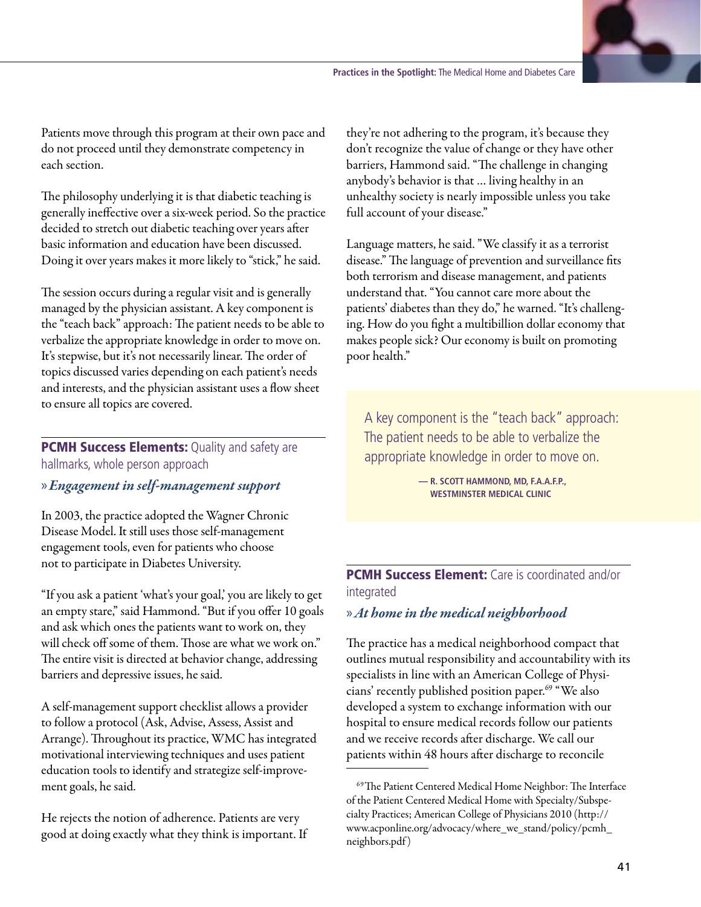Patients move through this program at their own pace and do not proceed until they demonstrate competency in each section.

The philosophy underlying it is that diabetic teaching is generally ineffective over a six-week period. So the practice decided to stretch out diabetic teaching over years after basic information and education have been discussed. Doing it over years makes it more likely to "stick," he said.

The session occurs during a regular visit and is generally managed by the physician assistant. A key component is the "teach back" approach: The patient needs to be able to verbalize the appropriate knowledge in order to move on. It's stepwise, but it's not necessarily linear. The order of topics discussed varies depending on each patient's needs and interests, and the physician assistant uses a flow sheet to ensure all topics are covered.

## PCMH Success Elements: Quality and safety are hallmarks, whole person approach

### » *Engagement in self-management support*

In 2003, the practice adopted the Wagner Chronic Disease Model. It still uses those self-management engagement tools, even for patients who choose not to participate in Diabetes University.

"If you ask a patient 'what's your goal,' you are likely to get an empty stare," said Hammond. "But if you offer 10 goals and ask which ones the patients want to work on, they will check off some of them. Those are what we work on." The entire visit is directed at behavior change, addressing barriers and depressive issues, he said.

A self-management support checklist allows a provider to follow a protocol (Ask, Advise, Assess, Assist and Arrange). Throughout its practice, WMC has integrated motivational interviewing techniques and uses patient education tools to identify and strategize self-improvement goals, he said.

He rejects the notion of adherence. Patients are very good at doing exactly what they think is important. If they're not adhering to the program, it's because they don't recognize the value of change or they have other barriers, Hammond said. "The challenge in changing anybody's behavior is that ... living healthy in an unhealthy society is nearly impossible unless you take full account of your disease."

Language matters, he said. "We classify it as a terrorist disease." The language of prevention and surveillance fits both terrorism and disease management, and patients understand that. "You cannot care more about the patients' diabetes than they do," he warned. "It's challenging. How do you fight a multibillion dollar economy that makes people sick? Our economy is built on promoting poor health."

> A key component is the "teach back" approach: The patient needs to be able to verbalize the appropriate knowledge in order to move on.
>
> — R. SCOTT HAMMOND, MD, F.A.A.F.P., WESTMINSTER MEDICAL CLINIC

## PCMH Success Element: Care is coordinated and/or integrated

### » *At home in the medical neighborhood*

The practice has a medical neighborhood compact that outlines mutual responsibility and accountability with its specialists in line with an American College of Physicians' recently published position paper.[69] "We also developed a system to exchange information with our hospital to ensure medical records follow our patients and we receive records after discharge. We call our patients within 48 hours after discharge to reconcile

[69] The Patient Centered Medical Home Neighbor: The Interface of the Patient Centered Medical Home with Specialty/Subspecialty Practices; American College of Physicians 2010 (http://www.acponline.org/advocacy/where_we_stand/policy/pcmh_neighbors.pdf)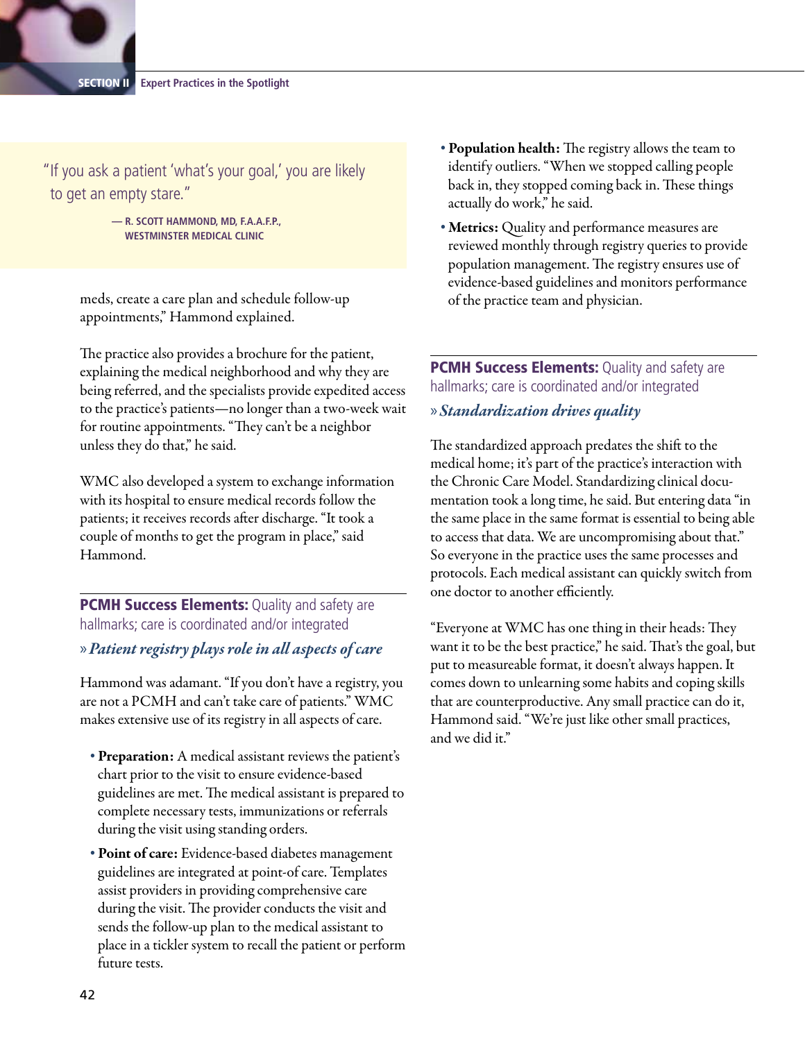> "If you ask a patient 'what's your goal,' you are likely to get an empty stare."
>
> — R. SCOTT HAMMOND, MD, F.A.A.F.P., WESTMINSTER MEDICAL CLINIC

meds, create a care plan and schedule follow-up appointments," Hammond explained.

The practice also provides a brochure for the patient, explaining the medical neighborhood and why they are being referred, and the specialists provide expedited access to the practice's patients—no longer than a two-week wait for routine appointments. "They can't be a neighbor unless they do that," he said.

WMC also developed a system to exchange information with its hospital to ensure medical records follow the patients; it receives records after discharge. "It took a couple of months to get the program in place," said Hammond.

### **PCMH Success Elements:** Quality and safety are hallmarks; care is coordinated and/or integrated

#### » *Patient registry plays role in all aspects of care*

Hammond was adamant. "If you don't have a registry, you are not a PCMH and can't take care of patients." WMC makes extensive use of its registry in all aspects of care.

- **Preparation:** A medical assistant reviews the patient's chart prior to the visit to ensure evidence-based guidelines are met. The medical assistant is prepared to complete necessary tests, immunizations or referrals during the visit using standing orders.
- **Point of care:** Evidence-based diabetes management guidelines are integrated at point-of care. Templates assist providers in providing comprehensive care during the visit. The provider conducts the visit and sends the follow-up plan to the medical assistant to place in a tickler system to recall the patient or perform future tests.
- **Population health:** The registry allows the team to identify outliers. "When we stopped calling people back in, they stopped coming back in. These things actually do work," he said.
- **Metrics:** Quality and performance measures are reviewed monthly through registry queries to provide population management. The registry ensures use of evidence-based guidelines and monitors performance of the practice team and physician.

### **PCMH Success Elements:** Quality and safety are hallmarks; care is coordinated and/or integrated

#### » *Standardization drives quality*

The standardized approach predates the shift to the medical home; it's part of the practice's interaction with the Chronic Care Model. Standardizing clinical documentation took a long time, he said. But entering data "in the same place in the same format is essential to being able to access that data. We are uncompromising about that." So everyone in the practice uses the same processes and protocols. Each medical assistant can quickly switch from one doctor to another efficiently.

"Everyone at WMC has one thing in their heads: They want it to be the best practice," he said. That's the goal, but put to measureable format, it doesn't always happen. It comes down to unlearning some habits and coping skills that are counterproductive. Any small practice can do it, Hammond said. "We're just like other small practices, and we did it."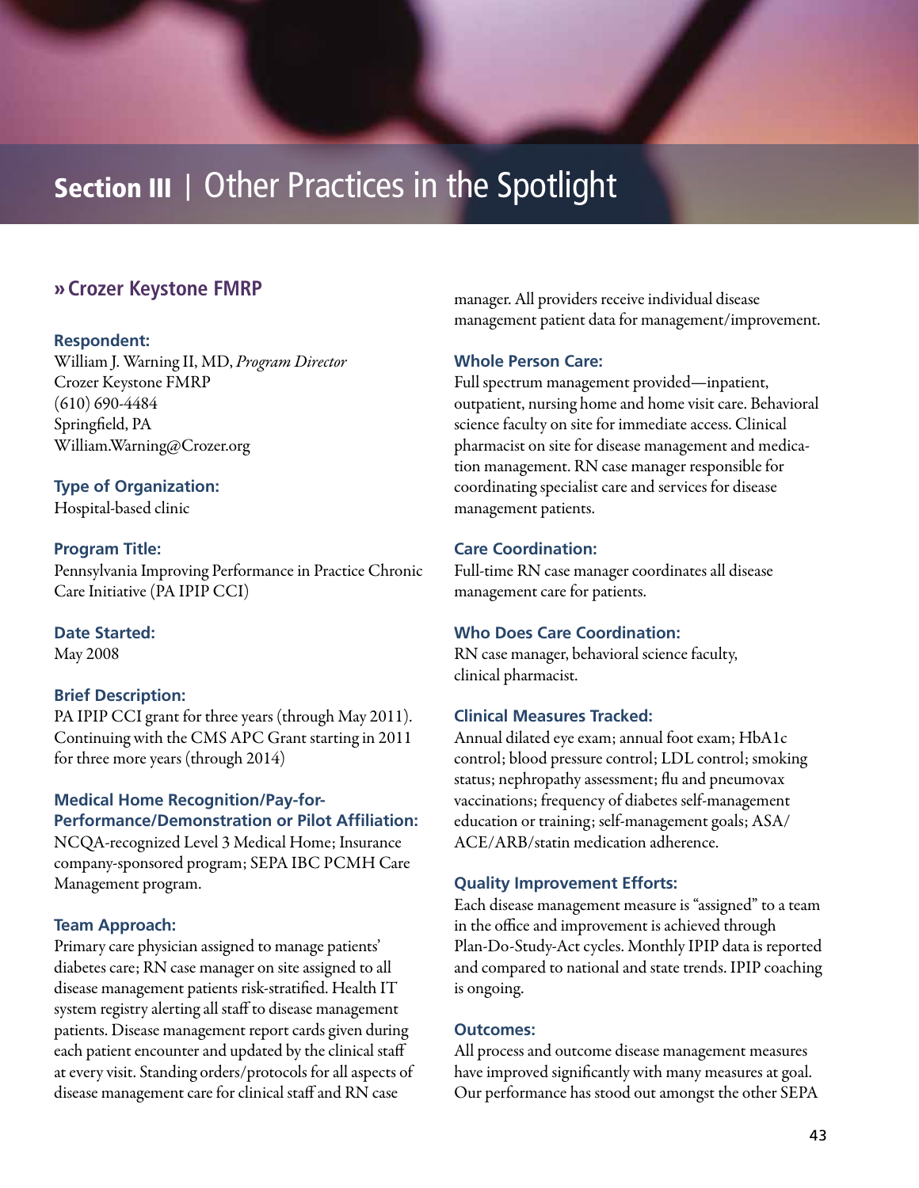# Section III | Other Practices in the Spotlight

## » Crozer Keystone FMRP

**Respondent:**
William J. Warning II, MD, *Program Director*
Crozer Keystone FMRP
(610) 690-4484
Springfield, PA
William.Warning@Crozer.org

**Type of Organization:**
Hospital-based clinic

**Program Title:**
Pennsylvania Improving Performance in Practice Chronic Care Initiative (PA IPIP CCI)

**Date Started:**
May 2008

**Brief Description:**
PA IPIP CCI grant for three years (through May 2011). Continuing with the CMS APC Grant starting in 2011 for three more years (through 2014)

**Medical Home Recognition/Pay-for-Performance/Demonstration or Pilot Affiliation:**
NCQA-recognized Level 3 Medical Home; Insurance company-sponsored program; SEPA IBC PCMH Care Management program.

**Team Approach:**
Primary care physician assigned to manage patients' diabetes care; RN case manager on site assigned to all disease management patients risk-stratified. Health IT system registry alerting all staff to disease management patients. Disease management report cards given during each patient encounter and updated by the clinical staff at every visit. Standing orders/protocols for all aspects of disease management care for clinical staff and RN case manager. All providers receive individual disease management patient data for management/improvement.

**Whole Person Care:**
Full spectrum management provided—inpatient, outpatient, nursing home and home visit care. Behavioral science faculty on site for immediate access. Clinical pharmacist on site for disease management and medication management. RN case manager responsible for coordinating specialist care and services for disease management patients.

**Care Coordination:**
Full-time RN case manager coordinates all disease management care for patients.

**Who Does Care Coordination:**
RN case manager, behavioral science faculty, clinical pharmacist.

**Clinical Measures Tracked:**
Annual dilated eye exam; annual foot exam; HbA1c control; blood pressure control; LDL control; smoking status; nephropathy assessment; flu and pneumovax vaccinations; frequency of diabetes self-management education or training; self-management goals; ASA/ACE/ARB/statin medication adherence.

**Quality Improvement Efforts:**
Each disease management measure is "assigned" to a team in the office and improvement is achieved through Plan-Do-Study-Act cycles. Monthly IPIP data is reported and compared to national and state trends. IPIP coaching is ongoing.

**Outcomes:**
All process and outcome disease management measures have improved significantly with many measures at goal. Our performance has stood out amongst the other SEPA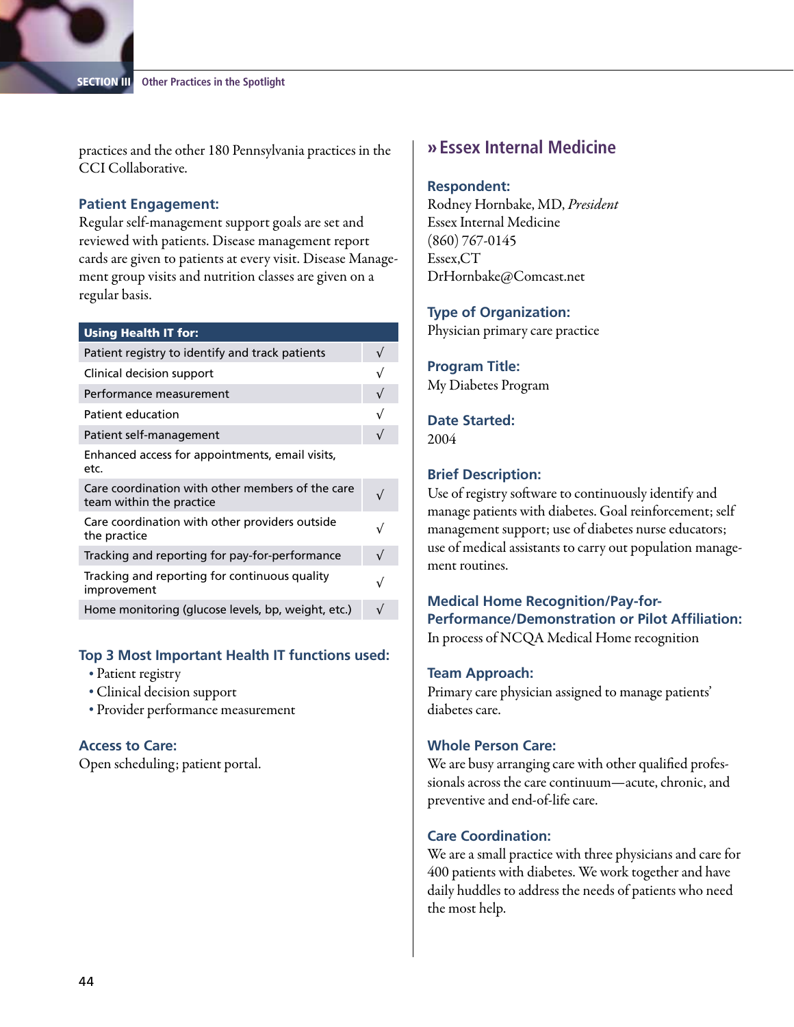practices and the other 180 Pennsylvania practices in the CCI Collaborative.

### Patient Engagement:

Regular self-management support goals are set and reviewed with patients. Disease management report cards are given to patients at every visit. Disease Management group visits and nutrition classes are given on a regular basis.

| Using Health IT for: | |
|---|---|
| Patient registry to identify and track patients | √ |
| Clinical decision support | √ |
| Performance measurement | √ |
| Patient education | √ |
| Patient self-management | √ |
| Enhanced access for appointments, email visits, etc. | |
| Care coordination with other members of the care team within the practice | √ |
| Care coordination with other providers outside the practice | √ |
| Tracking and reporting for pay-for-performance | √ |
| Tracking and reporting for continuous quality improvement | √ |
| Home monitoring (glucose levels, bp, weight, etc.) | √ |

### Top 3 Most Important Health IT functions used:

- Patient registry
- Clinical decision support
- Provider performance measurement

### Access to Care:

Open scheduling; patient portal.

## » Essex Internal Medicine

### Respondent:

Rodney Hornbake, MD, *President*
Essex Internal Medicine
(860) 767-0145
Essex,CT
DrHornbake@Comcast.net

### Type of Organization:

Physician primary care practice

### Program Title:

My Diabetes Program

### Date Started:

2004

### Brief Description:

Use of registry software to continuously identify and manage patients with diabetes. Goal reinforcement; self management support; use of diabetes nurse educators; use of medical assistants to carry out population management routines.

### Medical Home Recognition/Pay-for-Performance/Demonstration or Pilot Affiliation:

In process of NCQA Medical Home recognition

### Team Approach:

Primary care physician assigned to manage patients' diabetes care.

### Whole Person Care:

We are busy arranging care with other qualified professionals across the care continuum—acute, chronic, and preventive and end-of-life care.

### Care Coordination:

We are a small practice with three physicians and care for 400 patients with diabetes. We work together and have daily huddles to address the needs of patients who need the most help.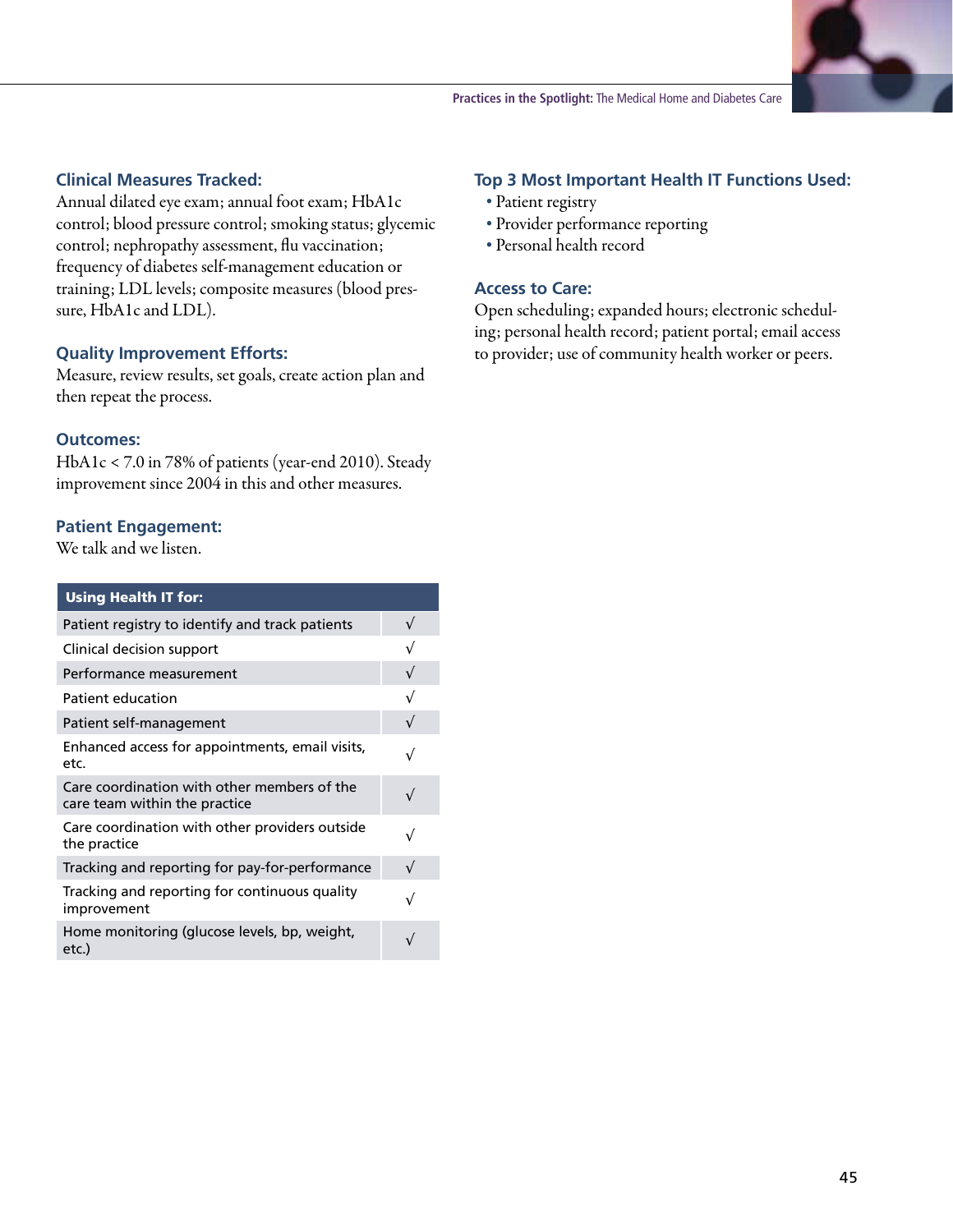### Clinical Measures Tracked:

Annual dilated eye exam; annual foot exam; HbA1c control; blood pressure control; smoking status; glycemic control; nephropathy assessment, flu vaccination; frequency of diabetes self-management education or training; LDL levels; composite measures (blood pressure, HbA1c and LDL).

### Quality Improvement Efforts:

Measure, review results, set goals, create action plan and then repeat the process.

### Outcomes:

HbA1c < 7.0 in 78% of patients (year-end 2010). Steady improvement since 2004 in this and other measures.

### Patient Engagement:

We talk and we listen.

| Using Health IT for: | |
|---|---|
| Patient registry to identify and track patients | √ |
| Clinical decision support | √ |
| Performance measurement | √ |
| Patient education | √ |
| Patient self-management | √ |
| Enhanced access for appointments, email visits, etc. | √ |
| Care coordination with other members of the care team within the practice | √ |
| Care coordination with other providers outside the practice | √ |
| Tracking and reporting for pay-for-performance | √ |
| Tracking and reporting for continuous quality improvement | √ |
| Home monitoring (glucose levels, bp, weight, etc.) | √ |

### Top 3 Most Important Health IT Functions Used:

- Patient registry
- Provider performance reporting
- Personal health record

### Access to Care:

Open scheduling; expanded hours; electronic scheduling; personal health record; patient portal; email access to provider; use of community health worker or peers.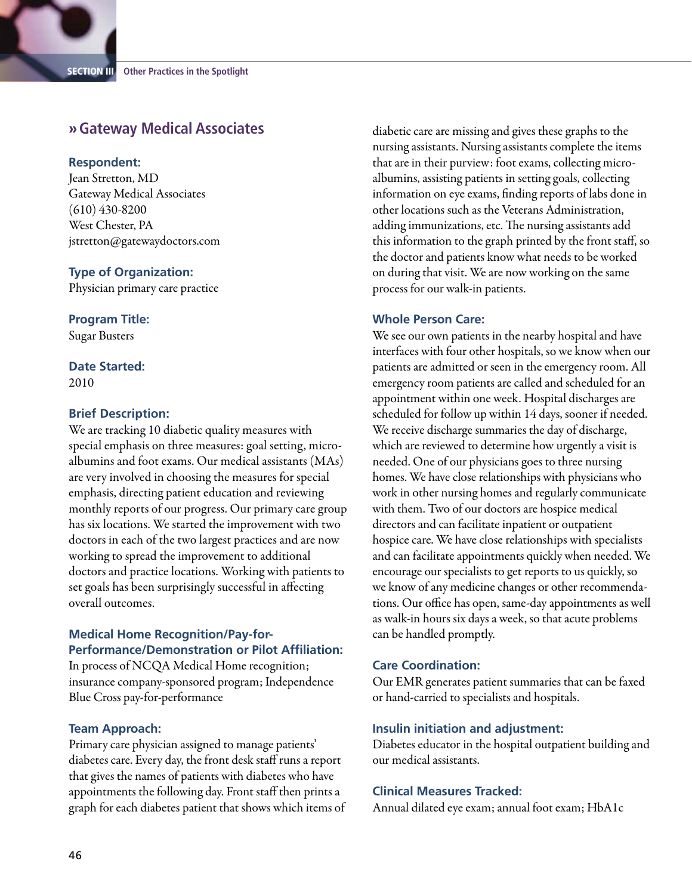## » Gateway Medical Associates

### Respondent:

Jean Stretton, MD
Gateway Medical Associates
(610) 430-8200
West Chester, PA
jstretton@gatewaydoctors.com

### Type of Organization:

Physician primary care practice

### Program Title:

Sugar Busters

### Date Started:

2010

### Brief Description:

We are tracking 10 diabetic quality measures with special emphasis on three measures: goal setting, micro-albumins and foot exams. Our medical assistants (MAs) are very involved in choosing the measures for special emphasis, directing patient education and reviewing monthly reports of our progress. Our primary care group has six locations. We started the improvement with two doctors in each of the two largest practices and are now working to spread the improvement to additional doctors and practice locations. Working with patients to set goals has been surprisingly successful in affecting overall outcomes.

### Medical Home Recognition/Pay-for-Performance/Demonstration or Pilot Affiliation:

In process of NCQA Medical Home recognition; insurance company-sponsored program; Independence Blue Cross pay-for-performance

### Team Approach:

Primary care physician assigned to manage patients' diabetes care. Every day, the front desk staff runs a report that gives the names of patients with diabetes who have appointments the following day. Front staff then prints a graph for each diabetes patient that shows which items of diabetic care are missing and gives these graphs to the nursing assistants. Nursing assistants complete the items that are in their purview: foot exams, collecting micro-albumins, assisting patients in setting goals, collecting information on eye exams, finding reports of labs done in other locations such as the Veterans Administration, adding immunizations, etc. The nursing assistants add this information to the graph printed by the front staff, so the doctor and patients know what needs to be worked on during that visit. We are now working on the same process for our walk-in patients.

### Whole Person Care:

We see our own patients in the nearby hospital and have interfaces with four other hospitals, so we know when our patients are admitted or seen in the emergency room. All emergency room patients are called and scheduled for an appointment within one week. Hospital discharges are scheduled for follow up within 14 days, sooner if needed. We receive discharge summaries the day of discharge, which are reviewed to determine how urgently a visit is needed. One of our physicians goes to three nursing homes. We have close relationships with physicians who work in other nursing homes and regularly communicate with them. Two of our doctors are hospice medical directors and can facilitate inpatient or outpatient hospice care. We have close relationships with specialists and can facilitate appointments quickly when needed. We encourage our specialists to get reports to us quickly, so we know of any medicine changes or other recommendations. Our office has open, same-day appointments as well as walk-in hours six days a week, so that acute problems can be handled promptly.

### Care Coordination:

Our EMR generates patient summaries that can be faxed or hand-carried to specialists and hospitals.

### Insulin initiation and adjustment:

Diabetes educator in the hospital outpatient building and our medical assistants.

### Clinical Measures Tracked:

Annual dilated eye exam; annual foot exam; HbA1c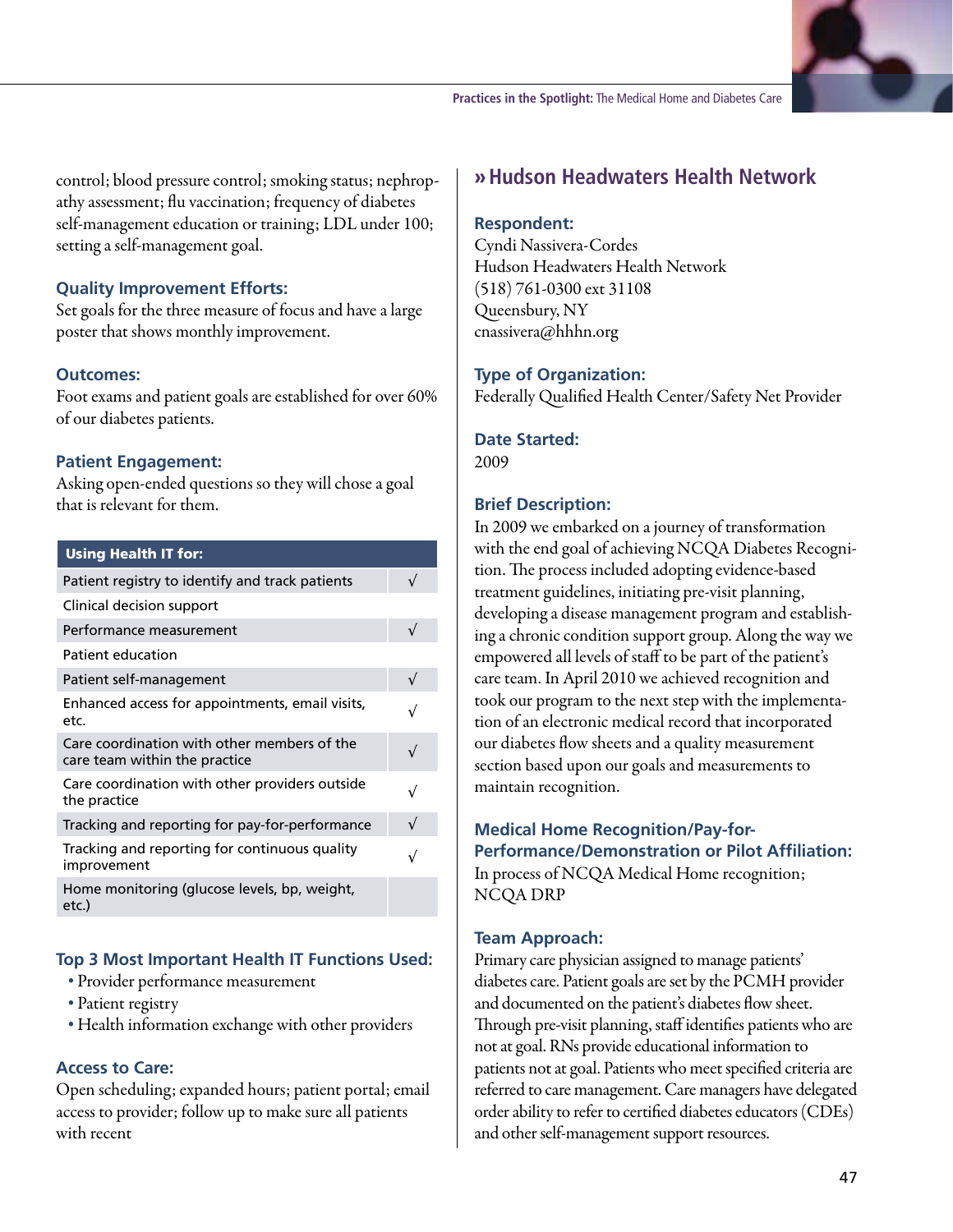control; blood pressure control; smoking status; nephropathy assessment; flu vaccination; frequency of diabetes self-management education or training; LDL under 100; setting a self-management goal.

### Quality Improvement Efforts:

Set goals for the three measure of focus and have a large poster that shows monthly improvement.

### Outcomes:

Foot exams and patient goals are established for over 60% of our diabetes patients.

### Patient Engagement:

Asking open-ended questions so they will chose a goal that is relevant for them.

| Using Health IT for: | |
|---|---|
| Patient registry to identify and track patients | √ |
| Clinical decision support | |
| Performance measurement | √ |
| Patient education | |
| Patient self-management | √ |
| Enhanced access for appointments, email visits, etc. | √ |
| Care coordination with other members of the care team within the practice | √ |
| Care coordination with other providers outside the practice | √ |
| Tracking and reporting for pay-for-performance | √ |
| Tracking and reporting for continuous quality improvement | √ |
| Home monitoring (glucose levels, bp, weight, etc.) | |

### Top 3 Most Important Health IT Functions Used:

- Provider performance measurement
- Patient registry
- Health information exchange with other providers

### Access to Care:

Open scheduling; expanded hours; patient portal; email access to provider; follow up to make sure all patients with recent

## » Hudson Headwaters Health Network

### Respondent:

Cyndi Nassivera-Cordes
Hudson Headwaters Health Network
(518) 761-0300 ext 31108
Queensbury, NY
cnassivera@hhhn.org

### Type of Organization:

Federally Qualified Health Center/Safety Net Provider

### Date Started:

2009

### Brief Description:

In 2009 we embarked on a journey of transformation with the end goal of achieving NCQA Diabetes Recognition. The process included adopting evidence-based treatment guidelines, initiating pre-visit planning, developing a disease management program and establishing a chronic condition support group. Along the way we empowered all levels of staff to be part of the patient's care team. In April 2010 we achieved recognition and took our program to the next step with the implementation of an electronic medical record that incorporated our diabetes flow sheets and a quality measurement section based upon our goals and measurements to maintain recognition.

### Medical Home Recognition/Pay-for-Performance/Demonstration or Pilot Affiliation:

In process of NCQA Medical Home recognition; NCQA DRP

### Team Approach:

Primary care physician assigned to manage patients' diabetes care. Patient goals are set by the PCMH provider and documented on the patient's diabetes flow sheet. Through pre-visit planning, staff identifies patients who are not at goal. RNs provide educational information to patients not at goal. Patients who meet specified criteria are referred to care management. Care managers have delegated order ability to refer to certified diabetes educators (CDEs) and other self-management support resources.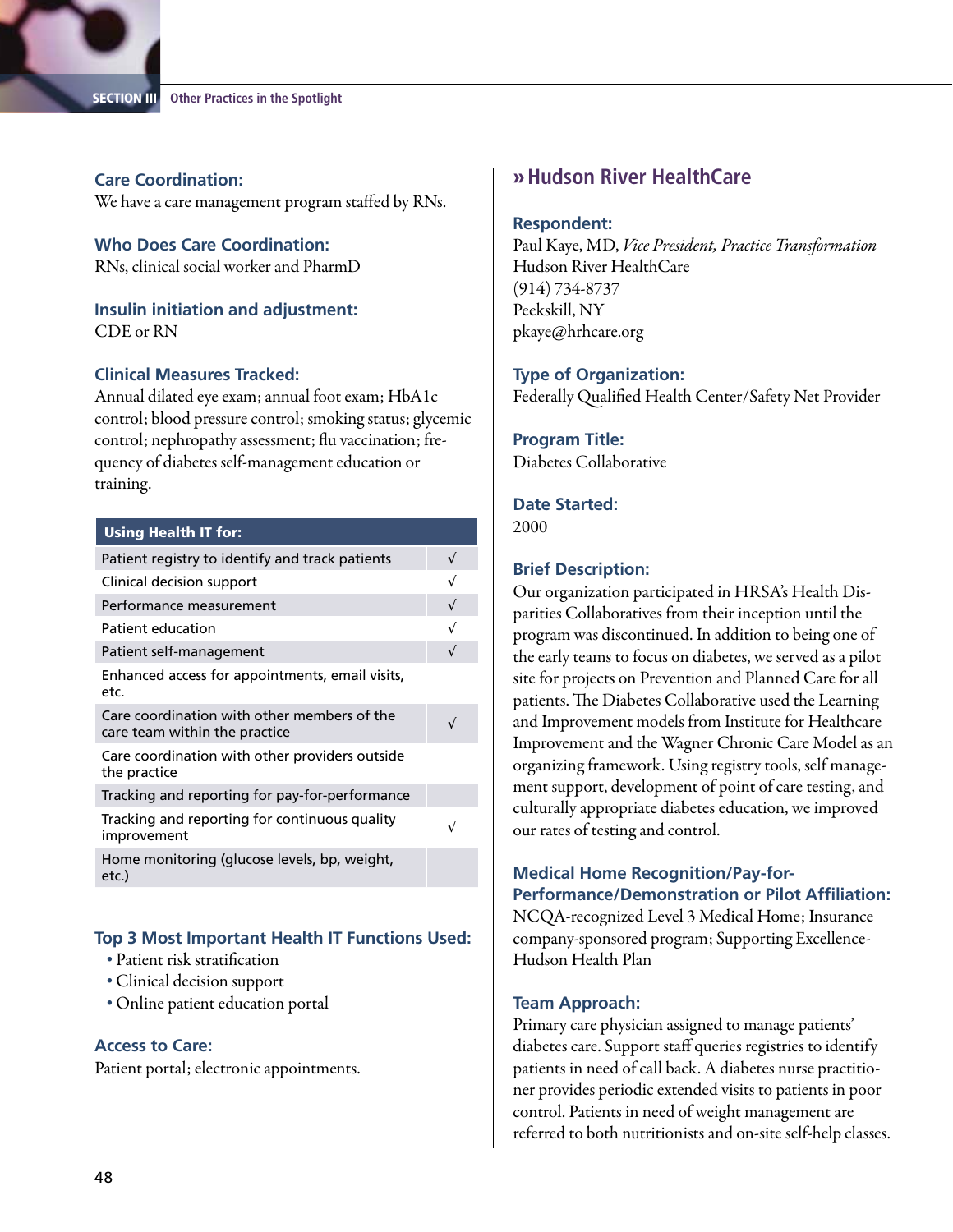### Care Coordination:

We have a care management program staffed by RNs.

### Who Does Care Coordination:

RNs, clinical social worker and PharmD

### Insulin initiation and adjustment:

CDE or RN

### Clinical Measures Tracked:

Annual dilated eye exam; annual foot exam; HbA1c control; blood pressure control; smoking status; glycemic control; nephropathy assessment; flu vaccination; frequency of diabetes self-management education or training.

| Using Health IT for: | |
|---|---|
| Patient registry to identify and track patients | √ |
| Clinical decision support | √ |
| Performance measurement | √ |
| Patient education | √ |
| Patient self-management | √ |
| Enhanced access for appointments, email visits, etc. | |
| Care coordination with other members of the care team within the practice | √ |
| Care coordination with other providers outside the practice | |
| Tracking and reporting for pay-for-performance | |
| Tracking and reporting for continuous quality improvement | √ |
| Home monitoring (glucose levels, bp, weight, etc.) | |

### Top 3 Most Important Health IT Functions Used:

- Patient risk stratification
- Clinical decision support
- Online patient education portal

### Access to Care:

Patient portal; electronic appointments.

## » Hudson River HealthCare

### Respondent:

Paul Kaye, MD, *Vice President, Practice Transformation*  
Hudson River HealthCare  
(914) 734-8737  
Peekskill, NY  
pkaye@hrhcare.org

### Type of Organization:

Federally Qualified Health Center/Safety Net Provider

### Program Title:

Diabetes Collaborative

### Date Started:

2000

### Brief Description:

Our organization participated in HRSA's Health Disparities Collaboratives from their inception until the program was discontinued. In addition to being one of the early teams to focus on diabetes, we served as a pilot site for projects on Prevention and Planned Care for all patients. The Diabetes Collaborative used the Learning and Improvement models from Institute for Healthcare Improvement and the Wagner Chronic Care Model as an organizing framework. Using registry tools, self management support, development of point of care testing, and culturally appropriate diabetes education, we improved our rates of testing and control.

### Medical Home Recognition/Pay-for-Performance/Demonstration or Pilot Affiliation:

NCQA-recognized Level 3 Medical Home; Insurance company-sponsored program; Supporting Excellence-Hudson Health Plan

### Team Approach:

Primary care physician assigned to manage patients' diabetes care. Support staff queries registries to identify patients in need of call back. A diabetes nurse practitioner provides periodic extended visits to patients in poor control. Patients in need of weight management are referred to both nutritionists and on-site self-help classes.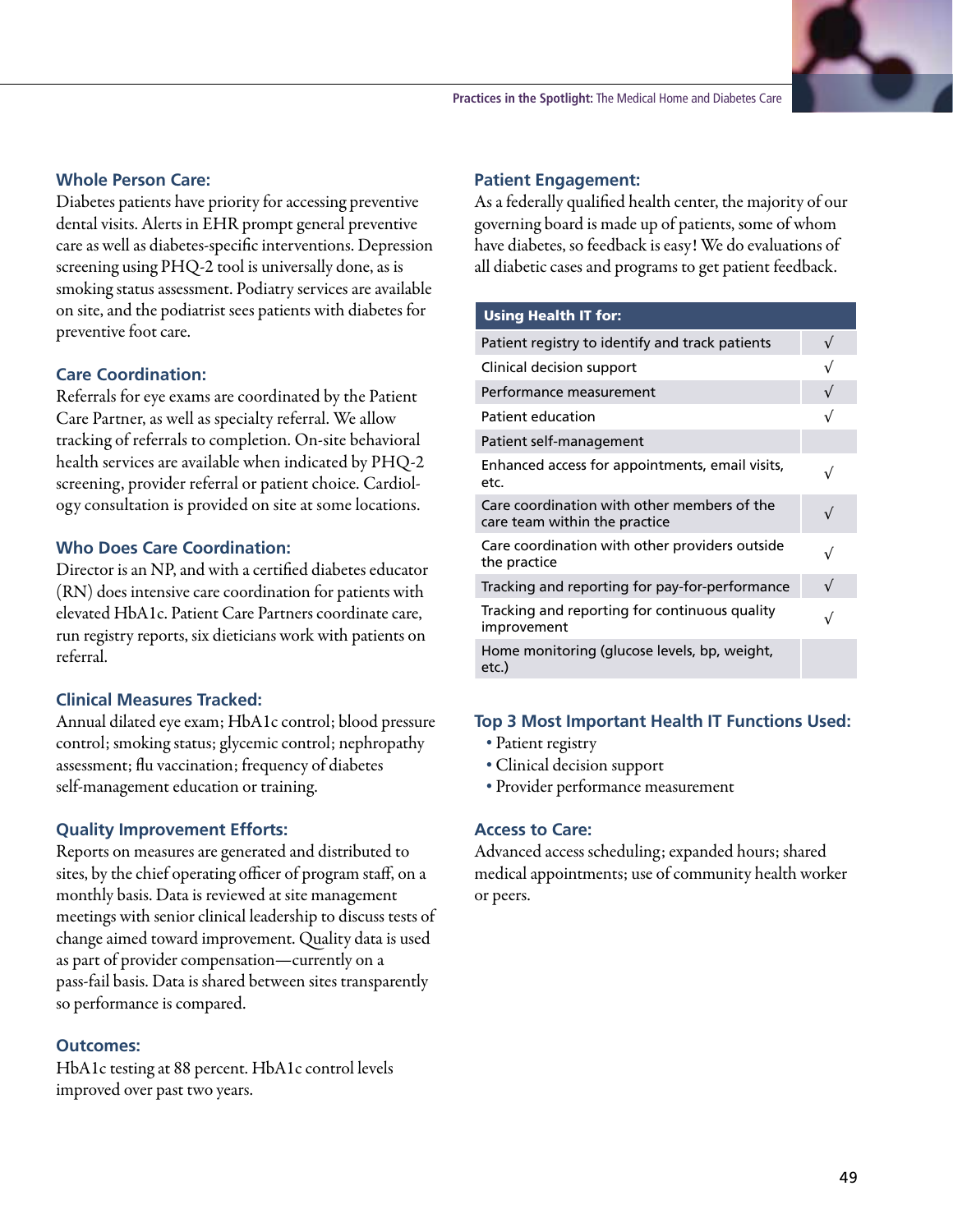## Whole Person Care:

Diabetes patients have priority for accessing preventive dental visits. Alerts in EHR prompt general preventive care as well as diabetes-specific interventions. Depression screening using PHQ-2 tool is universally done, as is smoking status assessment. Podiatry services are available on site, and the podiatrist sees patients with diabetes for preventive foot care.

## Care Coordination:

Referrals for eye exams are coordinated by the Patient Care Partner, as well as specialty referral. We allow tracking of referrals to completion. On-site behavioral health services are available when indicated by PHQ-2 screening, provider referral or patient choice. Cardiology consultation is provided on site at some locations.

## Who Does Care Coordination:

Director is an NP, and with a certified diabetes educator (RN) does intensive care coordination for patients with elevated HbA1c. Patient Care Partners coordinate care, run registry reports, six dieticians work with patients on referral.

## Clinical Measures Tracked:

Annual dilated eye exam; HbA1c control; blood pressure control; smoking status; glycemic control; nephropathy assessment; flu vaccination; frequency of diabetes self-management education or training.

## Quality Improvement Efforts:

Reports on measures are generated and distributed to sites, by the chief operating officer of program staff, on a monthly basis. Data is reviewed at site management meetings with senior clinical leadership to discuss tests of change aimed toward improvement. Quality data is used as part of provider compensation—currently on a pass-fail basis. Data is shared between sites transparently so performance is compared.

## Outcomes:

HbA1c testing at 88 percent. HbA1c control levels improved over past two years.

## Patient Engagement:

As a federally qualified health center, the majority of our governing board is made up of patients, some of whom have diabetes, so feedback is easy! We do evaluations of all diabetic cases and programs to get patient feedback.

| Using Health IT for: | |
|---|---|
| Patient registry to identify and track patients | √ |
| Clinical decision support | √ |
| Performance measurement | √ |
| Patient education | √ |
| Patient self-management | |
| Enhanced access for appointments, email visits, etc. | √ |
| Care coordination with other members of the care team within the practice | √ |
| Care coordination with other providers outside the practice | √ |
| Tracking and reporting for pay-for-performance | √ |
| Tracking and reporting for continuous quality improvement | √ |
| Home monitoring (glucose levels, bp, weight, etc.) | |

## Top 3 Most Important Health IT Functions Used:

- Patient registry
- Clinical decision support
- Provider performance measurement

## Access to Care:

Advanced access scheduling; expanded hours; shared medical appointments; use of community health worker or peers.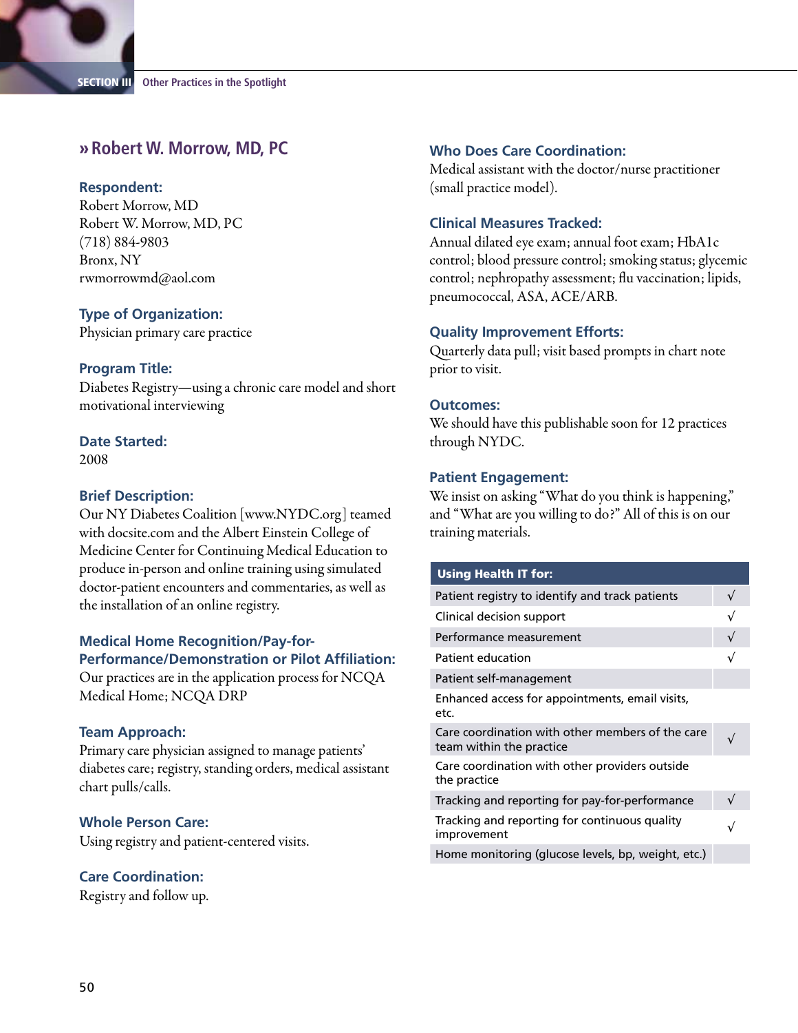## » Robert W. Morrow, MD, PC

### Respondent:

Robert Morrow, MD
Robert W. Morrow, MD, PC
(718) 884-9803
Bronx, NY
rwmorrowmd@aol.com

### Type of Organization:

Physician primary care practice

### Program Title:

Diabetes Registry—using a chronic care model and short motivational interviewing

### Date Started:

2008

### Brief Description:

Our NY Diabetes Coalition [www.NYDC.org] teamed with docsite.com and the Albert Einstein College of Medicine Center for Continuing Medical Education to produce in-person and online training using simulated doctor-patient encounters and commentaries, as well as the installation of an online registry.

### Medical Home Recognition/Pay-for-Performance/Demonstration or Pilot Affiliation:

Our practices are in the application process for NCQA Medical Home; NCQA DRP

### Team Approach:

Primary care physician assigned to manage patients' diabetes care; registry, standing orders, medical assistant chart pulls/calls.

### Whole Person Care:

Using registry and patient-centered visits.

### Care Coordination:

Registry and follow up.

### Who Does Care Coordination:

Medical assistant with the doctor/nurse practitioner (small practice model).

### Clinical Measures Tracked:

Annual dilated eye exam; annual foot exam; HbA1c control; blood pressure control; smoking status; glycemic control; nephropathy assessment; flu vaccination; lipids, pneumococcal, ASA, ACE/ARB.

### Quality Improvement Efforts:

Quarterly data pull; visit based prompts in chart note prior to visit.

### Outcomes:

We should have this publishable soon for 12 practices through NYDC.

### Patient Engagement:

We insist on asking "What do you think is happening," and "What are you willing to do?" All of this is on our training materials.

| Using Health IT for: | |
|---|---|
| Patient registry to identify and track patients | √ |
| Clinical decision support | √ |
| Performance measurement | √ |
| Patient education | √ |
| Patient self-management | |
| Enhanced access for appointments, email visits, etc. | |
| Care coordination with other members of the care team within the practice | √ |
| Care coordination with other providers outside the practice | |
| Tracking and reporting for pay-for-performance | √ |
| Tracking and reporting for continuous quality improvement | √ |
| Home monitoring (glucose levels, bp, weight, etc.) | |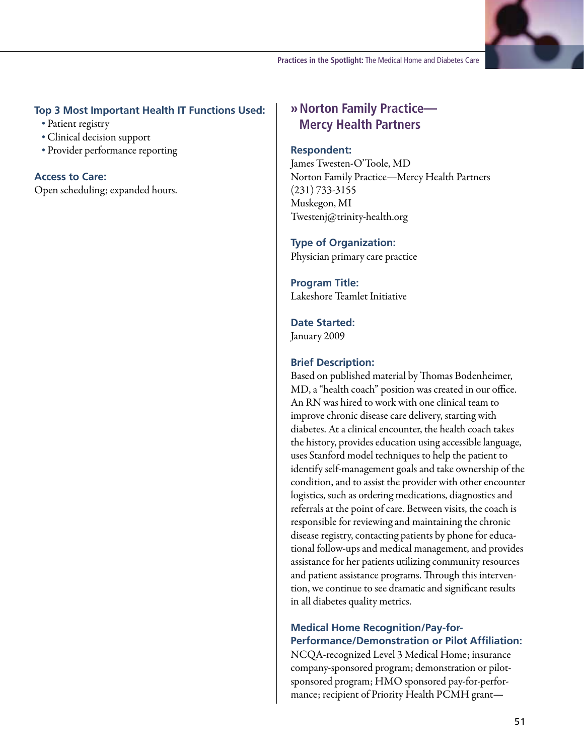**Top 3 Most Important Health IT Functions Used:**

- Patient registry
- Clinical decision support
- Provider performance reporting

**Access to Care:**
Open scheduling; expanded hours.

## » Norton Family Practice—Mercy Health Partners

**Respondent:**
James Twesten-O'Toole, MD
Norton Family Practice—Mercy Health Partners
(231) 733-3155
Muskegon, MI
Twestenj@trinity-health.org

**Type of Organization:**
Physician primary care practice

**Program Title:**
Lakeshore Teamlet Initiative

**Date Started:**
January 2009

**Brief Description:**
Based on published material by Thomas Bodenheimer, MD, a "health coach" position was created in our office. An RN was hired to work with one clinical team to improve chronic disease care delivery, starting with diabetes. At a clinical encounter, the health coach takes the history, provides education using accessible language, uses Stanford model techniques to help the patient to identify self-management goals and take ownership of the condition, and to assist the provider with other encounter logistics, such as ordering medications, diagnostics and referrals at the point of care. Between visits, the coach is responsible for reviewing and maintaining the chronic disease registry, contacting patients by phone for educational follow-ups and medical management, and provides assistance for her patients utilizing community resources and patient assistance programs. Through this intervention, we continue to see dramatic and significant results in all diabetes quality metrics.

**Medical Home Recognition/Pay-for-Performance/Demonstration or Pilot Affiliation:**
NCQA-recognized Level 3 Medical Home; insurance company-sponsored program; demonstration or pilot-sponsored program; HMO sponsored pay-for-performance; recipient of Priority Health PCMH grant—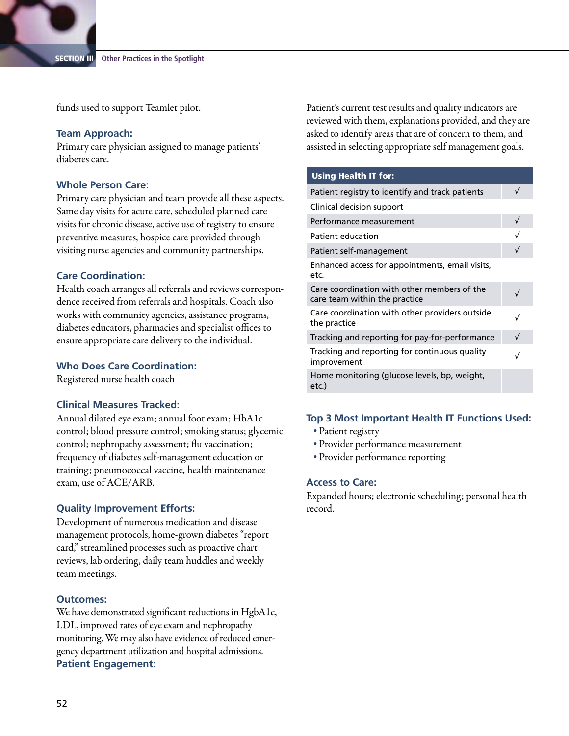funds used to support Teamlet pilot.

### Team Approach:

Primary care physician assigned to manage patients' diabetes care.

### Whole Person Care:

Primary care physician and team provide all these aspects. Same day visits for acute care, scheduled planned care visits for chronic disease, active use of registry to ensure preventive measures, hospice care provided through visiting nurse agencies and community partnerships.

### Care Coordination:

Health coach arranges all referrals and reviews correspondence received from referrals and hospitals. Coach also works with community agencies, assistance programs, diabetes educators, pharmacies and specialist offices to ensure appropriate care delivery to the individual.

### Who Does Care Coordination:

Registered nurse health coach

### Clinical Measures Tracked:

Annual dilated eye exam; annual foot exam; HbA1c control; blood pressure control; smoking status; glycemic control; nephropathy assessment; flu vaccination; frequency of diabetes self-management education or training; pneumococcal vaccine, health maintenance exam, use of ACE/ARB.

### Quality Improvement Efforts:

Development of numerous medication and disease management protocols, home-grown diabetes "report card," streamlined processes such as proactive chart reviews, lab ordering, daily team huddles and weekly team meetings.

### Outcomes:

We have demonstrated significant reductions in HgbA1c, LDL, improved rates of eye exam and nephropathy monitoring. We may also have evidence of reduced emergency department utilization and hospital admissions.

### Patient Engagement:

Patient's current test results and quality indicators are reviewed with them, explanations provided, and they are asked to identify areas that are of concern to them, and assisted in selecting appropriate self management goals.

| Using Health IT for: | |
|---|---|
| Patient registry to identify and track patients | √ |
| Clinical decision support | |
| Performance measurement | √ |
| Patient education | √ |
| Patient self-management | √ |
| Enhanced access for appointments, email visits, etc. | |
| Care coordination with other members of the care team within the practice | √ |
| Care coordination with other providers outside the practice | √ |
| Tracking and reporting for pay-for-performance | √ |
| Tracking and reporting for continuous quality improvement | √ |
| Home monitoring (glucose levels, bp, weight, etc.) | |

### Top 3 Most Important Health IT Functions Used:

- Patient registry
- Provider performance measurement
- Provider performance reporting

### Access to Care:

Expanded hours; electronic scheduling; personal health record.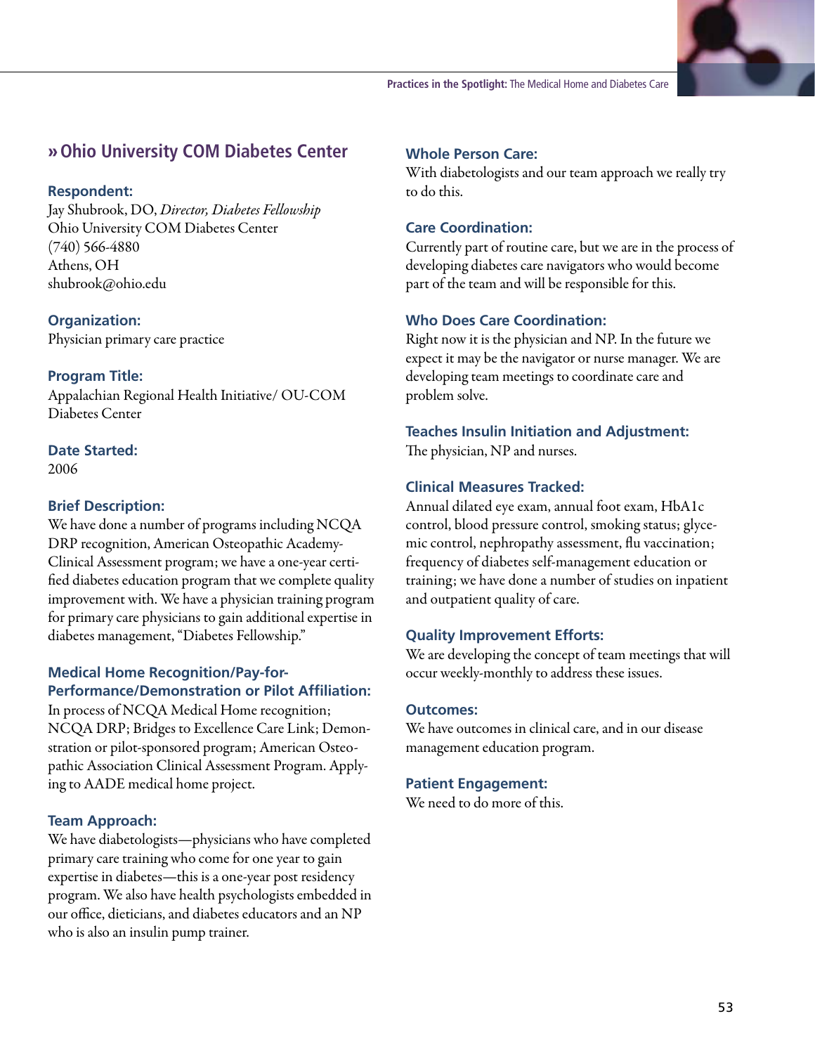## » Ohio University COM Diabetes Center

### Respondent:

Jay Shubrook, DO, *Director, Diabetes Fellowship*
Ohio University COM Diabetes Center
(740) 566-4880
Athens, OH
shubrook@ohio.edu

### Organization:

Physician primary care practice

### Program Title:

Appalachian Regional Health Initiative/ OU-COM Diabetes Center

### Date Started:

2006

### Brief Description:

We have done a number of programs including NCQA DRP recognition, American Osteopathic Academy-Clinical Assessment program; we have a one-year certified diabetes education program that we complete quality improvement with. We have a physician training program for primary care physicians to gain additional expertise in diabetes management, "Diabetes Fellowship."

### Medical Home Recognition/Pay-for-Performance/Demonstration or Pilot Affiliation:

In process of NCQA Medical Home recognition; NCQA DRP; Bridges to Excellence Care Link; Demonstration or pilot-sponsored program; American Osteopathic Association Clinical Assessment Program. Applying to AADE medical home project.

### Team Approach:

We have diabetologists—physicians who have completed primary care training who come for one year to gain expertise in diabetes—this is a one-year post residency program. We also have health psychologists embedded in our office, dieticians, and diabetes educators and an NP who is also an insulin pump trainer.

### Whole Person Care:

With diabetologists and our team approach we really try to do this.

### Care Coordination:

Currently part of routine care, but we are in the process of developing diabetes care navigators who would become part of the team and will be responsible for this.

### Who Does Care Coordination:

Right now it is the physician and NP. In the future we expect it may be the navigator or nurse manager. We are developing team meetings to coordinate care and problem solve.

### Teaches Insulin Initiation and Adjustment:

The physician, NP and nurses.

### Clinical Measures Tracked:

Annual dilated eye exam, annual foot exam, HbA1c control, blood pressure control, smoking status; glycemic control, nephropathy assessment, flu vaccination; frequency of diabetes self-management education or training; we have done a number of studies on inpatient and outpatient quality of care.

### Quality Improvement Efforts:

We are developing the concept of team meetings that will occur weekly-monthly to address these issues.

### Outcomes:

We have outcomes in clinical care, and in our disease management education program.

### Patient Engagement:

We need to do more of this.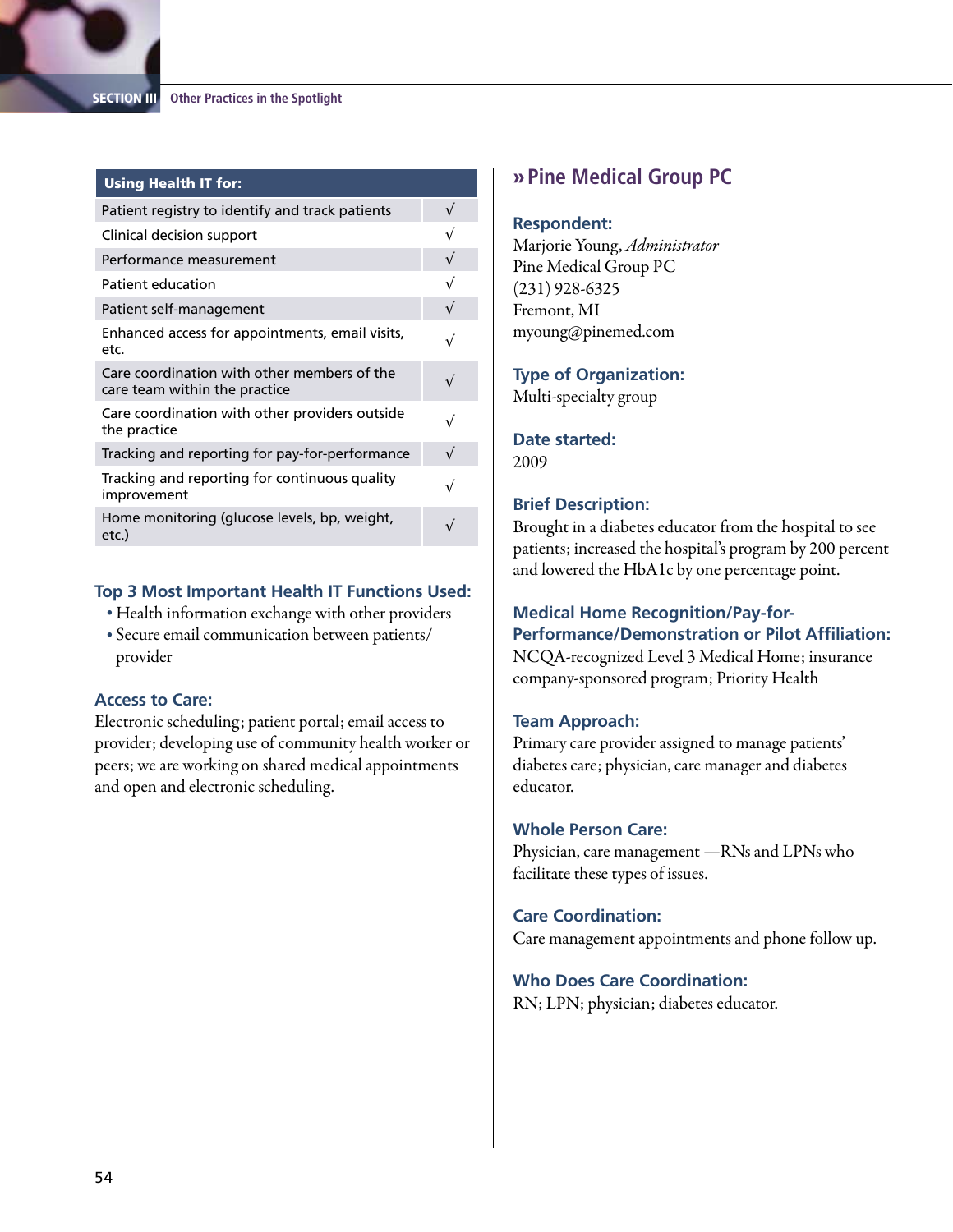| Using Health IT for: | |
|---|---|
| Patient registry to identify and track patients | √ |
| Clinical decision support | √ |
| Performance measurement | √ |
| Patient education | √ |
| Patient self-management | √ |
| Enhanced access for appointments, email visits, etc. | √ |
| Care coordination with other members of the care team within the practice | √ |
| Care coordination with other providers outside the practice | √ |
| Tracking and reporting for pay-for-performance | √ |
| Tracking and reporting for continuous quality improvement | √ |
| Home monitoring (glucose levels, bp, weight, etc.) | √ |

### Top 3 Most Important Health IT Functions Used:

- Health information exchange with other providers
- Secure email communication between patients/provider

### Access to Care:

Electronic scheduling; patient portal; email access to provider; developing use of community health worker or peers; we are working on shared medical appointments and open and electronic scheduling.

## » Pine Medical Group PC

### Respondent:

Marjorie Young, *Administrator*
Pine Medical Group PC
(231) 928-6325
Fremont, MI
myoung@pinemed.com

### Type of Organization:

Multi-specialty group

### Date started:

2009

### Brief Description:

Brought in a diabetes educator from the hospital to see patients; increased the hospital's program by 200 percent and lowered the HbA1c by one percentage point.

### Medical Home Recognition/Pay-for-Performance/Demonstration or Pilot Affiliation:

NCQA-recognized Level 3 Medical Home; insurance company-sponsored program; Priority Health

### Team Approach:

Primary care provider assigned to manage patients' diabetes care; physician, care manager and diabetes educator.

### Whole Person Care:

Physician, care management —RNs and LPNs who facilitate these types of issues.

### Care Coordination:

Care management appointments and phone follow up.

### Who Does Care Coordination:

RN; LPN; physician; diabetes educator.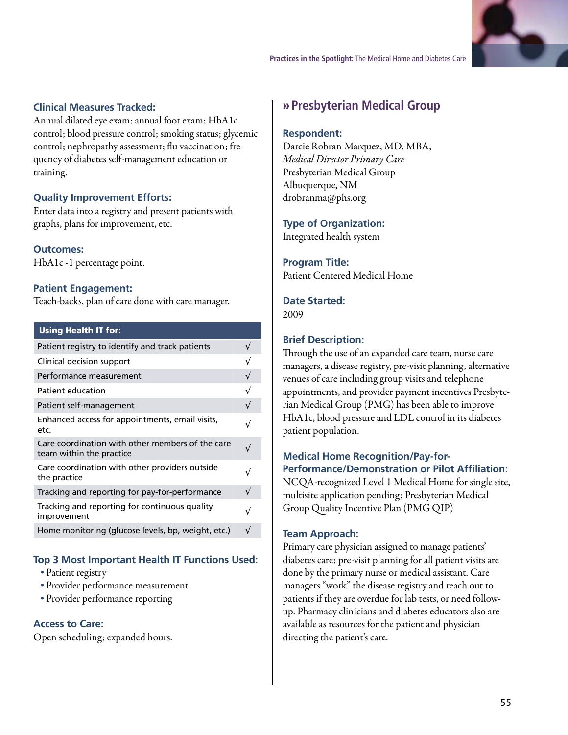**Clinical Measures Tracked:**
Annual dilated eye exam; annual foot exam; HbA1c control; blood pressure control; smoking status; glycemic control; nephropathy assessment; flu vaccination; frequency of diabetes self-management education or training.

**Quality Improvement Efforts:**
Enter data into a registry and present patients with graphs, plans for improvement, etc.

**Outcomes:**
HbA1c -1 percentage point.

**Patient Engagement:**
Teach-backs, plan of care done with care manager.

| Using Health IT for: | |
|---|---|
| Patient registry to identify and track patients | √ |
| Clinical decision support | √ |
| Performance measurement | √ |
| Patient education | √ |
| Patient self-management | √ |
| Enhanced access for appointments, email visits, etc. | √ |
| Care coordination with other members of the care team within the practice | √ |
| Care coordination with other providers outside the practice | √ |
| Tracking and reporting for pay-for-performance | √ |
| Tracking and reporting for continuous quality improvement | √ |
| Home monitoring (glucose levels, bp, weight, etc.) | √ |

**Top 3 Most Important Health IT Functions Used:**
- Patient registry
- Provider performance measurement
- Provider performance reporting

**Access to Care:**
Open scheduling; expanded hours.

## » Presbyterian Medical Group

**Respondent:**
Darcie Robran-Marquez, MD, MBA,
*Medical Director Primary Care*
Presbyterian Medical Group
Albuquerque, NM
drobranma@phs.org

**Type of Organization:**
Integrated health system

**Program Title:**
Patient Centered Medical Home

**Date Started:**
2009

**Brief Description:**
Through the use of an expanded care team, nurse care managers, a disease registry, pre-visit planning, alternative venues of care including group visits and telephone appointments, and provider payment incentives Presbyterian Medical Group (PMG) has been able to improve HbA1c, blood pressure and LDL control in its diabetes patient population.

**Medical Home Recognition/Pay-for-Performance/Demonstration or Pilot Affiliation:**
NCQA-recognized Level 1 Medical Home for single site, multisite application pending; Presbyterian Medical Group Quality Incentive Plan (PMG QIP)

**Team Approach:**
Primary care physician assigned to manage patients' diabetes care; pre-visit planning for all patient visits are done by the primary nurse or medical assistant. Care managers "work" the disease registry and reach out to patients if they are overdue for lab tests, or need follow-up. Pharmacy clinicians and diabetes educators also are available as resources for the patient and physician directing the patient's care.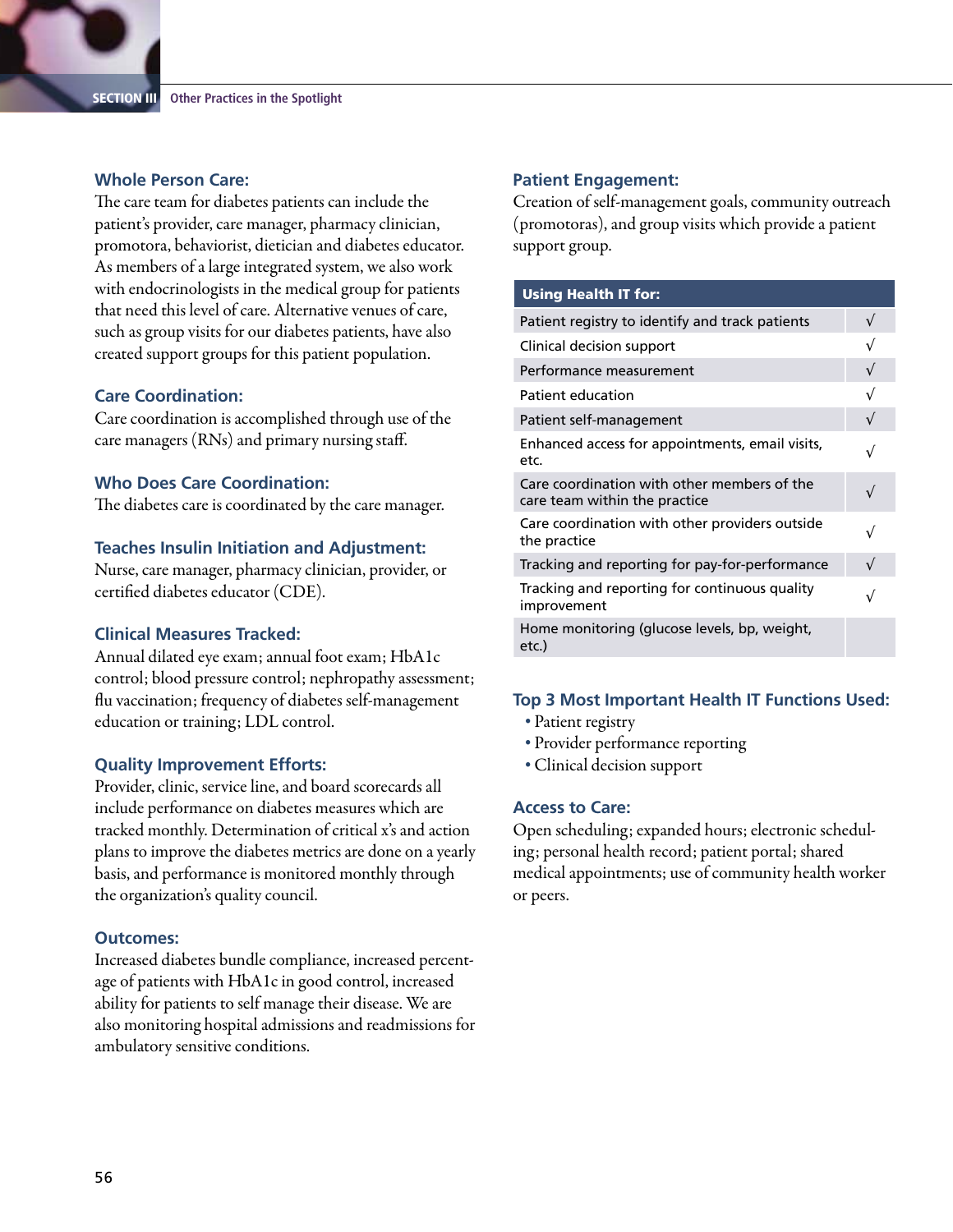### Whole Person Care:

The care team for diabetes patients can include the patient's provider, care manager, pharmacy clinician, promotora, behaviorist, dietician and diabetes educator. As members of a large integrated system, we also work with endocrinologists in the medical group for patients that need this level of care. Alternative venues of care, such as group visits for our diabetes patients, have also created support groups for this patient population.

### Care Coordination:

Care coordination is accomplished through use of the care managers (RNs) and primary nursing staff.

### Who Does Care Coordination:

The diabetes care is coordinated by the care manager.

### Teaches Insulin Initiation and Adjustment:

Nurse, care manager, pharmacy clinician, provider, or certified diabetes educator (CDE).

### Clinical Measures Tracked:

Annual dilated eye exam; annual foot exam; HbA1c control; blood pressure control; nephropathy assessment; flu vaccination; frequency of diabetes self-management education or training; LDL control.

### Quality Improvement Efforts:

Provider, clinic, service line, and board scorecards all include performance on diabetes measures which are tracked monthly. Determination of critical x's and action plans to improve the diabetes metrics are done on a yearly basis, and performance is monitored monthly through the organization's quality council.

### Outcomes:

Increased diabetes bundle compliance, increased percentage of patients with HbA1c in good control, increased ability for patients to self manage their disease. We are also monitoring hospital admissions and readmissions for ambulatory sensitive conditions.

### Patient Engagement:

Creation of self-management goals, community outreach (promotoras), and group visits which provide a patient support group.

| Using Health IT for: | |
|---|---|
| Patient registry to identify and track patients | √ |
| Clinical decision support | √ |
| Performance measurement | √ |
| Patient education | √ |
| Patient self-management | √ |
| Enhanced access for appointments, email visits, etc. | √ |
| Care coordination with other members of the care team within the practice | √ |
| Care coordination with other providers outside the practice | √ |
| Tracking and reporting for pay-for-performance | √ |
| Tracking and reporting for continuous quality improvement | √ |
| Home monitoring (glucose levels, bp, weight, etc.) | |

### Top 3 Most Important Health IT Functions Used:

- Patient registry
- Provider performance reporting
- Clinical decision support

### Access to Care:

Open scheduling; expanded hours; electronic scheduling; personal health record; patient portal; shared medical appointments; use of community health worker or peers.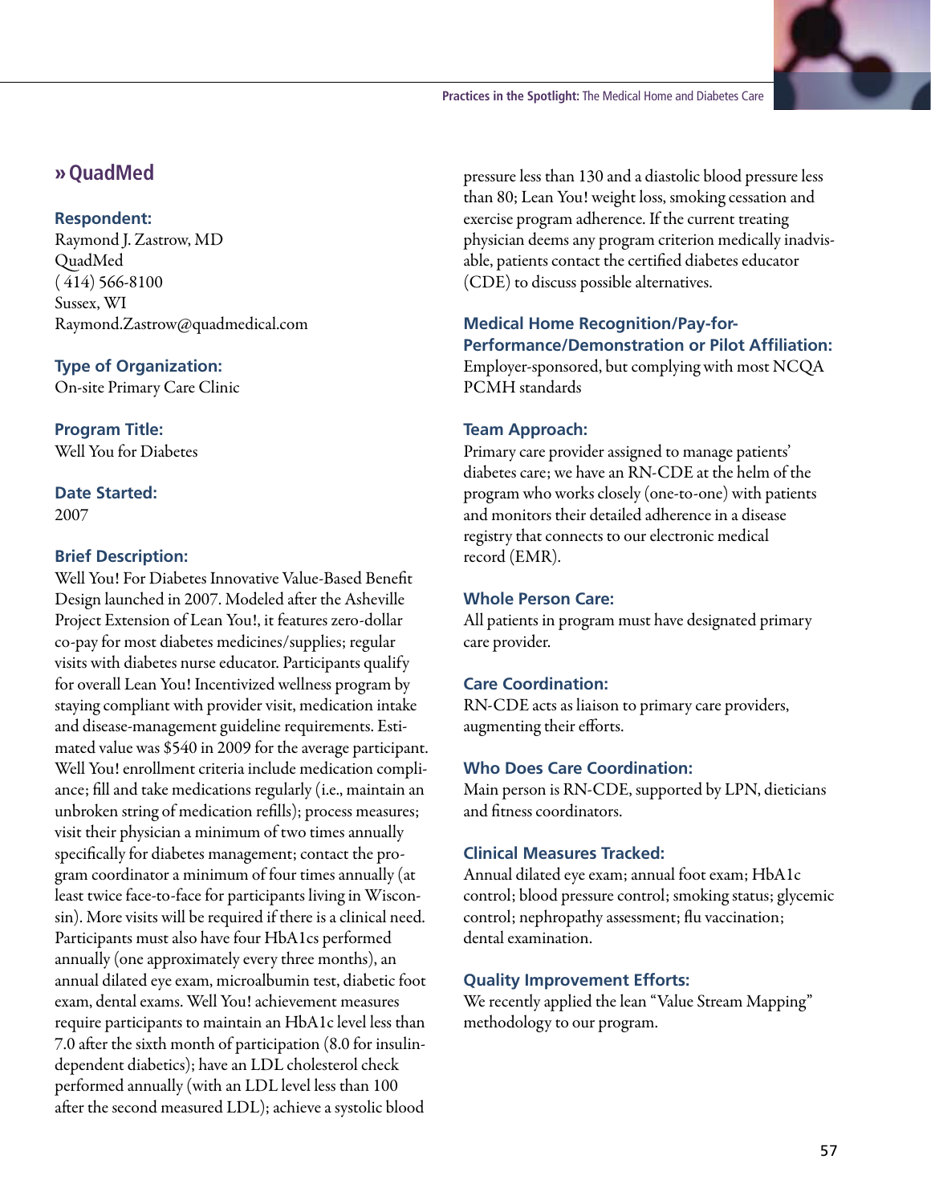## » QuadMed

### Respondent:

Raymond J. Zastrow, MD
QuadMed
( 414) 566-8100
Sussex, WI
Raymond.Zastrow@quadmedical.com

### Type of Organization:

On-site Primary Care Clinic

### Program Title:

Well You for Diabetes

### Date Started:

2007

### Brief Description:

Well You! For Diabetes Innovative Value-Based Benefit Design launched in 2007. Modeled after the Asheville Project Extension of Lean You!, it features zero-dollar co-pay for most diabetes medicines/supplies; regular visits with diabetes nurse educator. Participants qualify for overall Lean You! Incentivized wellness program by staying compliant with provider visit, medication intake and disease-management guideline requirements. Estimated value was $540 in 2009 for the average participant. Well You! enrollment criteria include medication compliance; fill and take medications regularly (i.e., maintain an unbroken string of medication refills); process measures; visit their physician a minimum of two times annually specifically for diabetes management; contact the program coordinator a minimum of four times annually (at least twice face-to-face for participants living in Wisconsin). More visits will be required if there is a clinical need. Participants must also have four HbA1cs performed annually (one approximately every three months), an annual dilated eye exam, microalbumin test, diabetic foot exam, dental exams. Well You! achievement measures require participants to maintain an HbA1c level less than 7.0 after the sixth month of participation (8.0 for insulin-dependent diabetics); have an LDL cholesterol check performed annually (with an LDL level less than 100 after the second measured LDL); achieve a systolic blood pressure less than 130 and a diastolic blood pressure less than 80; Lean You! weight loss, smoking cessation and exercise program adherence. If the current treating physician deems any program criterion medically inadvisable, patients contact the certified diabetes educator (CDE) to discuss possible alternatives.

### Medical Home Recognition/Pay-for-Performance/Demonstration or Pilot Affiliation:

Employer-sponsored, but complying with most NCQA PCMH standards

### Team Approach:

Primary care provider assigned to manage patients' diabetes care; we have an RN-CDE at the helm of the program who works closely (one-to-one) with patients and monitors their detailed adherence in a disease registry that connects to our electronic medical record (EMR).

### Whole Person Care:

All patients in program must have designated primary care provider.

### Care Coordination:

RN-CDE acts as liaison to primary care providers, augmenting their efforts.

### Who Does Care Coordination:

Main person is RN-CDE, supported by LPN, dieticians and fitness coordinators.

### Clinical Measures Tracked:

Annual dilated eye exam; annual foot exam; HbA1c control; blood pressure control; smoking status; glycemic control; nephropathy assessment; flu vaccination; dental examination.

### Quality Improvement Efforts:

We recently applied the lean "Value Stream Mapping" methodology to our program.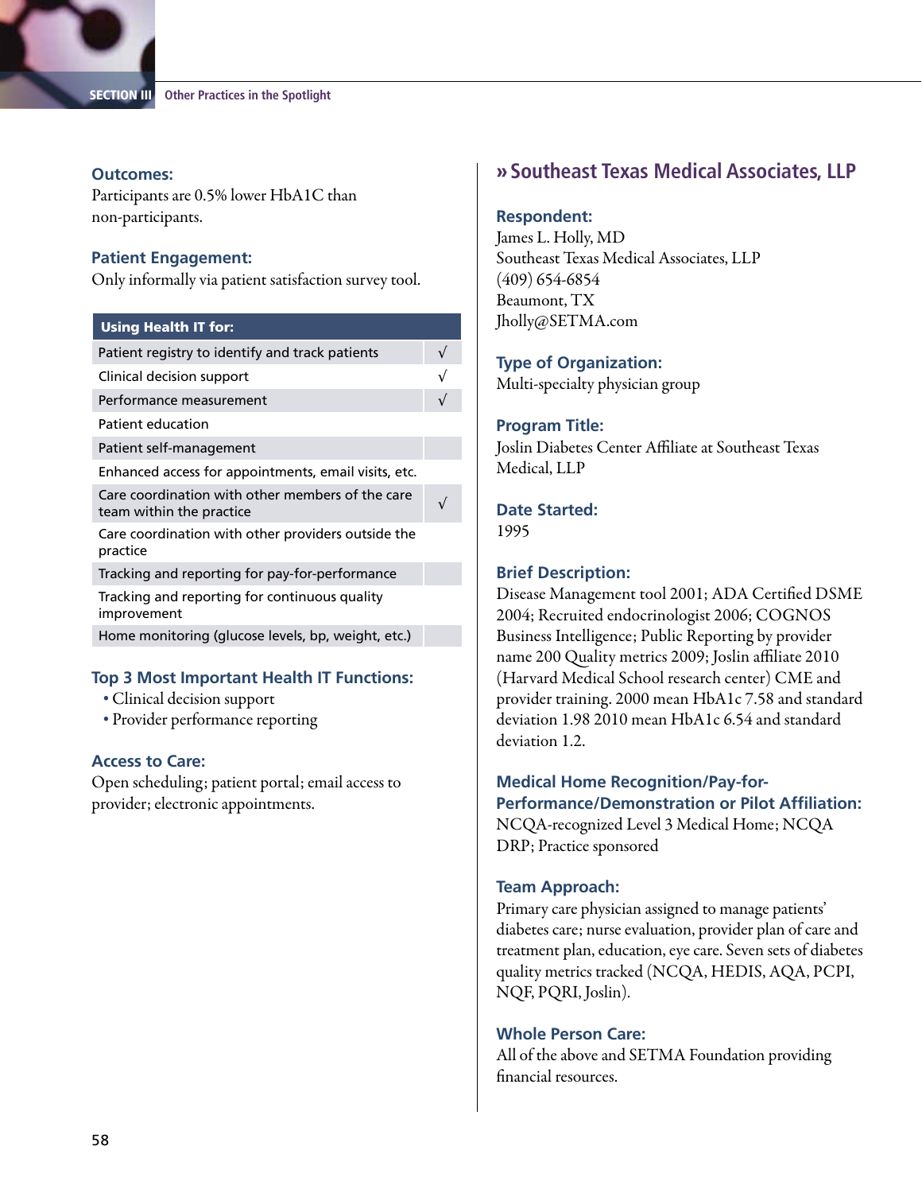**Outcomes:**
Participants are 0.5% lower HbA1C than non-participants.

**Patient Engagement:**
Only informally via patient satisfaction survey tool.

| Using Health IT for: | |
|---|---|
| Patient registry to identify and track patients | √ |
| Clinical decision support | √ |
| Performance measurement | √ |
| Patient education | |
| Patient self-management | |
| Enhanced access for appointments, email visits, etc. | |
| Care coordination with other members of the care team within the practice | √ |
| Care coordination with other providers outside the practice | |
| Tracking and reporting for pay-for-performance | |
| Tracking and reporting for continuous quality improvement | |
| Home monitoring (glucose levels, bp, weight, etc.) | |

**Top 3 Most Important Health IT Functions:**

- Clinical decision support
- Provider performance reporting

**Access to Care:**
Open scheduling; patient portal; email access to provider; electronic appointments.

## » Southeast Texas Medical Associates, LLP

**Respondent:**
James L. Holly, MD
Southeast Texas Medical Associates, LLP
(409) 654-6854
Beaumont, TX
Jholly@SETMA.com

**Type of Organization:**
Multi-specialty physician group

**Program Title:**
Joslin Diabetes Center Affiliate at Southeast Texas Medical, LLP

**Date Started:**
1995

**Brief Description:**
Disease Management tool 2001; ADA Certified DSME 2004; Recruited endocrinologist 2006; COGNOS Business Intelligence; Public Reporting by provider name 200 Quality metrics 2009; Joslin affiliate 2010 (Harvard Medical School research center) CME and provider training. 2000 mean HbA1c 7.58 and standard deviation 1.98 2010 mean HbA1c 6.54 and standard deviation 1.2.

**Medical Home Recognition/Pay-for-Performance/Demonstration or Pilot Affiliation:**
NCQA-recognized Level 3 Medical Home; NCQA DRP; Practice sponsored

**Team Approach:**
Primary care physician assigned to manage patients' diabetes care; nurse evaluation, provider plan of care and treatment plan, education, eye care. Seven sets of diabetes quality metrics tracked (NCQA, HEDIS, AQA, PCPI, NQF, PQRI, Joslin).

**Whole Person Care:**
All of the above and SETMA Foundation providing financial resources.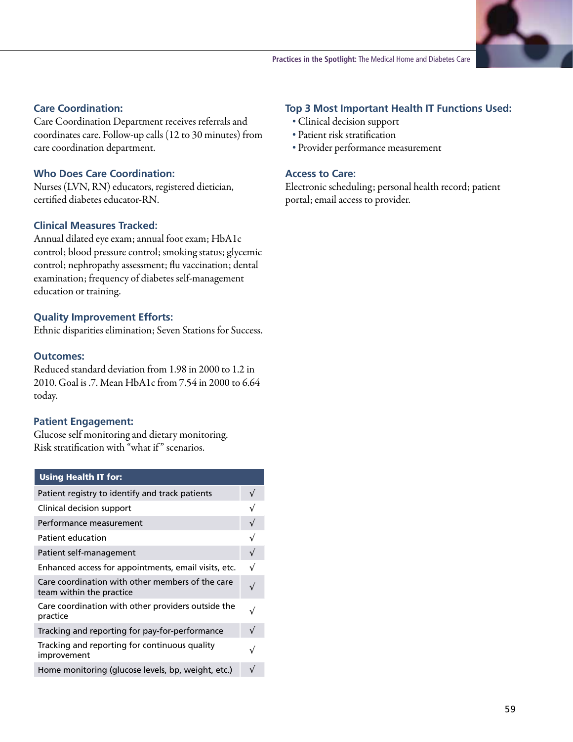### Care Coordination:

Care Coordination Department receives referrals and coordinates care. Follow-up calls (12 to 30 minutes) from care coordination department.

### Who Does Care Coordination:

Nurses (LVN, RN) educators, registered dietician, certified diabetes educator-RN.

### Clinical Measures Tracked:

Annual dilated eye exam; annual foot exam; HbA1c control; blood pressure control; smoking status; glycemic control; nephropathy assessment; flu vaccination; dental examination; frequency of diabetes self-management education or training.

### Quality Improvement Efforts:

Ethnic disparities elimination; Seven Stations for Success.

### Outcomes:

Reduced standard deviation from 1.98 in 2000 to 1.2 in 2010. Goal is .7. Mean HbA1c from 7.54 in 2000 to 6.64 today.

### Patient Engagement:

Glucose self monitoring and dietary monitoring.
Risk stratification with "what if" scenarios.

| Using Health IT for: | |
|---|---|
| Patient registry to identify and track patients | √ |
| Clinical decision support | √ |
| Performance measurement | √ |
| Patient education | √ |
| Patient self-management | √ |
| Enhanced access for appointments, email visits, etc. | √ |
| Care coordination with other members of the care team within the practice | √ |
| Care coordination with other providers outside the practice | √ |
| Tracking and reporting for pay-for-performance | √ |
| Tracking and reporting for continuous quality improvement | √ |
| Home monitoring (glucose levels, bp, weight, etc.) | √ |

### Top 3 Most Important Health IT Functions Used:

- Clinical decision support
- Patient risk stratification
- Provider performance measurement

### Access to Care:

Electronic scheduling; personal health record; patient portal; email access to provider.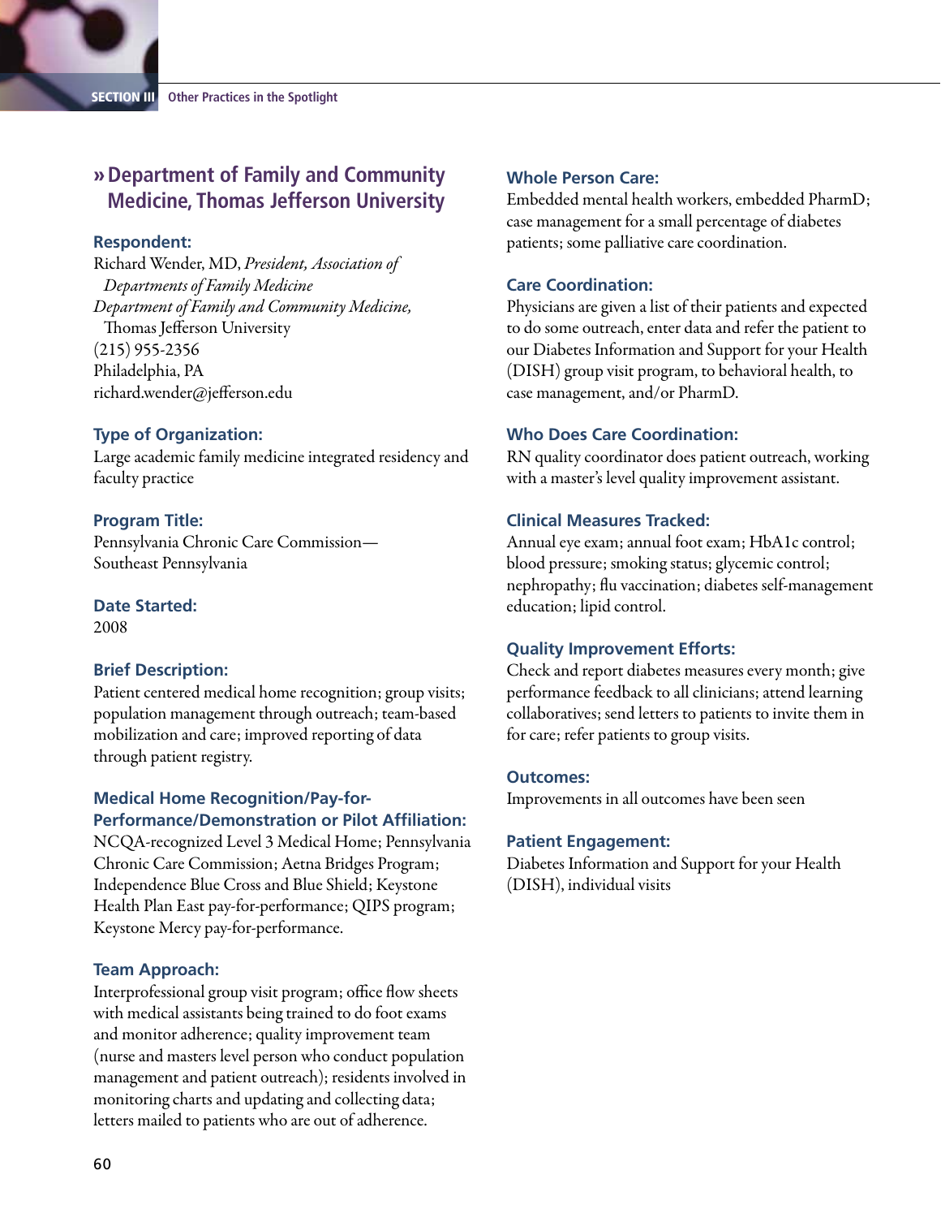## » Department of Family and Community Medicine, Thomas Jefferson University

### Respondent:

Richard Wender, MD, *President, Association of Departments of Family Medicine*
*Department of Family and Community Medicine,* Thomas Jefferson University
(215) 955-2356
Philadelphia, PA
richard.wender@jefferson.edu

### Type of Organization:

Large academic family medicine integrated residency and faculty practice

### Program Title:

Pennsylvania Chronic Care Commission—Southeast Pennsylvania

### Date Started:

2008

### Brief Description:

Patient centered medical home recognition; group visits; population management through outreach; team-based mobilization and care; improved reporting of data through patient registry.

### Medical Home Recognition/Pay-for-Performance/Demonstration or Pilot Affiliation:

NCQA-recognized Level 3 Medical Home; Pennsylvania Chronic Care Commission; Aetna Bridges Program; Independence Blue Cross and Blue Shield; Keystone Health Plan East pay-for-performance; QIPS program; Keystone Mercy pay-for-performance.

### Team Approach:

Interprofessional group visit program; office flow sheets with medical assistants being trained to do foot exams and monitor adherence; quality improvement team (nurse and masters level person who conduct population management and patient outreach); residents involved in monitoring charts and updating and collecting data; letters mailed to patients who are out of adherence.

### Whole Person Care:

Embedded mental health workers, embedded PharmD; case management for a small percentage of diabetes patients; some palliative care coordination.

### Care Coordination:

Physicians are given a list of their patients and expected to do some outreach, enter data and refer the patient to our Diabetes Information and Support for your Health (DISH) group visit program, to behavioral health, to case management, and/or PharmD.

### Who Does Care Coordination:

RN quality coordinator does patient outreach, working with a master's level quality improvement assistant.

### Clinical Measures Tracked:

Annual eye exam; annual foot exam; HbA1c control; blood pressure; smoking status; glycemic control; nephropathy; flu vaccination; diabetes self-management education; lipid control.

### Quality Improvement Efforts:

Check and report diabetes measures every month; give performance feedback to all clinicians; attend learning collaboratives; send letters to patients to invite them in for care; refer patients to group visits.

### Outcomes:

Improvements in all outcomes have been seen

### Patient Engagement:

Diabetes Information and Support for your Health (DISH), individual visits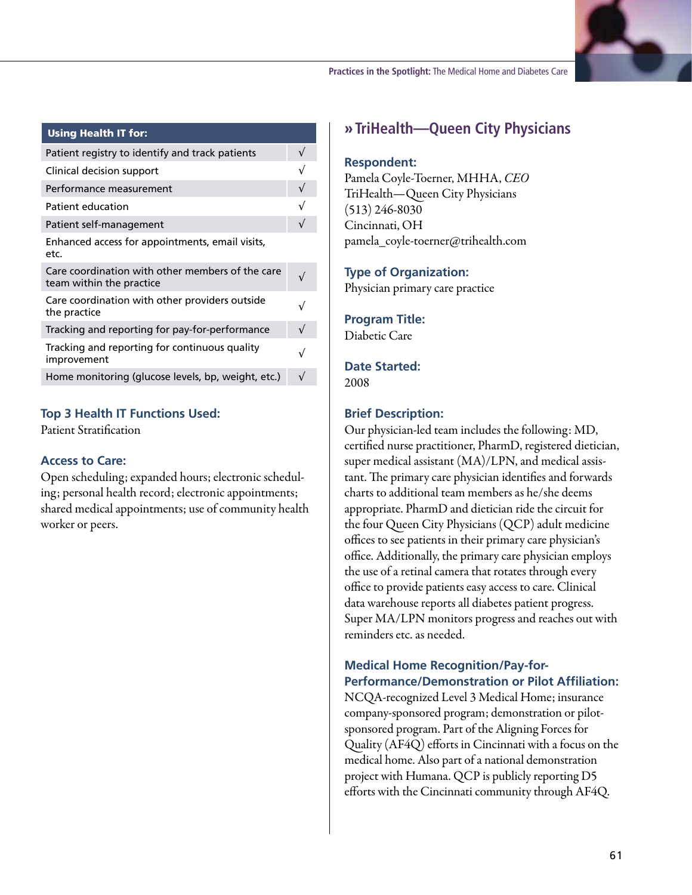| Using Health IT for: | |
|---|---|
| Patient registry to identify and track patients | √ |
| Clinical decision support | √ |
| Performance measurement | √ |
| Patient education | √ |
| Patient self-management | √ |
| Enhanced access for appointments, email visits, etc. | |
| Care coordination with other members of the care team within the practice | √ |
| Care coordination with other providers outside the practice | √ |
| Tracking and reporting for pay-for-performance | √ |
| Tracking and reporting for continuous quality improvement | √ |
| Home monitoring (glucose levels, bp, weight, etc.) | √ |

### Top 3 Health IT Functions Used:

Patient Stratification

### Access to Care:

Open scheduling; expanded hours; electronic scheduling; personal health record; electronic appointments; shared medical appointments; use of community health worker or peers.

## » TriHealth—Queen City Physicians

### Respondent:

Pamela Coyle-Toerner, MHHA, *CEO*
TriHealth—Queen City Physicians
(513) 246-8030
Cincinnati, OH
pamela_coyle-toerner@trihealth.com

### Type of Organization:

Physician primary care practice

### Program Title:

Diabetic Care

### Date Started:

2008

### Brief Description:

Our physician-led team includes the following: MD, certified nurse practitioner, PharmD, registered dietician, super medical assistant (MA)/LPN, and medical assistant. The primary care physician identifies and forwards charts to additional team members as he/she deems appropriate. PharmD and dietician ride the circuit for the four Queen City Physicians (QCP) adult medicine offices to see patients in their primary care physician's office. Additionally, the primary care physician employs the use of a retinal camera that rotates through every office to provide patients easy access to care. Clinical data warehouse reports all diabetes patient progress. Super MA/LPN monitors progress and reaches out with reminders etc. as needed.

### Medical Home Recognition/Pay-for-Performance/Demonstration or Pilot Affiliation:

NCQA-recognized Level 3 Medical Home; insurance company-sponsored program; demonstration or pilot-sponsored program. Part of the Aligning Forces for Quality (AF4Q) efforts in Cincinnati with a focus on the medical home. Also part of a national demonstration project with Humana. QCP is publicly reporting D5 efforts with the Cincinnati community through AF4Q.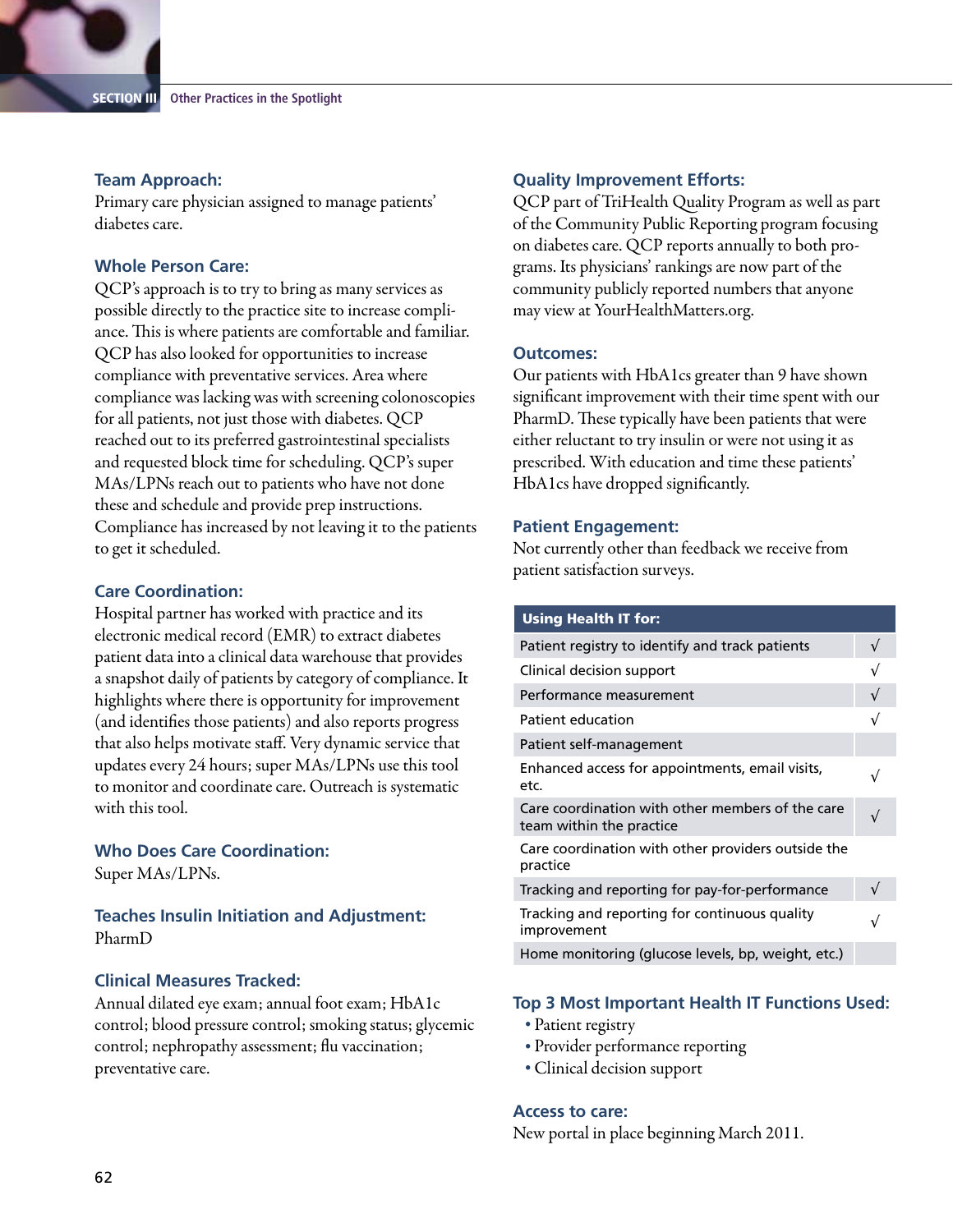### Team Approach:

Primary care physician assigned to manage patients' diabetes care.

### Whole Person Care:

QCP's approach is to try to bring as many services as possible directly to the practice site to increase compliance. This is where patients are comfortable and familiar. QCP has also looked for opportunities to increase compliance with preventative services. Area where compliance was lacking was with screening colonoscopies for all patients, not just those with diabetes. QCP reached out to its preferred gastrointestinal specialists and requested block time for scheduling. QCP's super MAs/LPNs reach out to patients who have not done these and schedule and provide prep instructions. Compliance has increased by not leaving it to the patients to get it scheduled.

### Care Coordination:

Hospital partner has worked with practice and its electronic medical record (EMR) to extract diabetes patient data into a clinical data warehouse that provides a snapshot daily of patients by category of compliance. It highlights where there is opportunity for improvement (and identifies those patients) and also reports progress that also helps motivate staff. Very dynamic service that updates every 24 hours; super MAs/LPNs use this tool to monitor and coordinate care. Outreach is systematic with this tool.

### Who Does Care Coordination:

Super MAs/LPNs.

### Teaches Insulin Initiation and Adjustment:

PharmD

### Clinical Measures Tracked:

Annual dilated eye exam; annual foot exam; HbA1c control; blood pressure control; smoking status; glycemic control; nephropathy assessment; flu vaccination; preventative care.

### Quality Improvement Efforts:

QCP part of TriHealth Quality Program as well as part of the Community Public Reporting program focusing on diabetes care. QCP reports annually to both programs. Its physicians' rankings are now part of the community publicly reported numbers that anyone may view at YourHealthMatters.org.

### Outcomes:

Our patients with HbA1cs greater than 9 have shown significant improvement with their time spent with our PharmD. These typically have been patients that were either reluctant to try insulin or were not using it as prescribed. With education and time these patients' HbA1cs have dropped significantly.

### Patient Engagement:

Not currently other than feedback we receive from patient satisfaction surveys.

| Using Health IT for: | |
|---|---|
| Patient registry to identify and track patients | √ |
| Clinical decision support | √ |
| Performance measurement | √ |
| Patient education | √ |
| Patient self-management | |
| Enhanced access for appointments, email visits, etc. | √ |
| Care coordination with other members of the care team within the practice | √ |
| Care coordination with other providers outside the practice | |
| Tracking and reporting for pay-for-performance | √ |
| Tracking and reporting for continuous quality improvement | √ |
| Home monitoring (glucose levels, bp, weight, etc.) | |

### Top 3 Most Important Health IT Functions Used:

- Patient registry
- Provider performance reporting
- Clinical decision support

### Access to care:

New portal in place beginning March 2011.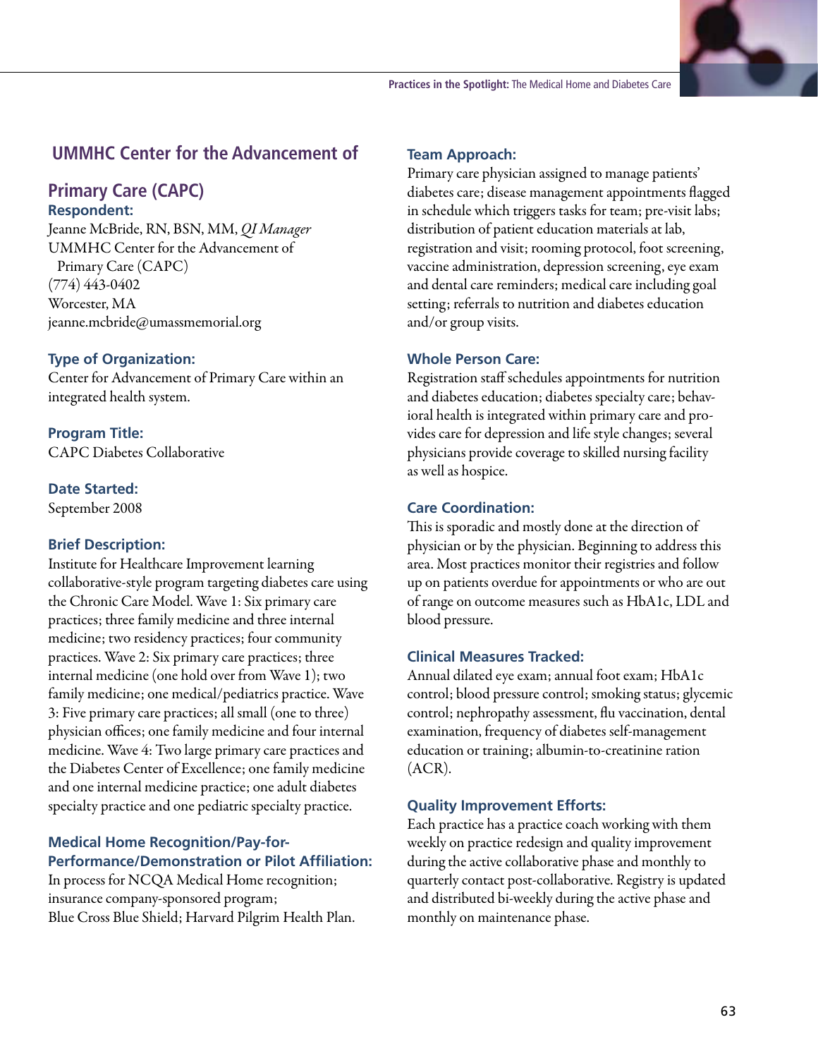## UMMHC Center for the Advancement of Primary Care (CAPC)

### Respondent:

Jeanne McBride, RN, BSN, MM, *QI Manager*
UMMHC Center for the Advancement of Primary Care (CAPC)
(774) 443-0402
Worcester, MA
jeanne.mcbride@umassmemorial.org

### Type of Organization:

Center for Advancement of Primary Care within an integrated health system.

### Program Title:

CAPC Diabetes Collaborative

### Date Started:

September 2008

### Brief Description:

Institute for Healthcare Improvement learning collaborative-style program targeting diabetes care using the Chronic Care Model. Wave 1: Six primary care practices; three family medicine and three internal medicine; two residency practices; four community practices. Wave 2: Six primary care practices; three internal medicine (one hold over from Wave 1); two family medicine; one medical/pediatrics practice. Wave 3: Five primary care practices; all small (one to three) physician offices; one family medicine and four internal medicine. Wave 4: Two large primary care practices and the Diabetes Center of Excellence; one family medicine and one internal medicine practice; one adult diabetes specialty practice and one pediatric specialty practice.

### Medical Home Recognition/Pay-for-Performance/Demonstration or Pilot Affiliation:

In process for NCQA Medical Home recognition; insurance company-sponsored program;
Blue Cross Blue Shield; Harvard Pilgrim Health Plan.

### Team Approach:

Primary care physician assigned to manage patients' diabetes care; disease management appointments flagged in schedule which triggers tasks for team; pre-visit labs; distribution of patient education materials at lab, registration and visit; rooming protocol, foot screening, vaccine administration, depression screening, eye exam and dental care reminders; medical care including goal setting; referrals to nutrition and diabetes education and/or group visits.

### Whole Person Care:

Registration staff schedules appointments for nutrition and diabetes education; diabetes specialty care; behavioral health is integrated within primary care and provides care for depression and life style changes; several physicians provide coverage to skilled nursing facility as well as hospice.

### Care Coordination:

This is sporadic and mostly done at the direction of physician or by the physician. Beginning to address this area. Most practices monitor their registries and follow up on patients overdue for appointments or who are out of range on outcome measures such as HbA1c, LDL and blood pressure.

### Clinical Measures Tracked:

Annual dilated eye exam; annual foot exam; HbA1c control; blood pressure control; smoking status; glycemic control; nephropathy assessment, flu vaccination, dental examination, frequency of diabetes self-management education or training; albumin-to-creatinine ration (ACR).

### Quality Improvement Efforts:

Each practice has a practice coach working with them weekly on practice redesign and quality improvement during the active collaborative phase and monthly to quarterly contact post-collaborative. Registry is updated and distributed bi-weekly during the active phase and monthly on maintenance phase.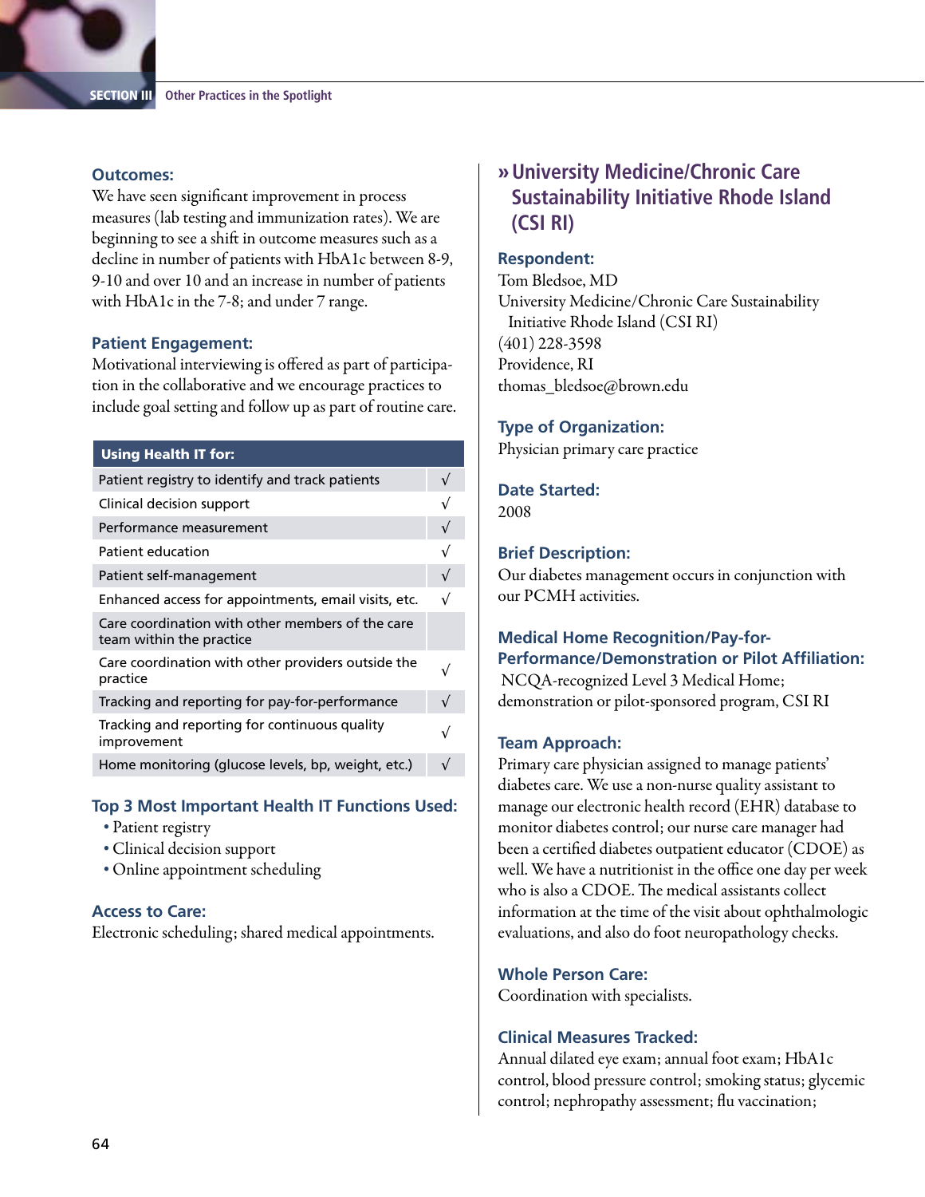### Outcomes:

We have seen significant improvement in process measures (lab testing and immunization rates). We are beginning to see a shift in outcome measures such as a decline in number of patients with HbA1c between 8-9, 9-10 and over 10 and an increase in number of patients with HbA1c in the 7-8; and under 7 range.

### Patient Engagement:

Motivational interviewing is offered as part of participation in the collaborative and we encourage practices to include goal setting and follow up as part of routine care.

| Using Health IT for: | |
|---|---|
| Patient registry to identify and track patients | √ |
| Clinical decision support | √ |
| Performance measurement | √ |
| Patient education | √ |
| Patient self-management | √ |
| Enhanced access for appointments, email visits, etc. | √ |
| Care coordination with other members of the care team within the practice | |
| Care coordination with other providers outside the practice | √ |
| Tracking and reporting for pay-for-performance | √ |
| Tracking and reporting for continuous quality improvement | √ |
| Home monitoring (glucose levels, bp, weight, etc.) | √ |

### Top 3 Most Important Health IT Functions Used:

- Patient registry
- Clinical decision support
- Online appointment scheduling

### Access to Care:

Electronic scheduling; shared medical appointments.

## » University Medicine/Chronic Care Sustainability Initiative Rhode Island (CSI RI)

### Respondent:

Tom Bledsoe, MD
University Medicine/Chronic Care Sustainability Initiative Rhode Island (CSI RI)
(401) 228-3598
Providence, RI
thomas_bledsoe@brown.edu

### Type of Organization:

Physician primary care practice

### Date Started:

2008

### Brief Description:

Our diabetes management occurs in conjunction with our PCMH activities.

### Medical Home Recognition/Pay-for-Performance/Demonstration or Pilot Affiliation:

NCQA-recognized Level 3 Medical Home; demonstration or pilot-sponsored program, CSI RI

### Team Approach:

Primary care physician assigned to manage patients' diabetes care. We use a non-nurse quality assistant to manage our electronic health record (EHR) database to monitor diabetes control; our nurse care manager had been a certified diabetes outpatient educator (CDOE) as well. We have a nutritionist in the office one day per week who is also a CDOE. The medical assistants collect information at the time of the visit about ophthalmologic evaluations, and also do foot neuropathology checks.

### Whole Person Care:

Coordination with specialists.

### Clinical Measures Tracked:

Annual dilated eye exam; annual foot exam; HbA1c control, blood pressure control; smoking status; glycemic control; nephropathy assessment; flu vaccination;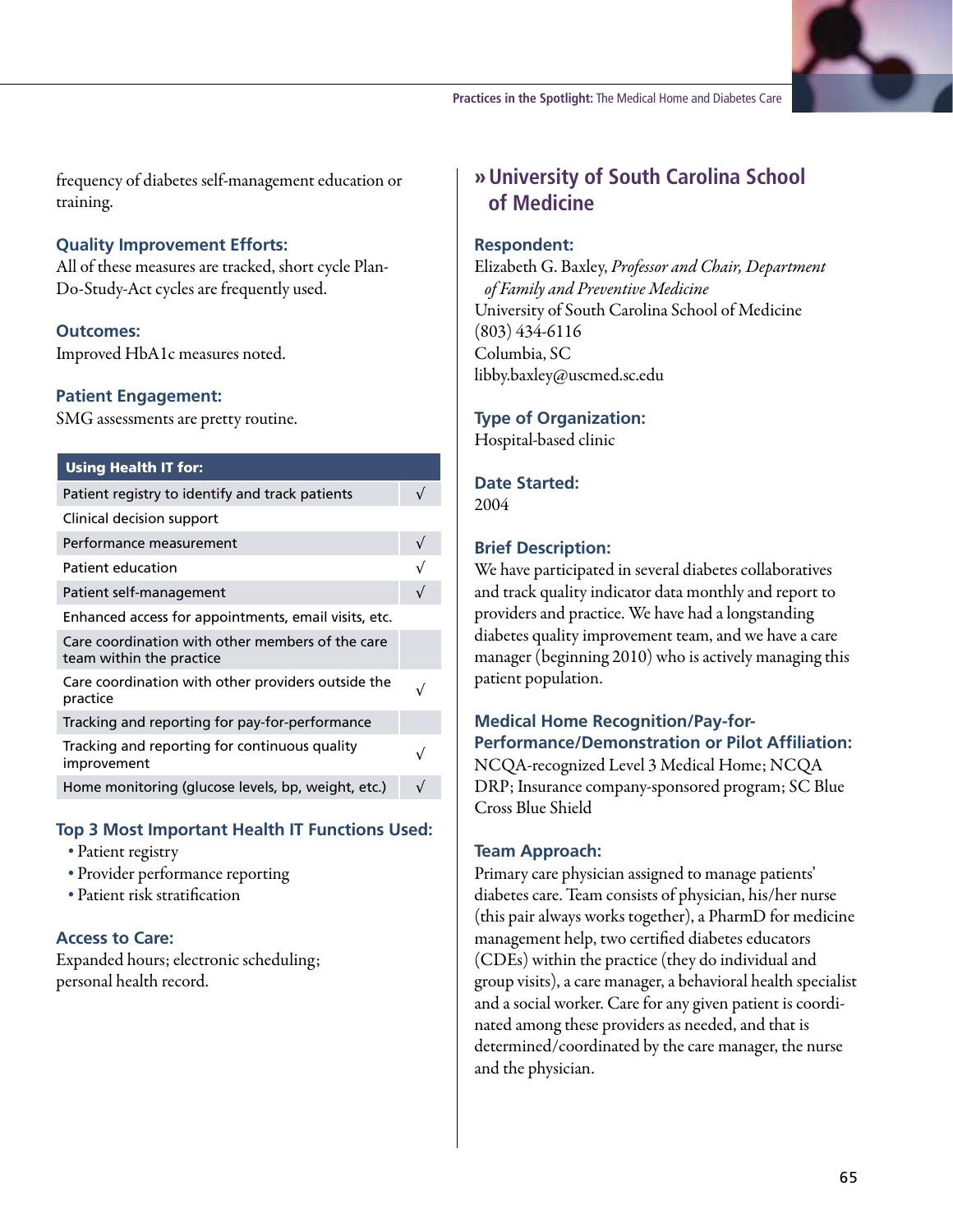frequency of diabetes self-management education or training.

### Quality Improvement Efforts:

All of these measures are tracked, short cycle Plan-Do-Study-Act cycles are frequently used.

### Outcomes:

Improved HbA1c measures noted.

### Patient Engagement:

SMG assessments are pretty routine.

| Using Health IT for: | |
|---|---|
| Patient registry to identify and track patients | √ |
| Clinical decision support | |
| Performance measurement | √ |
| Patient education | √ |
| Patient self-management | √ |
| Enhanced access for appointments, email visits, etc. | |
| Care coordination with other members of the care team within the practice | |
| Care coordination with other providers outside the practice | √ |
| Tracking and reporting for pay-for-performance | |
| Tracking and reporting for continuous quality improvement | √ |
| Home monitoring (glucose levels, bp, weight, etc.) | √ |

### Top 3 Most Important Health IT Functions Used:

- Patient registry
- Provider performance reporting
- Patient risk stratification

### Access to Care:

Expanded hours; electronic scheduling; personal health record.

## » University of South Carolina School of Medicine

### Respondent:

Elizabeth G. Baxley, *Professor and Chair, Department of Family and Preventive Medicine*
University of South Carolina School of Medicine
(803) 434-6116
Columbia, SC
libby.baxley@uscmed.sc.edu

### Type of Organization:

Hospital-based clinic

### Date Started:

2004

### Brief Description:

We have participated in several diabetes collaboratives and track quality indicator data monthly and report to providers and practice. We have had a longstanding diabetes quality improvement team, and we have a care manager (beginning 2010) who is actively managing this patient population.

### Medical Home Recognition/Pay-for-Performance/Demonstration or Pilot Affiliation:

NCQA-recognized Level 3 Medical Home; NCQA DRP; Insurance company-sponsored program; SC Blue Cross Blue Shield

### Team Approach:

Primary care physician assigned to manage patients' diabetes care. Team consists of physician, his/her nurse (this pair always works together), a PharmD for medicine management help, two certified diabetes educators (CDEs) within the practice (they do individual and group visits), a care manager, a behavioral health specialist and a social worker. Care for any given patient is coordinated among these providers as needed, and that is determined/coordinated by the care manager, the nurse and the physician.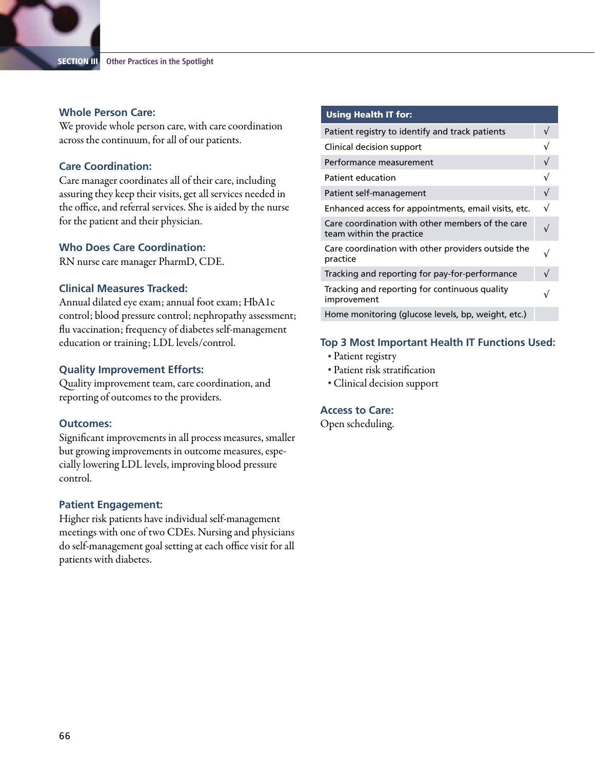### Whole Person Care:

We provide whole person care, with care coordination across the continuum, for all of our patients.

### Care Coordination:

Care manager coordinates all of their care, including assuring they keep their visits, get all services needed in the office, and referral services. She is aided by the nurse for the patient and their physician.

### Who Does Care Coordination:

RN nurse care manager PharmD, CDE.

### Clinical Measures Tracked:

Annual dilated eye exam; annual foot exam; HbA1c control; blood pressure control; nephropathy assessment; flu vaccination; frequency of diabetes self-management education or training; LDL levels/control.

### Quality Improvement Efforts:

Quality improvement team, care coordination, and reporting of outcomes to the providers.

### Outcomes:

Significant improvements in all process measures, smaller but growing improvements in outcome measures, especially lowering LDL levels, improving blood pressure control.

### Patient Engagement:

Higher risk patients have individual self-management meetings with one of two CDEs. Nursing and physicians do self-management goal setting at each office visit for all patients with diabetes.

| Using Health IT for: | |
|---|---|
| Patient registry to identify and track patients | √ |
| Clinical decision support | √ |
| Performance measurement | √ |
| Patient education | √ |
| Patient self-management | √ |
| Enhanced access for appointments, email visits, etc. | √ |
| Care coordination with other members of the care team within the practice | √ |
| Care coordination with other providers outside the practice | √ |
| Tracking and reporting for pay-for-performance | √ |
| Tracking and reporting for continuous quality improvement | √ |
| Home monitoring (glucose levels, bp, weight, etc.) | |

### Top 3 Most Important Health IT Functions Used:

- Patient registry
- Patient risk stratification
- Clinical decision support

### Access to Care:

Open scheduling.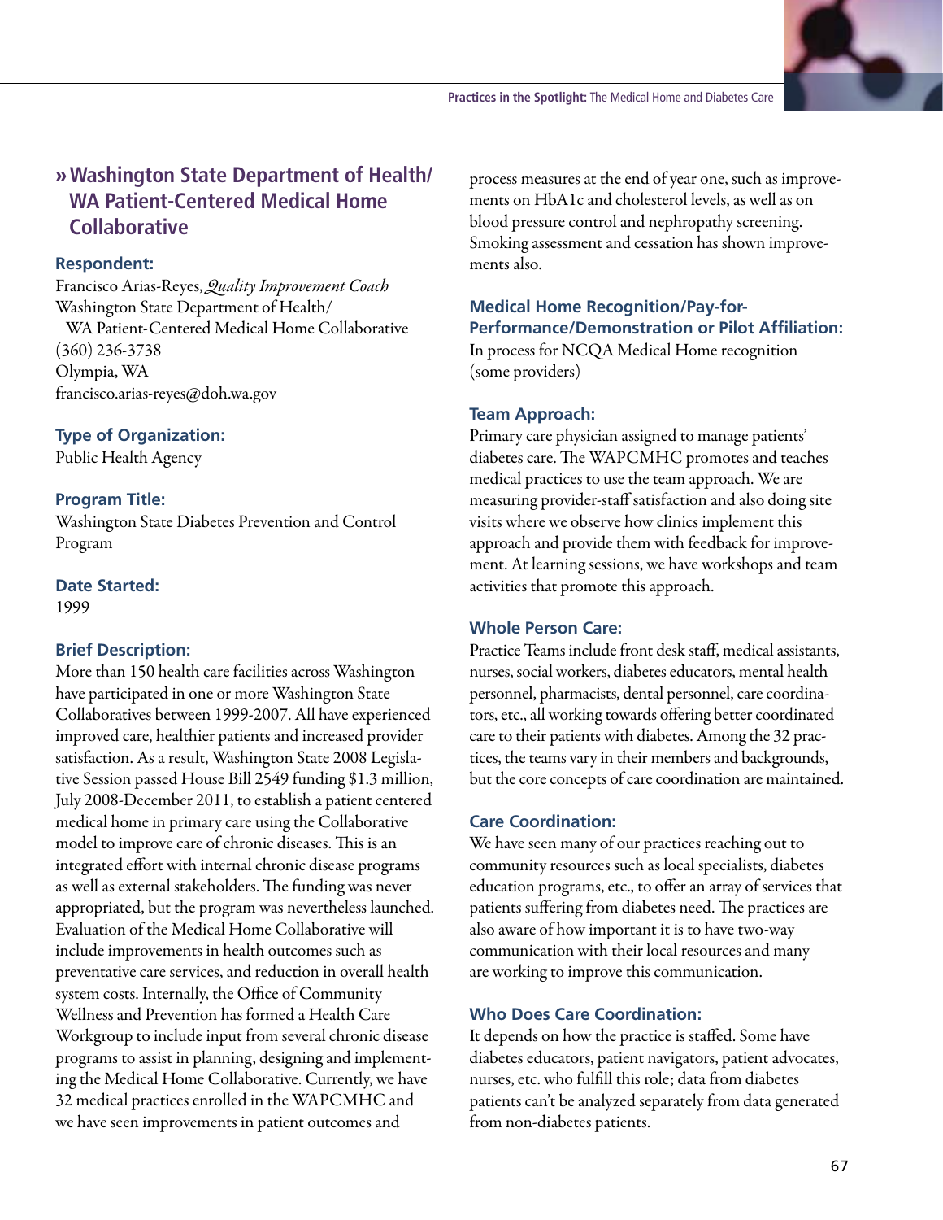## » Washington State Department of Health/ WA Patient-Centered Medical Home Collaborative

### Respondent:

Francisco Arias-Reyes, *Quality Improvement Coach*
Washington State Department of Health/
WA Patient-Centered Medical Home Collaborative
(360) 236-3738
Olympia, WA
francisco.arias-reyes@doh.wa.gov

### Type of Organization:

Public Health Agency

### Program Title:

Washington State Diabetes Prevention and Control Program

### Date Started:

1999

### Brief Description:

More than 150 health care facilities across Washington have participated in one or more Washington State Collaboratives between 1999-2007. All have experienced improved care, healthier patients and increased provider satisfaction. As a result, Washington State 2008 Legislative Session passed House Bill 2549 funding $1.3 million, July 2008-December 2011, to establish a patient centered medical home in primary care using the Collaborative model to improve care of chronic diseases. This is an integrated effort with internal chronic disease programs as well as external stakeholders. The funding was never appropriated, but the program was nevertheless launched. Evaluation of the Medical Home Collaborative will include improvements in health outcomes such as preventative care services, and reduction in overall health system costs. Internally, the Office of Community Wellness and Prevention has formed a Health Care Workgroup to include input from several chronic disease programs to assist in planning, designing and implementing the Medical Home Collaborative. Currently, we have 32 medical practices enrolled in the WAPCMHC and we have seen improvements in patient outcomes and process measures at the end of year one, such as improvements on HbA1c and cholesterol levels, as well as on blood pressure control and nephropathy screening. Smoking assessment and cessation has shown improvements also.

### Medical Home Recognition/Pay-for-Performance/Demonstration or Pilot Affiliation:

In process for NCQA Medical Home recognition (some providers)

### Team Approach:

Primary care physician assigned to manage patients' diabetes care. The WAPCMHC promotes and teaches medical practices to use the team approach. We are measuring provider-staff satisfaction and also doing site visits where we observe how clinics implement this approach and provide them with feedback for improvement. At learning sessions, we have workshops and team activities that promote this approach.

### Whole Person Care:

Practice Teams include front desk staff, medical assistants, nurses, social workers, diabetes educators, mental health personnel, pharmacists, dental personnel, care coordinators, etc., all working towards offering better coordinated care to their patients with diabetes. Among the 32 practices, the teams vary in their members and backgrounds, but the core concepts of care coordination are maintained.

### Care Coordination:

We have seen many of our practices reaching out to community resources such as local specialists, diabetes education programs, etc., to offer an array of services that patients suffering from diabetes need. The practices are also aware of how important it is to have two-way communication with their local resources and many are working to improve this communication.

### Who Does Care Coordination:

It depends on how the practice is staffed. Some have diabetes educators, patient navigators, patient advocates, nurses, etc. who fulfill this role; data from diabetes patients can't be analyzed separately from data generated from non-diabetes patients.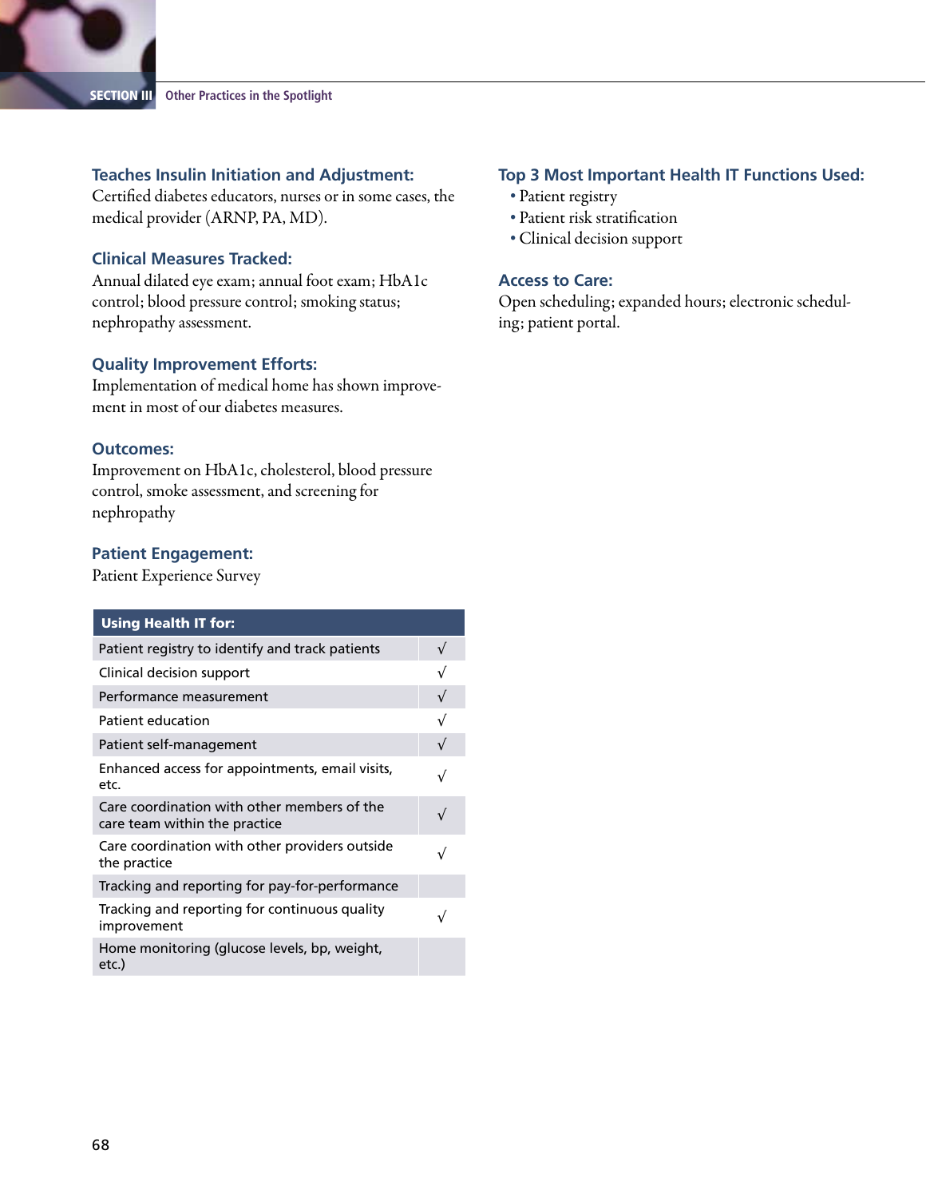### Teaches Insulin Initiation and Adjustment:

Certified diabetes educators, nurses or in some cases, the medical provider (ARNP, PA, MD).

### Clinical Measures Tracked:

Annual dilated eye exam; annual foot exam; HbA1c control; blood pressure control; smoking status; nephropathy assessment.

### Quality Improvement Efforts:

Implementation of medical home has shown improvement in most of our diabetes measures.

### Outcomes:

Improvement on HbA1c, cholesterol, blood pressure control, smoke assessment, and screening for nephropathy

### Patient Engagement:

Patient Experience Survey

| Using Health IT for: | |
|---|---|
| Patient registry to identify and track patients | √ |
| Clinical decision support | √ |
| Performance measurement | √ |
| Patient education | √ |
| Patient self-management | √ |
| Enhanced access for appointments, email visits, etc. | √ |
| Care coordination with other members of the care team within the practice | √ |
| Care coordination with other providers outside the practice | √ |
| Tracking and reporting for pay-for-performance | |
| Tracking and reporting for continuous quality improvement | √ |
| Home monitoring (glucose levels, bp, weight, etc.) | |

### Top 3 Most Important Health IT Functions Used:

- Patient registry
- Patient risk stratification
- Clinical decision support

### Access to Care:

Open scheduling; expanded hours; electronic scheduling; patient portal.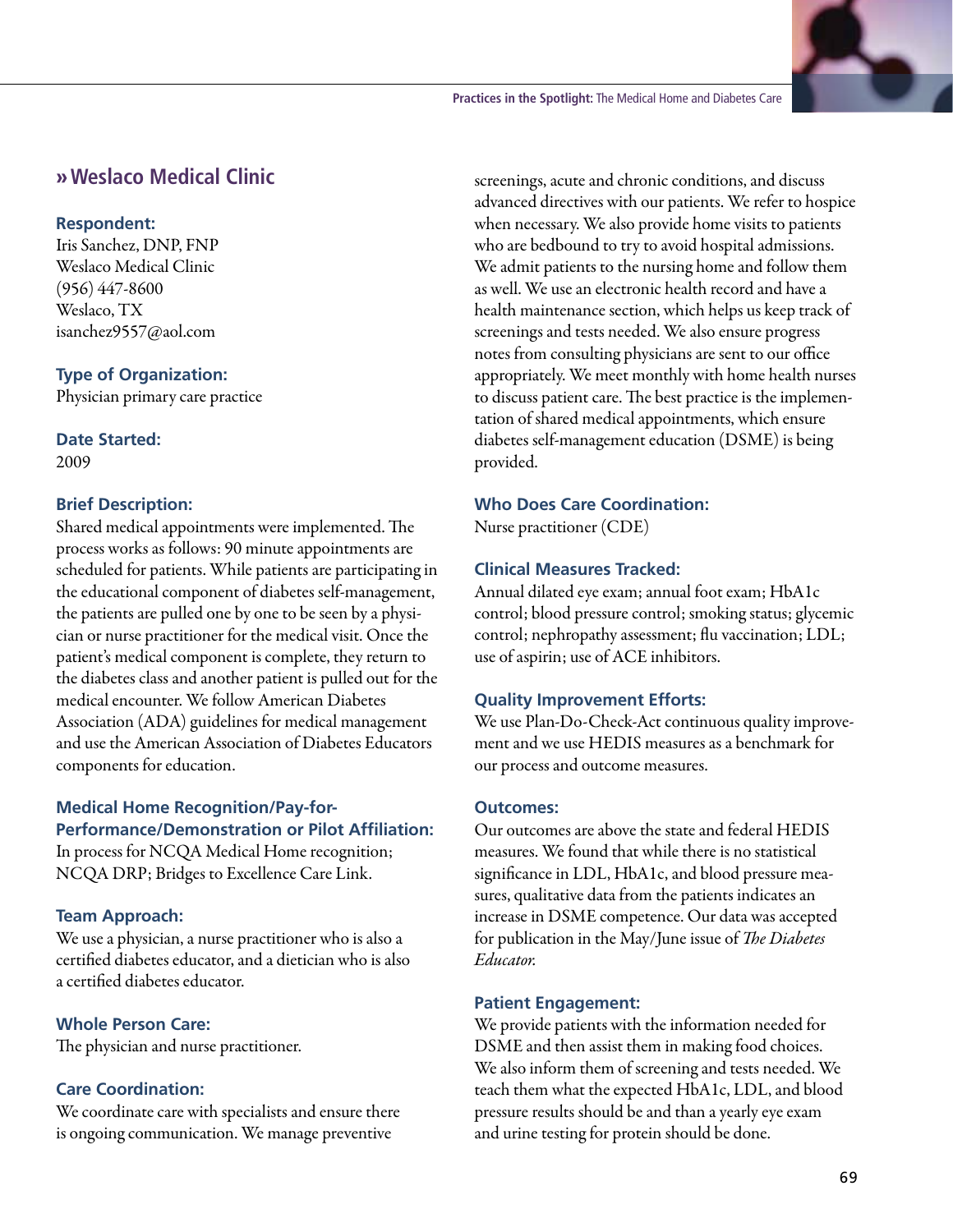## » Weslaco Medical Clinic

### Respondent:

Iris Sanchez, DNP, FNP
Weslaco Medical Clinic
(956) 447-8600
Weslaco, TX
isanchez9557@aol.com

### Type of Organization:

Physician primary care practice

### Date Started:

2009

### Brief Description:

Shared medical appointments were implemented. The process works as follows: 90 minute appointments are scheduled for patients. While patients are participating in the educational component of diabetes self-management, the patients are pulled one by one to be seen by a physician or nurse practitioner for the medical visit. Once the patient's medical component is complete, they return to the diabetes class and another patient is pulled out for the medical encounter. We follow American Diabetes Association (ADA) guidelines for medical management and use the American Association of Diabetes Educators components for education.

### Medical Home Recognition/Pay-for-Performance/Demonstration or Pilot Affiliation:

In process for NCQA Medical Home recognition; NCQA DRP; Bridges to Excellence Care Link.

### Team Approach:

We use a physician, a nurse practitioner who is also a certified diabetes educator, and a dietician who is also a certified diabetes educator.

### Whole Person Care:

The physician and nurse practitioner.

### Care Coordination:

We coordinate care with specialists and ensure there is ongoing communication. We manage preventive screenings, acute and chronic conditions, and discuss advanced directives with our patients. We refer to hospice when necessary. We also provide home visits to patients who are bedbound to try to avoid hospital admissions. We admit patients to the nursing home and follow them as well. We use an electronic health record and have a health maintenance section, which helps us keep track of screenings and tests needed. We also ensure progress notes from consulting physicians are sent to our office appropriately. We meet monthly with home health nurses to discuss patient care. The best practice is the implementation of shared medical appointments, which ensure diabetes self-management education (DSME) is being provided.

### Who Does Care Coordination:

Nurse practitioner (CDE)

### Clinical Measures Tracked:

Annual dilated eye exam; annual foot exam; HbA1c control; blood pressure control; smoking status; glycemic control; nephropathy assessment; flu vaccination; LDL; use of aspirin; use of ACE inhibitors.

### Quality Improvement Efforts:

We use Plan-Do-Check-Act continuous quality improvement and we use HEDIS measures as a benchmark for our process and outcome measures.

### Outcomes:

Our outcomes are above the state and federal HEDIS measures. We found that while there is no statistical significance in LDL, HbA1c, and blood pressure measures, qualitative data from the patients indicates an increase in DSME competence. Our data was accepted for publication in the May/June issue of *The Diabetes Educator.*

### Patient Engagement:

We provide patients with the information needed for DSME and then assist them in making food choices. We also inform them of screening and tests needed. We teach them what the expected HbA1c, LDL, and blood pressure results should be and than a yearly eye exam and urine testing for protein should be done.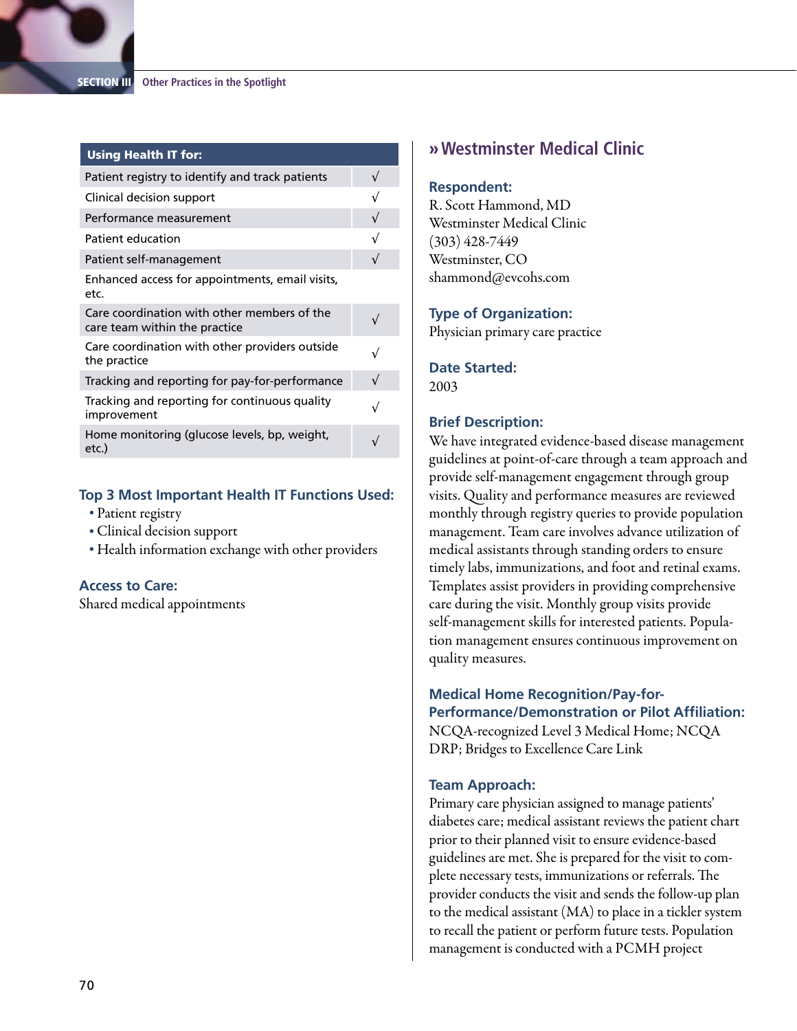| Using Health IT for: | |
|---|---|
| Patient registry to identify and track patients | √ |
| Clinical decision support | √ |
| Performance measurement | √ |
| Patient education | √ |
| Patient self-management | √ |
| Enhanced access for appointments, email visits, etc. | |
| Care coordination with other members of the care team within the practice | √ |
| Care coordination with other providers outside the practice | √ |
| Tracking and reporting for pay-for-performance | √ |
| Tracking and reporting for continuous quality improvement | √ |
| Home monitoring (glucose levels, bp, weight, etc.) | √ |

### Top 3 Most Important Health IT Functions Used:

- Patient registry
- Clinical decision support
- Health information exchange with other providers

### Access to Care:

Shared medical appointments

## » Westminster Medical Clinic

### Respondent:

R. Scott Hammond, MD
Westminster Medical Clinic
(303) 428-7449
Westminster, CO
shammond@evcohs.com

### Type of Organization:

Physician primary care practice

### Date Started:

2003

### Brief Description:

We have integrated evidence-based disease management guidelines at point-of-care through a team approach and provide self-management engagement through group visits. Quality and performance measures are reviewed monthly through registry queries to provide population management. Team care involves advance utilization of medical assistants through standing orders to ensure timely labs, immunizations, and foot and retinal exams. Templates assist providers in providing comprehensive care during the visit. Monthly group visits provide self-management skills for interested patients. Population management ensures continuous improvement on quality measures.

### Medical Home Recognition/Pay-for-Performance/Demonstration or Pilot Affiliation:

NCQA-recognized Level 3 Medical Home; NCQA DRP; Bridges to Excellence Care Link

### Team Approach:

Primary care physician assigned to manage patients' diabetes care; medical assistant reviews the patient chart prior to their planned visit to ensure evidence-based guidelines are met. She is prepared for the visit to complete necessary tests, immunizations or referrals. The provider conducts the visit and sends the follow-up plan to the medical assistant (MA) to place in a tickler system to recall the patient or perform future tests. Population management is conducted with a PCMH project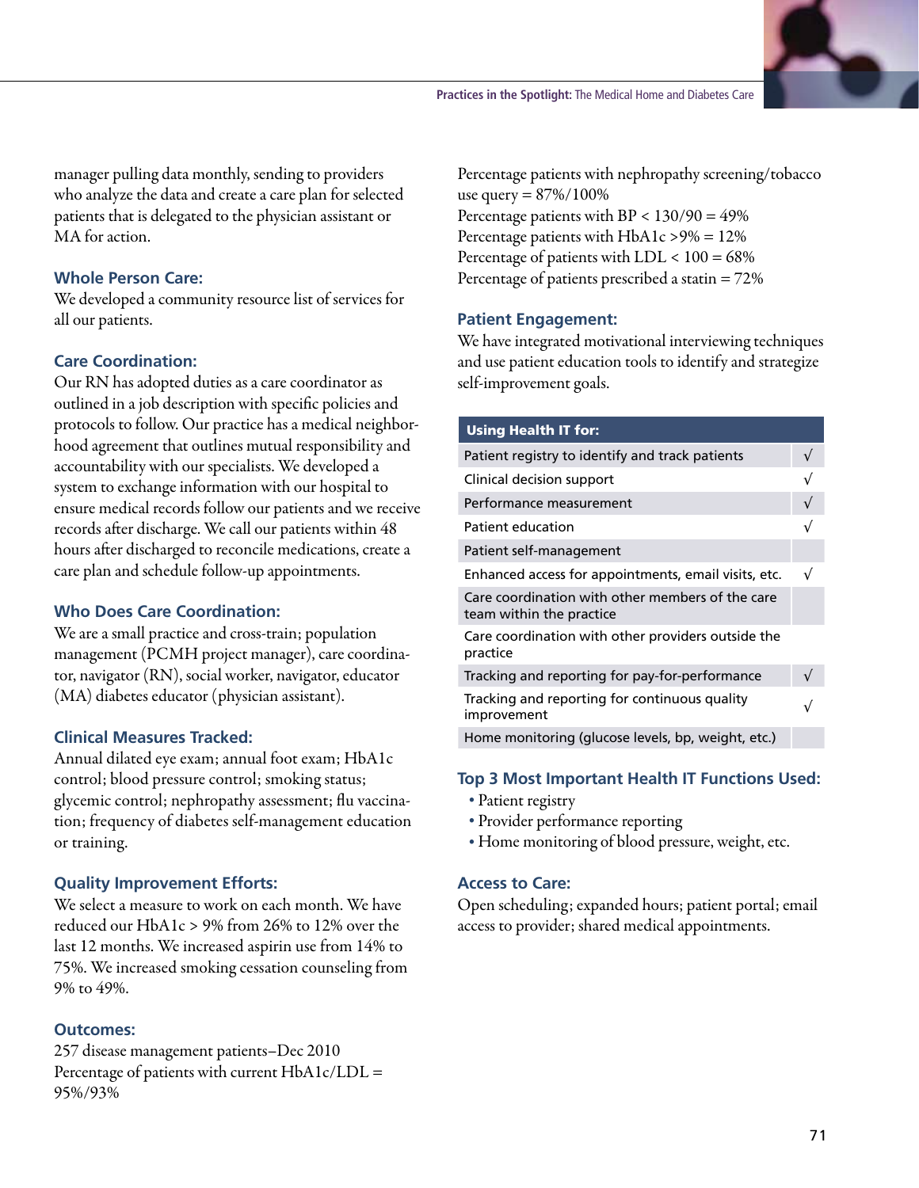manager pulling data monthly, sending to providers who analyze the data and create a care plan for selected patients that is delegated to the physician assistant or MA for action.

### Whole Person Care:

We developed a community resource list of services for all our patients.

### Care Coordination:

Our RN has adopted duties as a care coordinator as outlined in a job description with specific policies and protocols to follow. Our practice has a medical neighborhood agreement that outlines mutual responsibility and accountability with our specialists. We developed a system to exchange information with our hospital to ensure medical records follow our patients and we receive records after discharge. We call our patients within 48 hours after discharged to reconcile medications, create a care plan and schedule follow-up appointments.

### Who Does Care Coordination:

We are a small practice and cross-train; population management (PCMH project manager), care coordinator, navigator (RN), social worker, navigator, educator (MA) diabetes educator (physician assistant).

### Clinical Measures Tracked:

Annual dilated eye exam; annual foot exam; HbA1c control; blood pressure control; smoking status; glycemic control; nephropathy assessment; flu vaccination; frequency of diabetes self-management education or training.

### Quality Improvement Efforts:

We select a measure to work on each month. We have reduced our HbA1c > 9% from 26% to 12% over the last 12 months. We increased aspirin use from 14% to 75%. We increased smoking cessation counseling from 9% to 49%.

### Outcomes:

257 disease management patients–Dec 2010
Percentage of patients with current HbA1c/LDL = 95%/93%
Percentage patients with nephropathy screening/tobacco use query = 87%/100%
Percentage patients with BP < 130/90 = 49%
Percentage patients with HbA1c >9% = 12%
Percentage of patients with LDL < 100 = 68%
Percentage of patients prescribed a statin = 72%

### Patient Engagement:

We have integrated motivational interviewing techniques and use patient education tools to identify and strategize self-improvement goals.

| Using Health IT for: | |
|---|---|
| Patient registry to identify and track patients | √ |
| Clinical decision support | √ |
| Performance measurement | √ |
| Patient education | √ |
| Patient self-management | |
| Enhanced access for appointments, email visits, etc. | √ |
| Care coordination with other members of the care team within the practice | |
| Care coordination with other providers outside the practice | |
| Tracking and reporting for pay-for-performance | √ |
| Tracking and reporting for continuous quality improvement | √ |
| Home monitoring (glucose levels, bp, weight, etc.) | |

### Top 3 Most Important Health IT Functions Used:

- Patient registry
- Provider performance reporting
- Home monitoring of blood pressure, weight, etc.

### Access to Care:

Open scheduling; expanded hours; patient portal; email access to provider; shared medical appointments.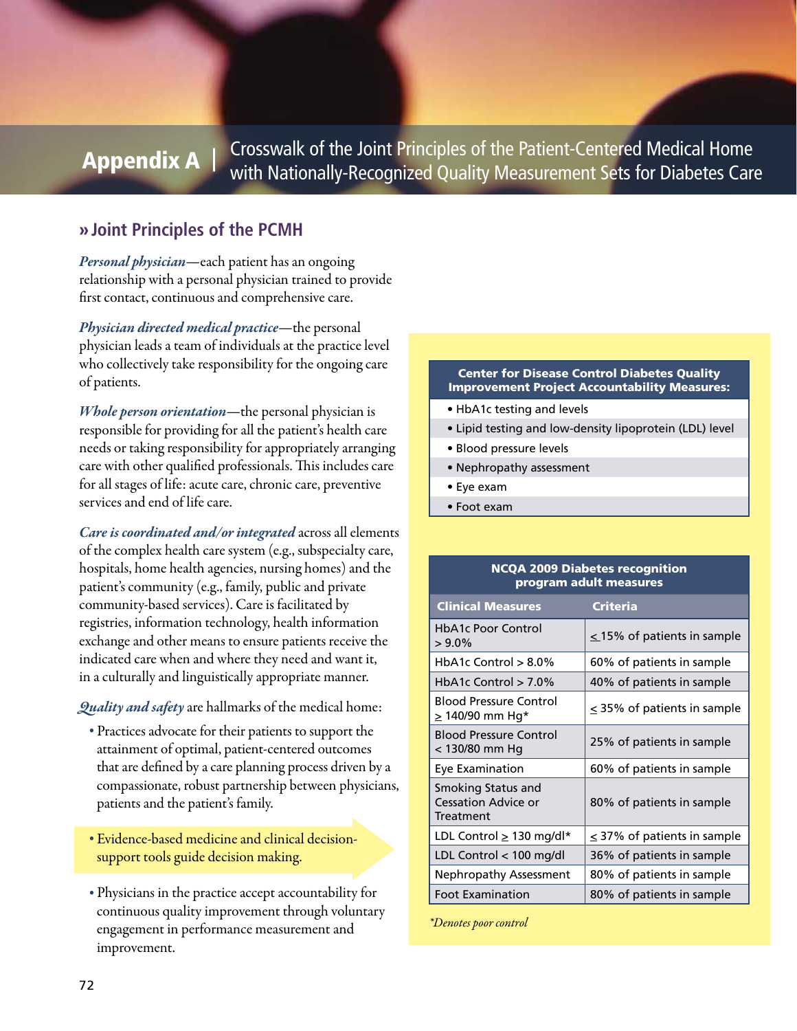# Appendix A | Crosswalk of the Joint Principles of the Patient-Centered Medical Home with Nationally-Recognized Quality Measurement Sets for Diabetes Care

## » Joint Principles of the PCMH

*Personal physician*—each patient has an ongoing relationship with a personal physician trained to provide first contact, continuous and comprehensive care.

*Physician directed medical practice*—the personal physician leads a team of individuals at the practice level who collectively take responsibility for the ongoing care of patients.

*Whole person orientation*—the personal physician is responsible for providing for all the patient's health care needs or taking responsibility for appropriately arranging care with other qualified professionals. This includes care for all stages of life: acute care, chronic care, preventive services and end of life care.

*Care is coordinated and/or integrated* across all elements of the complex health care system (e.g., subspecialty care, hospitals, home health agencies, nursing homes) and the patient's community (e.g., family, public and private community-based services). Care is facilitated by registries, information technology, health information exchange and other means to ensure patients receive the indicated care when and where they need and want it, in a culturally and linguistically appropriate manner.

*Quality and safety* are hallmarks of the medical home:

- Practices advocate for their patients to support the attainment of optimal, patient-centered outcomes that are defined by a care planning process driven by a compassionate, robust partnership between physicians, patients and the patient's family.
- Evidence-based medicine and clinical decision-support tools guide decision making.
- Physicians in the practice accept accountability for continuous quality improvement through voluntary engagement in performance measurement and improvement.

| Center for Disease Control Diabetes Quality Improvement Project Accountability Measures: |
|---|
| • HbA1c testing and levels |
| • Lipid testing and low-density lipoprotein (LDL) level |
| • Blood pressure levels |
| • Nephropathy assessment |
| • Eye exam |
| • Foot exam |

| NCQA 2009 Diabetes recognition program adult measures | |
|---|---|
| **Clinical Measures** | **Criteria** |
| HbA1c Poor Control > 9.0% | ≤ 15% of patients in sample |
| HbA1c Control > 8.0% | 60% of patients in sample |
| HbA1c Control > 7.0% | 40% of patients in sample |
| Blood Pressure Control ≥ 140/90 mm Hg* | ≤ 35% of patients in sample |
| Blood Pressure Control < 130/80 mm Hg | 25% of patients in sample |
| Eye Examination | 60% of patients in sample |
| Smoking Status and Cessation Advice or Treatment | 80% of patients in sample |
| LDL Control ≥ 130 mg/dl* | ≤ 37% of patients in sample |
| LDL Control < 100 mg/dl | 36% of patients in sample |
| Nephropathy Assessment | 80% of patients in sample |
| Foot Examination | 80% of patients in sample |

*\*Denotes poor control*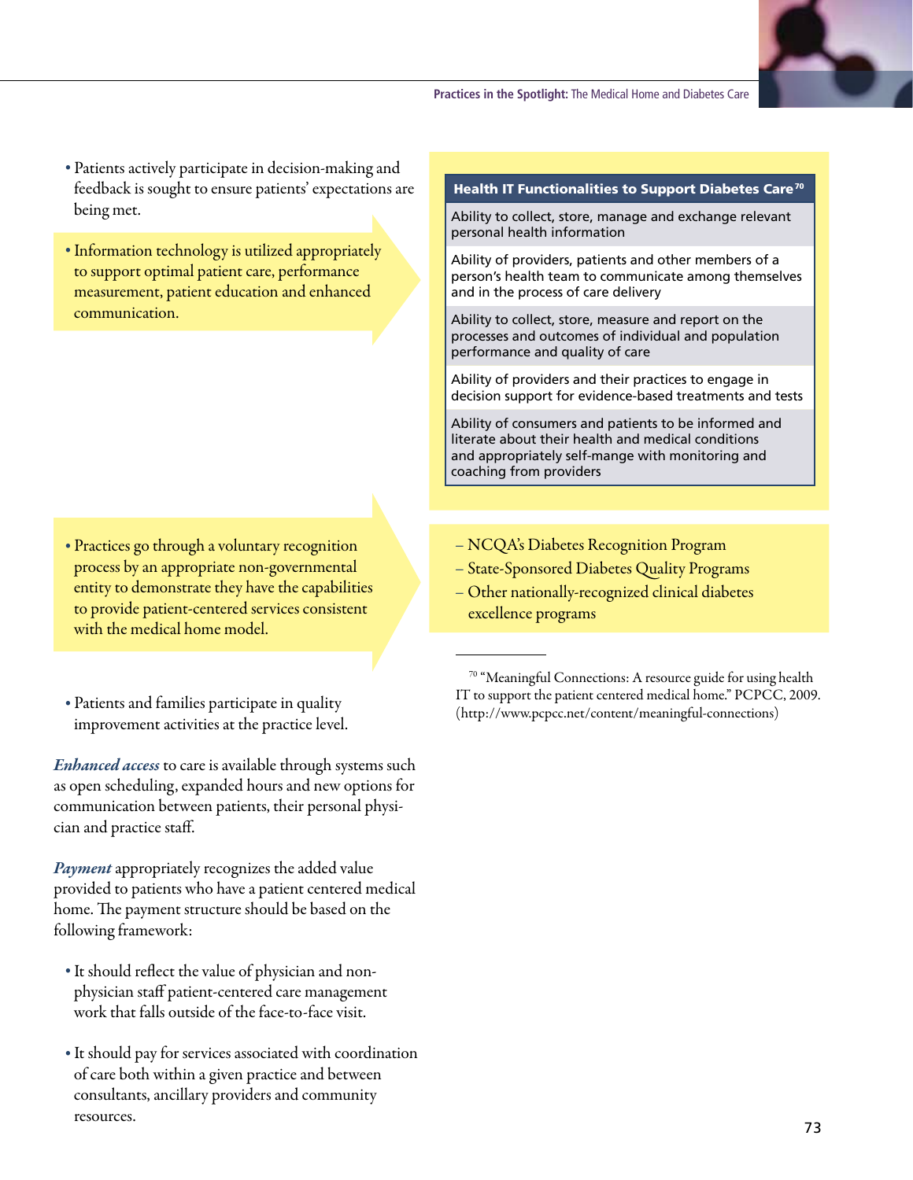- Patients actively participate in decision-making and feedback is sought to ensure patients' expectations are being met.

- Information technology is utilized appropriately to support optimal patient care, performance measurement, patient education and enhanced communication.

| Health IT Functionalities to Support Diabetes Care[70] |
|---|
| Ability to collect, store, manage and exchange relevant personal health information |
| Ability of providers, patients and other members of a person's health team to communicate among themselves and in the process of care delivery |
| Ability to collect, store, measure and report on the processes and outcomes of individual and population performance and quality of care |
| Ability of providers and their practices to engage in decision support for evidence-based treatments and tests |
| Ability of consumers and patients to be informed and literate about their health and medical conditions and appropriately self-mange with monitoring and coaching from providers |

- Practices go through a voluntary recognition process by an appropriate non-governmental entity to demonstrate they have the capabilities to provide patient-centered services consistent with the medical home model.
  - NCQA's Diabetes Recognition Program
  - State-Sponsored Diabetes Quality Programs
  - Other nationally-recognized clinical diabetes excellence programs

- Patients and families participate in quality improvement activities at the practice level.

***Enhanced access*** to care is available through systems such as open scheduling, expanded hours and new options for communication between patients, their personal physician and practice staff.

***Payment*** appropriately recognizes the added value provided to patients who have a patient centered medical home. The payment structure should be based on the following framework:

- It should reflect the value of physician and non-physician staff patient-centered care management work that falls outside of the face-to-face visit.

- It should pay for services associated with coordination of care both within a given practice and between consultants, ancillary providers and community resources.

---

[70] "Meaningful Connections: A resource guide for using health IT to support the patient centered medical home." PCPCC, 2009. (http://www.pcpcc.net/content/meaningful-connections)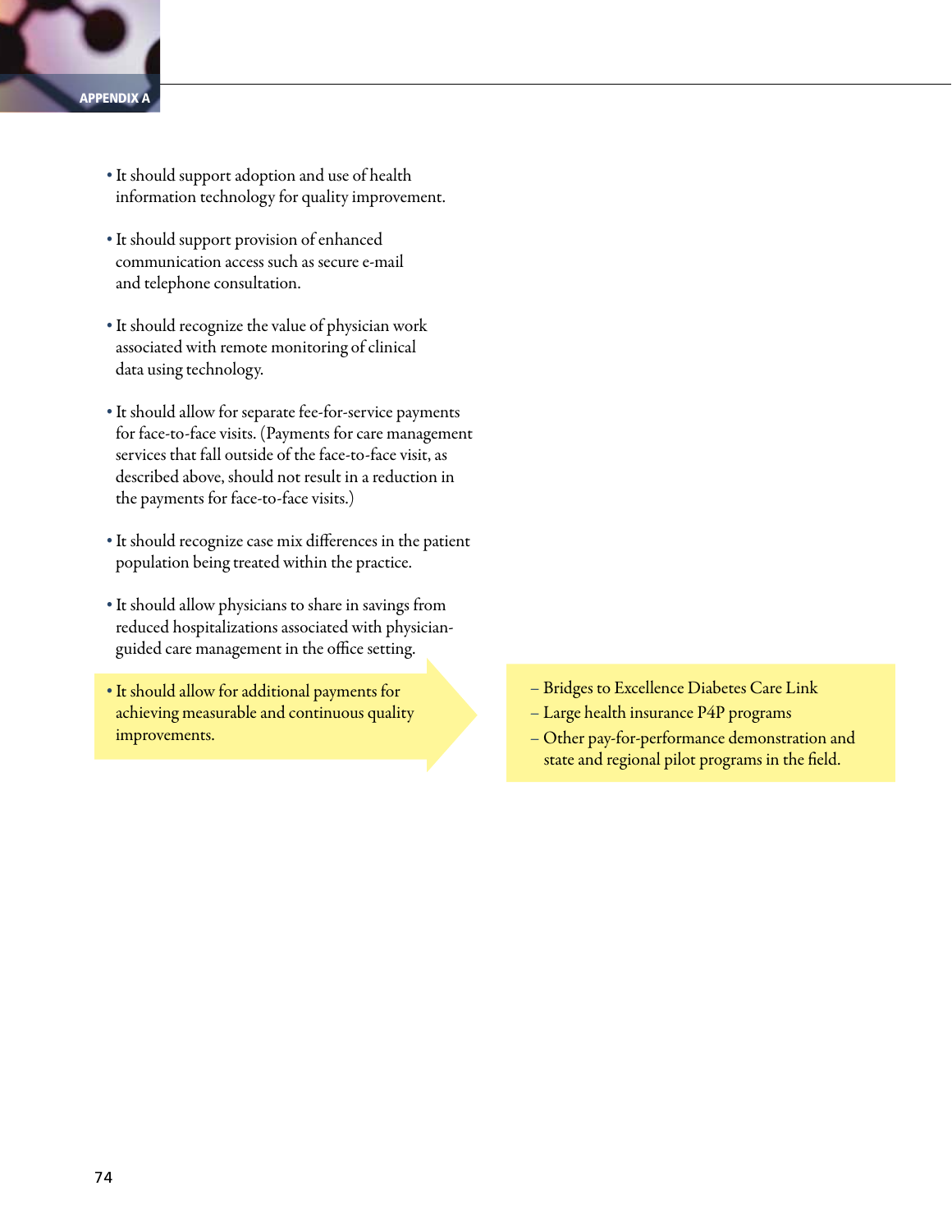- It should support adoption and use of health information technology for quality improvement.

- It should support provision of enhanced communication access such as secure e-mail and telephone consultation.

- It should recognize the value of physician work associated with remote monitoring of clinical data using technology.

- It should allow for separate fee-for-service payments for face-to-face visits. (Payments for care management services that fall outside of the face-to-face visit, as described above, should not result in a reduction in the payments for face-to-face visits.)

- It should recognize case mix differences in the patient population being treated within the practice.

- It should allow physicians to share in savings from reduced hospitalizations associated with physician-guided care management in the office setting.

- It should allow for additional payments for achieving measurable and continuous quality improvements.

  - Bridges to Excellence Diabetes Care Link
  - Large health insurance P4P programs
  - Other pay-for-performance demonstration and state and regional pilot programs in the field.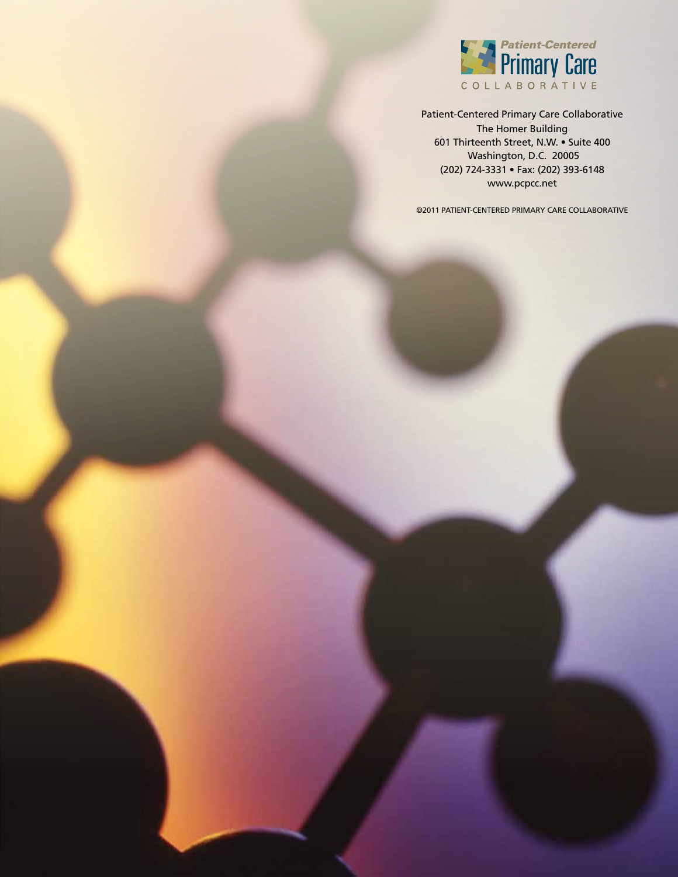Patient-Centered
Primary Care
COLLABORATIVE

Patient-Centered Primary Care Collaborative
The Homer Building
601 Thirteenth Street, N.W. • Suite 400
Washington, D.C. 20005
(202) 724-3331 • Fax: (202) 393-6148
www.pcpcc.net

©2011 PATIENT-CENTERED PRIMARY CARE COLLABORATIVE